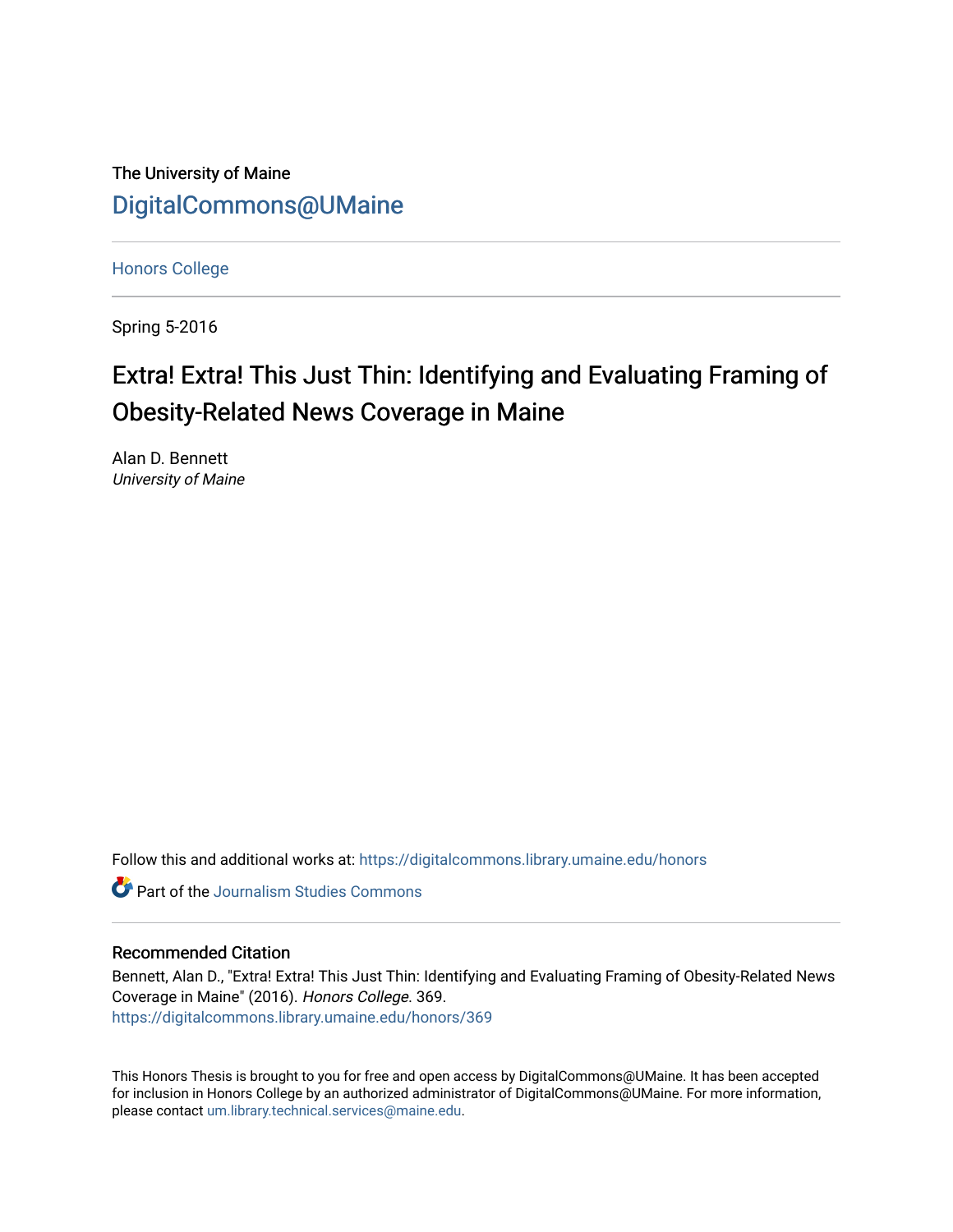The University of Maine

DigitalCommons@UMaine

Honors College

Spring 5-2016

# Extra! Extra! This Just Thin: Identifying and Evaluating Framing of Obesity-Related News Coverage in Maine

Alan D. Bennett
*University of Maine*

Follow this and additional works at: https://digitalcommons.library.umaine.edu/honors

Part of the Journalism Studies Commons

## Recommended Citation

Bennett, Alan D., "Extra! Extra! This Just Thin: Identifying and Evaluating Framing of Obesity-Related News Coverage in Maine" (2016). *Honors College*. 369.
https://digitalcommons.library.umaine.edu/honors/369

This Honors Thesis is brought to you for free and open access by DigitalCommons@UMaine. It has been accepted for inclusion in Honors College by an authorized administrator of DigitalCommons@UMaine. For more information, please contact um.library.technical.services@maine.edu.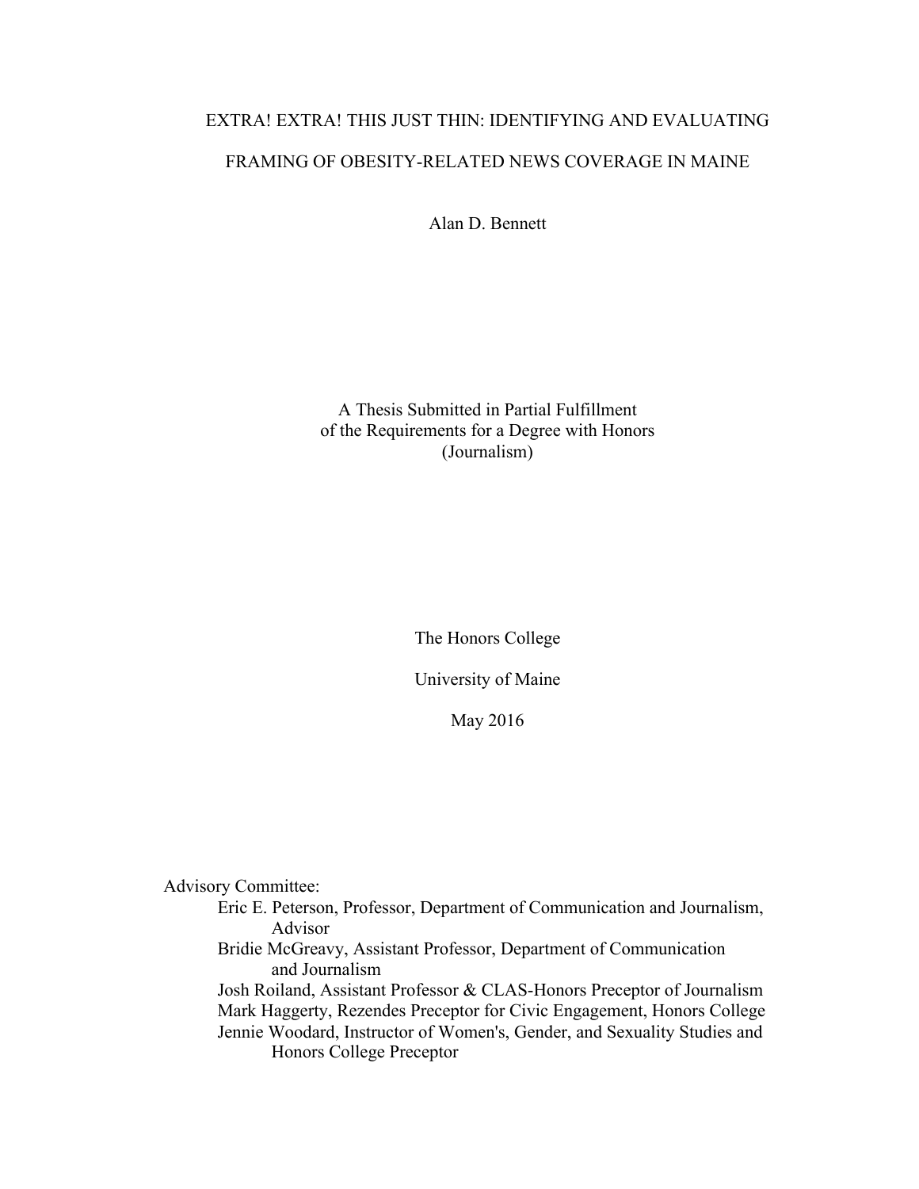# EXTRA! EXTRA! THIS JUST THIN: IDENTIFYING AND EVALUATING FRAMING OF OBESITY-RELATED NEWS COVERAGE IN MAINE

Alan D. Bennett

A Thesis Submitted in Partial Fulfillment
of the Requirements for a Degree with Honors
(Journalism)

The Honors College

University of Maine

May 2016

Advisory Committee:

- Eric E. Peterson, Professor, Department of Communication and Journalism, Advisor
- Bridie McGreavy, Assistant Professor, Department of Communication and Journalism
- Josh Roiland, Assistant Professor & CLAS-Honors Preceptor of Journalism
- Mark Haggerty, Rezendes Preceptor for Civic Engagement, Honors College
- Jennie Woodard, Instructor of Women's, Gender, and Sexuality Studies and Honors College Preceptor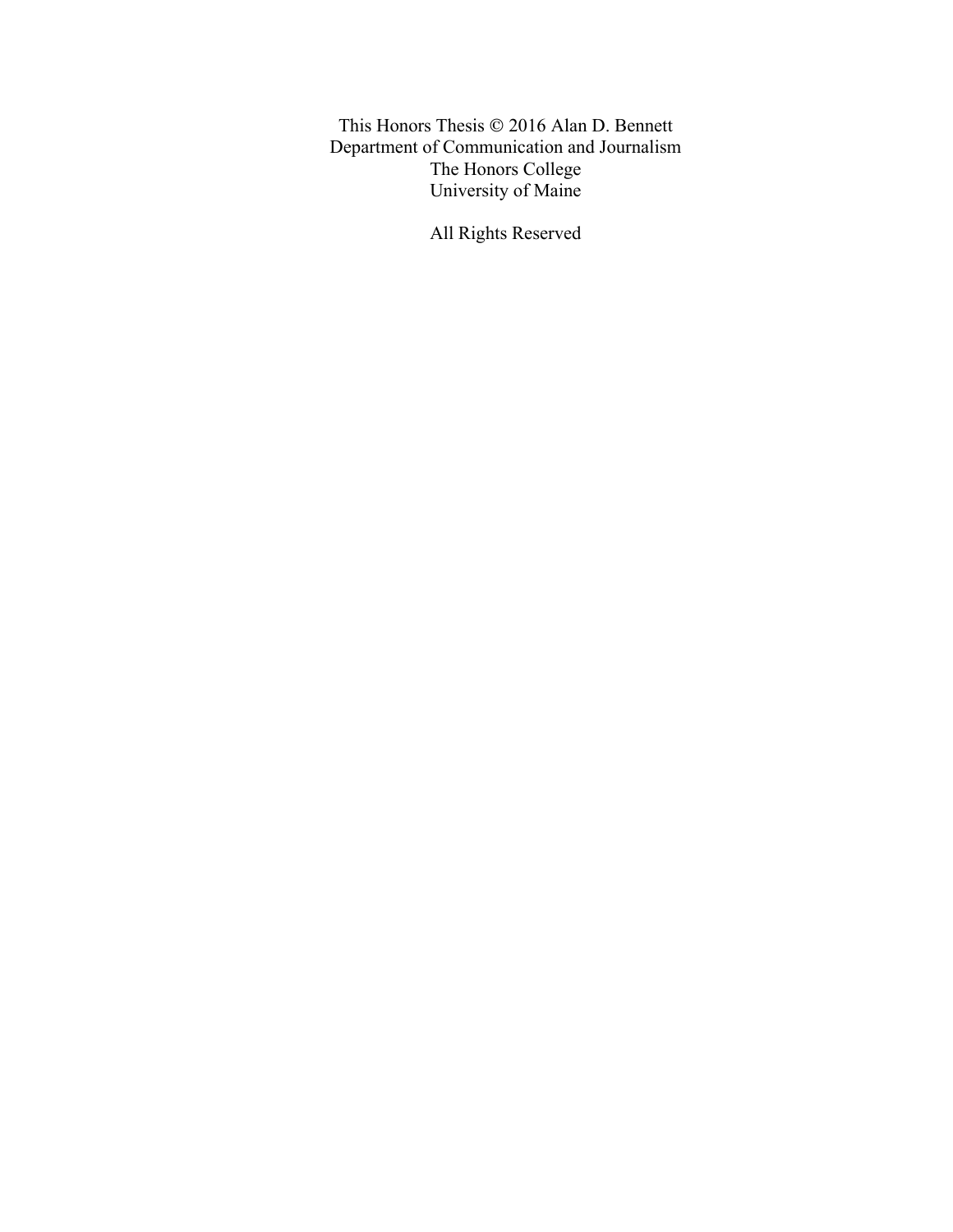This Honors Thesis © 2016 Alan D. Bennett
Department of Communication and Journalism
The Honors College
University of Maine

All Rights Reserved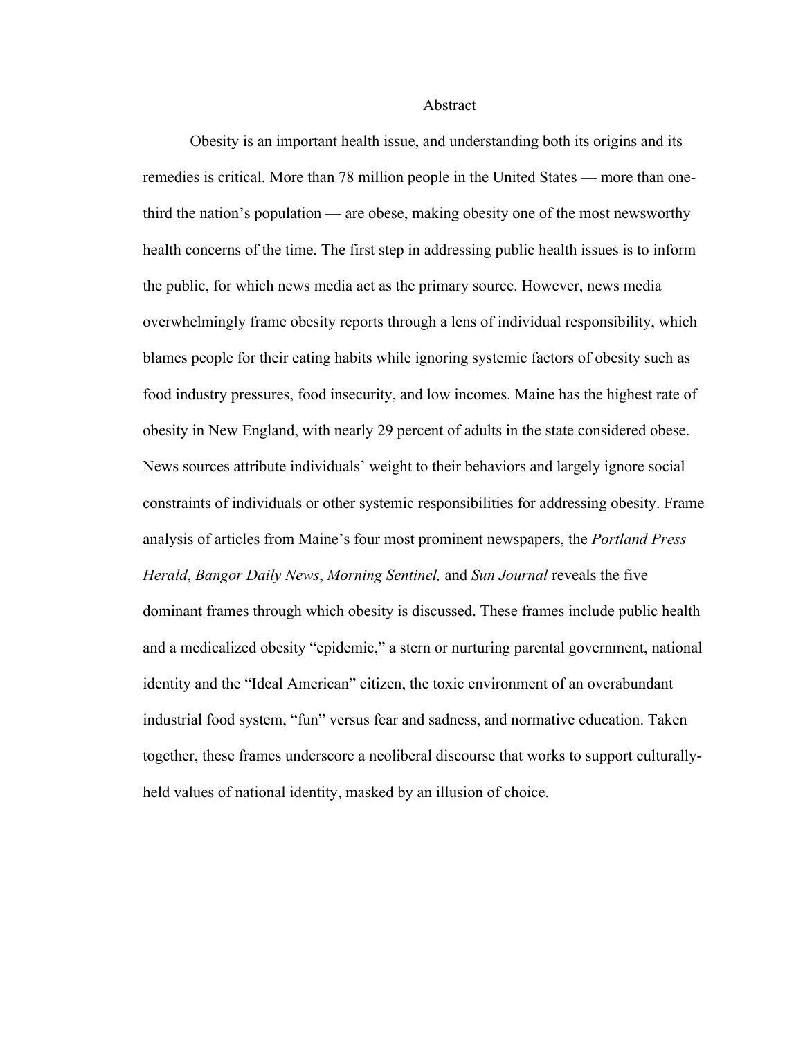# Abstract

Obesity is an important health issue, and understanding both its origins and its remedies is critical. More than 78 million people in the United States — more than one-third the nation's population — are obese, making obesity one of the most newsworthy health concerns of the time. The first step in addressing public health issues is to inform the public, for which news media act as the primary source. However, news media overwhelmingly frame obesity reports through a lens of individual responsibility, which blames people for their eating habits while ignoring systemic factors of obesity such as food industry pressures, food insecurity, and low incomes. Maine has the highest rate of obesity in New England, with nearly 29 percent of adults in the state considered obese. News sources attribute individuals' weight to their behaviors and largely ignore social constraints of individuals or other systemic responsibilities for addressing obesity. Frame analysis of articles from Maine's four most prominent newspapers, the *Portland Press Herald*, *Bangor Daily News*, *Morning Sentinel,* and *Sun Journal* reveals the five dominant frames through which obesity is discussed. These frames include public health and a medicalized obesity "epidemic," a stern or nurturing parental government, national identity and the "Ideal American" citizen, the toxic environment of an overabundant industrial food system, "fun" versus fear and sadness, and normative education. Taken together, these frames underscore a neoliberal discourse that works to support culturally-held values of national identity, masked by an illusion of choice.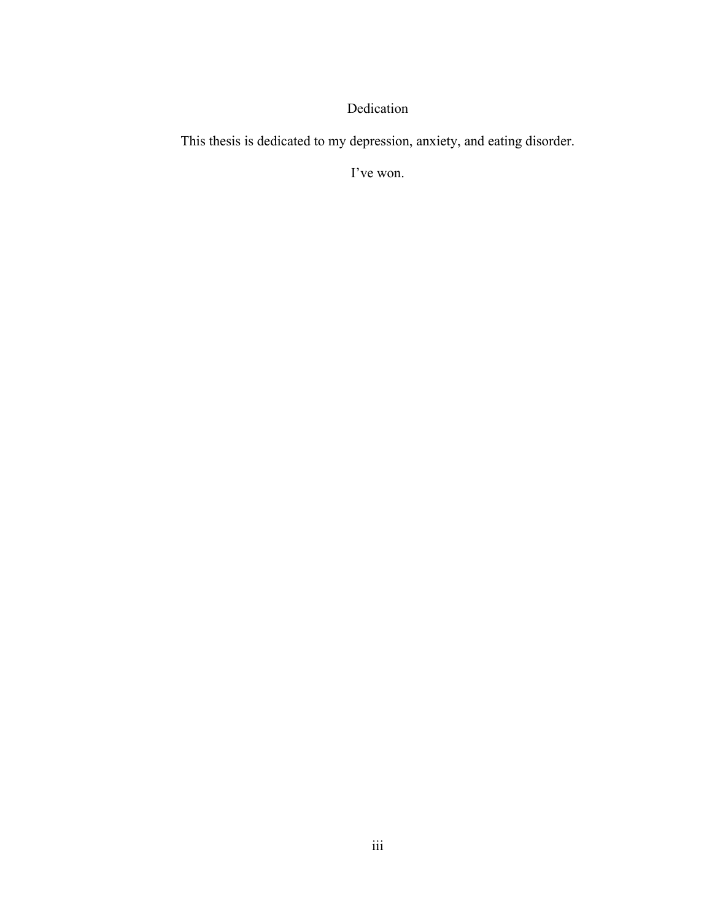# Dedication

This thesis is dedicated to my depression, anxiety, and eating disorder.

I've won.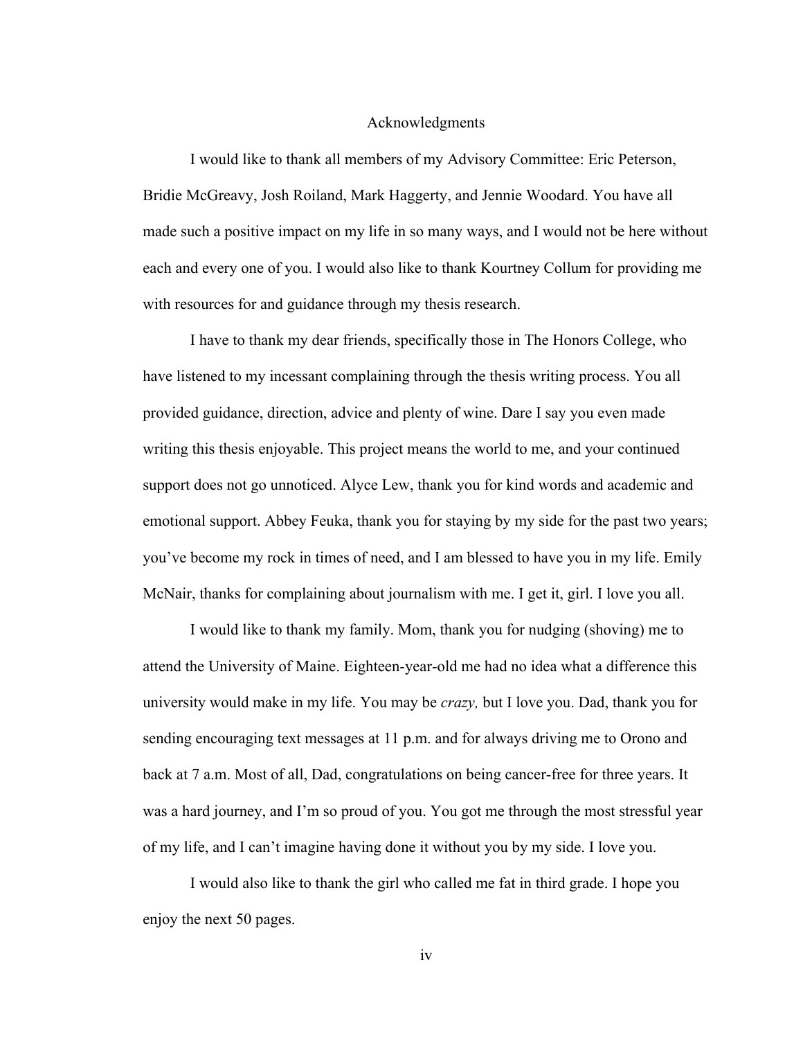# Acknowledgments

I would like to thank all members of my Advisory Committee: Eric Peterson, Bridie McGreavy, Josh Roiland, Mark Haggerty, and Jennie Woodard. You have all made such a positive impact on my life in so many ways, and I would not be here without each and every one of you. I would also like to thank Kourtney Collum for providing me with resources for and guidance through my thesis research.

I have to thank my dear friends, specifically those in The Honors College, who have listened to my incessant complaining through the thesis writing process. You all provided guidance, direction, advice and plenty of wine. Dare I say you even made writing this thesis enjoyable. This project means the world to me, and your continued support does not go unnoticed. Alyce Lew, thank you for kind words and academic and emotional support. Abbey Feuka, thank you for staying by my side for the past two years; you've become my rock in times of need, and I am blessed to have you in my life. Emily McNair, thanks for complaining about journalism with me. I get it, girl. I love you all.

I would like to thank my family. Mom, thank you for nudging (shoving) me to attend the University of Maine. Eighteen-year-old me had no idea what a difference this university would make in my life. You may be *crazy,* but I love you. Dad, thank you for sending encouraging text messages at 11 p.m. and for always driving me to Orono and back at 7 a.m. Most of all, Dad, congratulations on being cancer-free for three years. It was a hard journey, and I'm so proud of you. You got me through the most stressful year of my life, and I can't imagine having done it without you by my side. I love you.

I would also like to thank the girl who called me fat in third grade. I hope you enjoy the next 50 pages.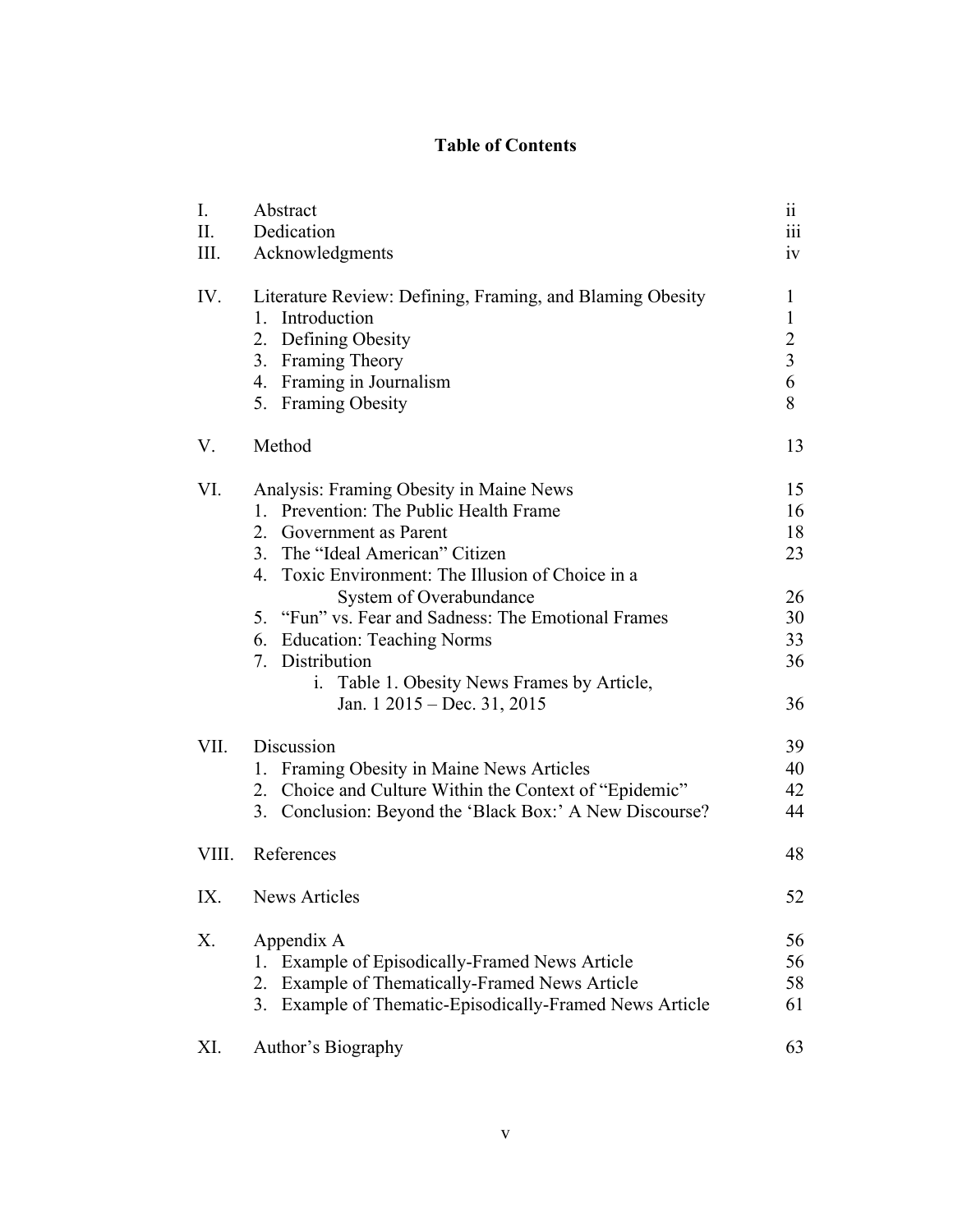# Table of Contents

| | | |
|---|---|---|
| I. | Abstract | ii |
| II. | Dedication | iii |
| III. | Acknowledgments | iv |
| IV. | Literature Review: Defining, Framing, and Blaming Obesity | 1 |
| | 1. Introduction | 1 |
| | 2. Defining Obesity | 2 |
| | 3. Framing Theory | 3 |
| | 4. Framing in Journalism | 6 |
| | 5. Framing Obesity | 8 |
| V. | Method | 13 |
| VI. | Analysis: Framing Obesity in Maine News | 15 |
| | 1. Prevention: The Public Health Frame | 16 |
| | 2. Government as Parent | 18 |
| | 3. The "Ideal American" Citizen | 23 |
| | 4. Toxic Environment: The Illusion of Choice in a System of Overabundance | 26 |
| | 5. "Fun" vs. Fear and Sadness: The Emotional Frames | 30 |
| | 6. Education: Teaching Norms | 33 |
| | 7. Distribution | 36 |
| | i. Table 1. Obesity News Frames by Article, Jan. 1 2015 – Dec. 31, 2015 | 36 |
| VII. | Discussion | 39 |
| | 1. Framing Obesity in Maine News Articles | 40 |
| | 2. Choice and Culture Within the Context of "Epidemic" | 42 |
| | 3. Conclusion: Beyond the 'Black Box:' A New Discourse? | 44 |
| VIII. | References | 48 |
| IX. | News Articles | 52 |
| X. | Appendix A | 56 |
| | 1. Example of Episodically-Framed News Article | 56 |
| | 2. Example of Thematically-Framed News Article | 58 |
| | 3. Example of Thematic-Episodically-Framed News Article | 61 |
| XI. | Author's Biography | 63 |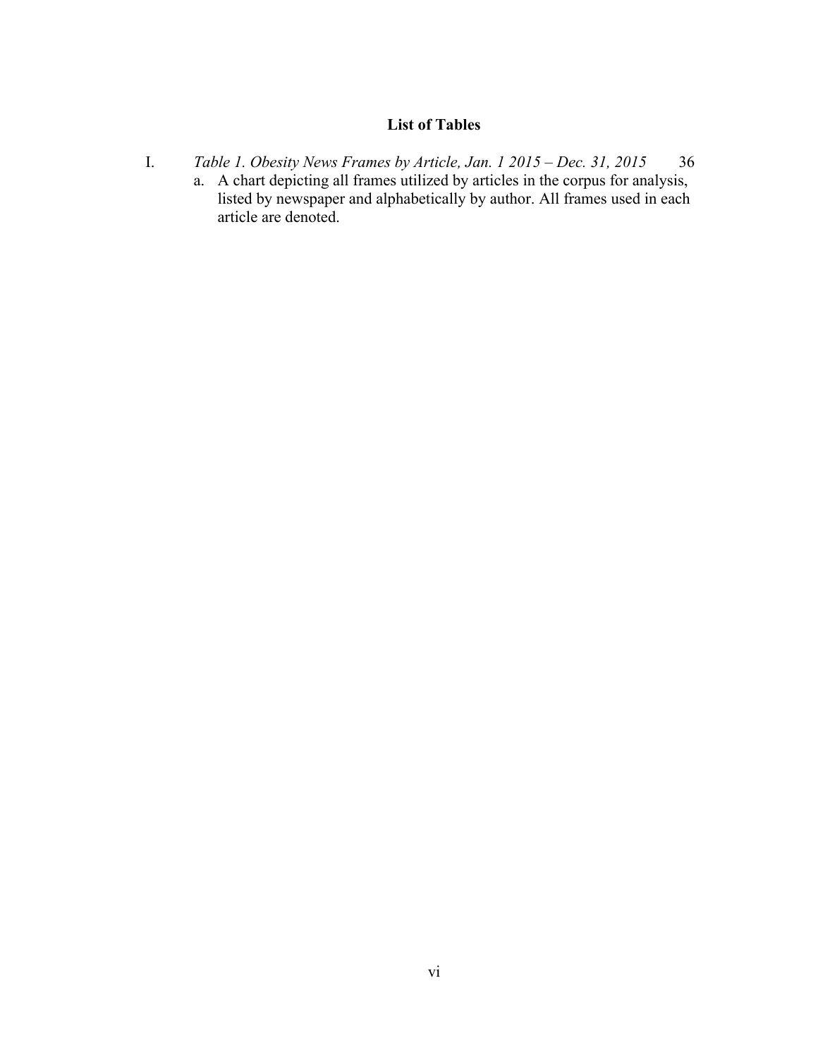## List of Tables

I. *Table 1. Obesity News Frames by Article, Jan. 1 2015 – Dec. 31, 2015* 36

   a. A chart depicting all frames utilized by articles in the corpus for analysis, listed by newspaper and alphabetically by author. All frames used in each article are denoted.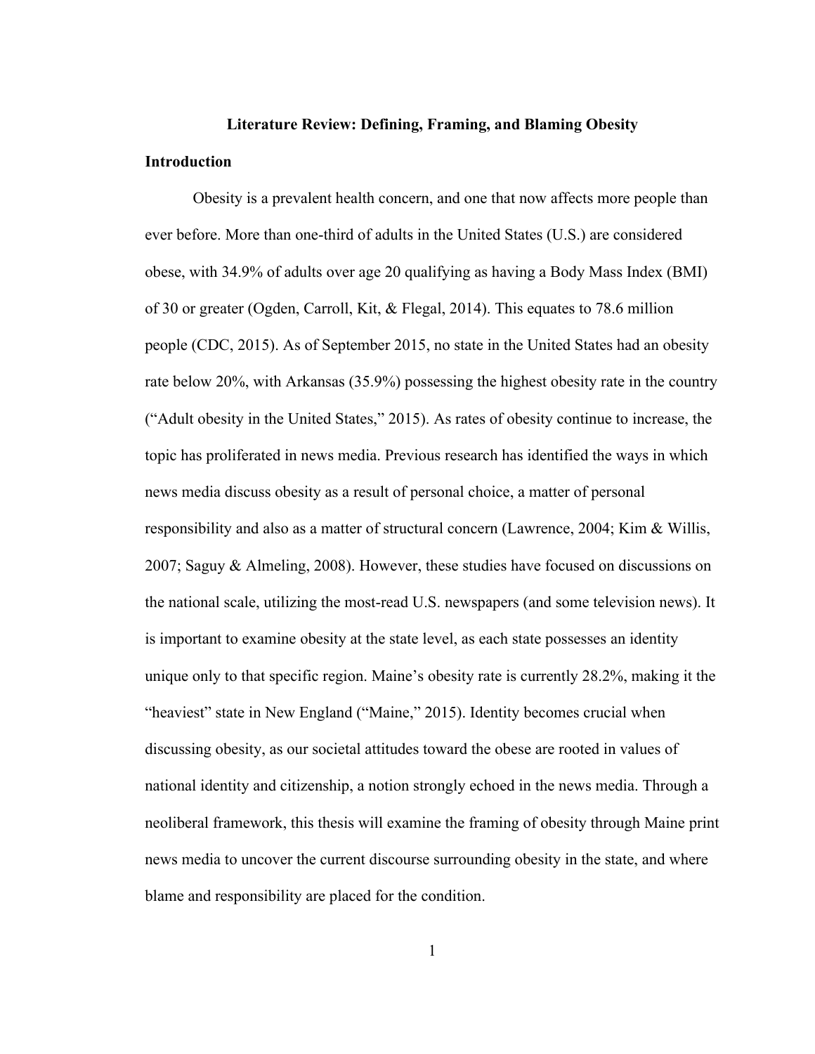## Literature Review: Defining, Framing, and Blaming Obesity

### Introduction

Obesity is a prevalent health concern, and one that now affects more people than ever before. More than one-third of adults in the United States (U.S.) are considered obese, with 34.9% of adults over age 20 qualifying as having a Body Mass Index (BMI) of 30 or greater (Ogden, Carroll, Kit, & Flegal, 2014). This equates to 78.6 million people (CDC, 2015). As of September 2015, no state in the United States had an obesity rate below 20%, with Arkansas (35.9%) possessing the highest obesity rate in the country ("Adult obesity in the United States," 2015). As rates of obesity continue to increase, the topic has proliferated in news media. Previous research has identified the ways in which news media discuss obesity as a result of personal choice, a matter of personal responsibility and also as a matter of structural concern (Lawrence, 2004; Kim & Willis, 2007; Saguy & Almeling, 2008). However, these studies have focused on discussions on the national scale, utilizing the most-read U.S. newspapers (and some television news). It is important to examine obesity at the state level, as each state possesses an identity unique only to that specific region. Maine's obesity rate is currently 28.2%, making it the "heaviest" state in New England ("Maine," 2015). Identity becomes crucial when discussing obesity, as our societal attitudes toward the obese are rooted in values of national identity and citizenship, a notion strongly echoed in the news media. Through a neoliberal framework, this thesis will examine the framing of obesity through Maine print news media to uncover the current discourse surrounding obesity in the state, and where blame and responsibility are placed for the condition.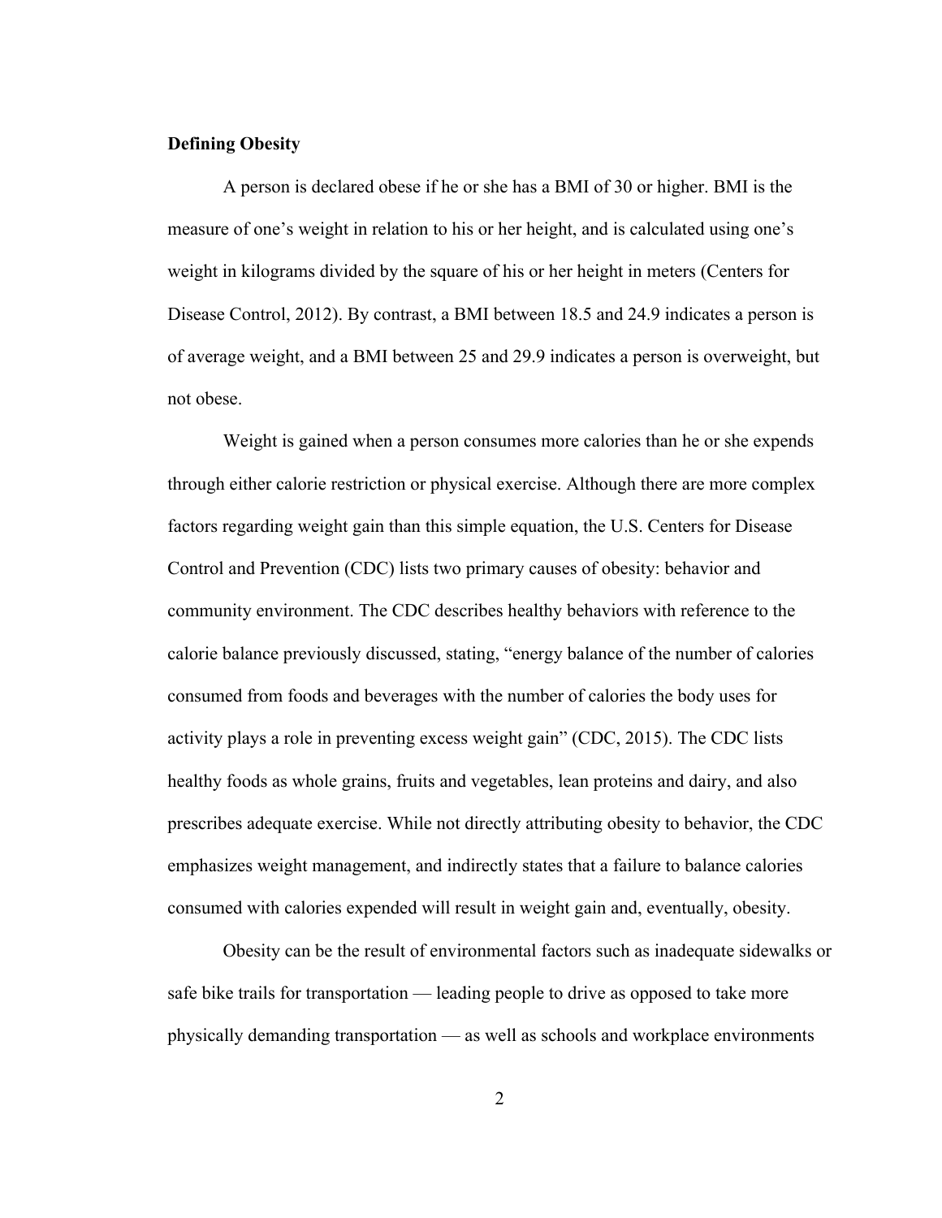**Defining Obesity**

A person is declared obese if he or she has a BMI of 30 or higher. BMI is the measure of one's weight in relation to his or her height, and is calculated using one's weight in kilograms divided by the square of his or her height in meters (Centers for Disease Control, 2012). By contrast, a BMI between 18.5 and 24.9 indicates a person is of average weight, and a BMI between 25 and 29.9 indicates a person is overweight, but not obese.

Weight is gained when a person consumes more calories than he or she expends through either calorie restriction or physical exercise. Although there are more complex factors regarding weight gain than this simple equation, the U.S. Centers for Disease Control and Prevention (CDC) lists two primary causes of obesity: behavior and community environment. The CDC describes healthy behaviors with reference to the calorie balance previously discussed, stating, "energy balance of the number of calories consumed from foods and beverages with the number of calories the body uses for activity plays a role in preventing excess weight gain" (CDC, 2015). The CDC lists healthy foods as whole grains, fruits and vegetables, lean proteins and dairy, and also prescribes adequate exercise. While not directly attributing obesity to behavior, the CDC emphasizes weight management, and indirectly states that a failure to balance calories consumed with calories expended will result in weight gain and, eventually, obesity.

Obesity can be the result of environmental factors such as inadequate sidewalks or safe bike trails for transportation — leading people to drive as opposed to take more physically demanding transportation — as well as schools and workplace environments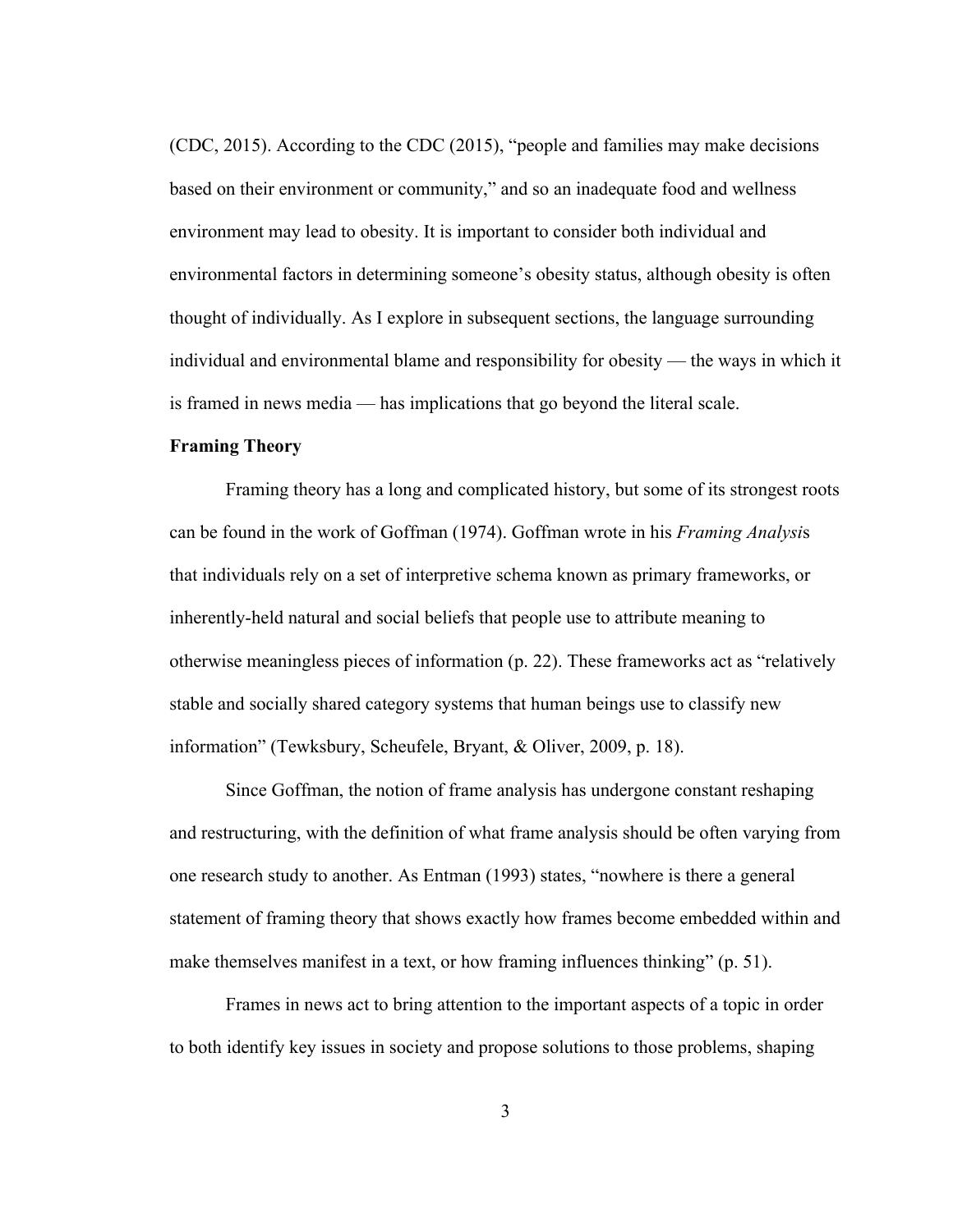(CDC, 2015). According to the CDC (2015), "people and families may make decisions based on their environment or community," and so an inadequate food and wellness environment may lead to obesity. It is important to consider both individual and environmental factors in determining someone's obesity status, although obesity is often thought of individually. As I explore in subsequent sections, the language surrounding individual and environmental blame and responsibility for obesity — the ways in which it is framed in news media — has implications that go beyond the literal scale.

## Framing Theory

Framing theory has a long and complicated history, but some of its strongest roots can be found in the work of Goffman (1974). Goffman wrote in his *Framing Analysis* that individuals rely on a set of interpretive schema known as primary frameworks, or inherently-held natural and social beliefs that people use to attribute meaning to otherwise meaningless pieces of information (p. 22). These frameworks act as "relatively stable and socially shared category systems that human beings use to classify new information" (Tewksbury, Scheufele, Bryant, & Oliver, 2009, p. 18).

Since Goffman, the notion of frame analysis has undergone constant reshaping and restructuring, with the definition of what frame analysis should be often varying from one research study to another. As Entman (1993) states, "nowhere is there a general statement of framing theory that shows exactly how frames become embedded within and make themselves manifest in a text, or how framing influences thinking" (p. 51).

Frames in news act to bring attention to the important aspects of a topic in order to both identify key issues in society and propose solutions to those problems, shaping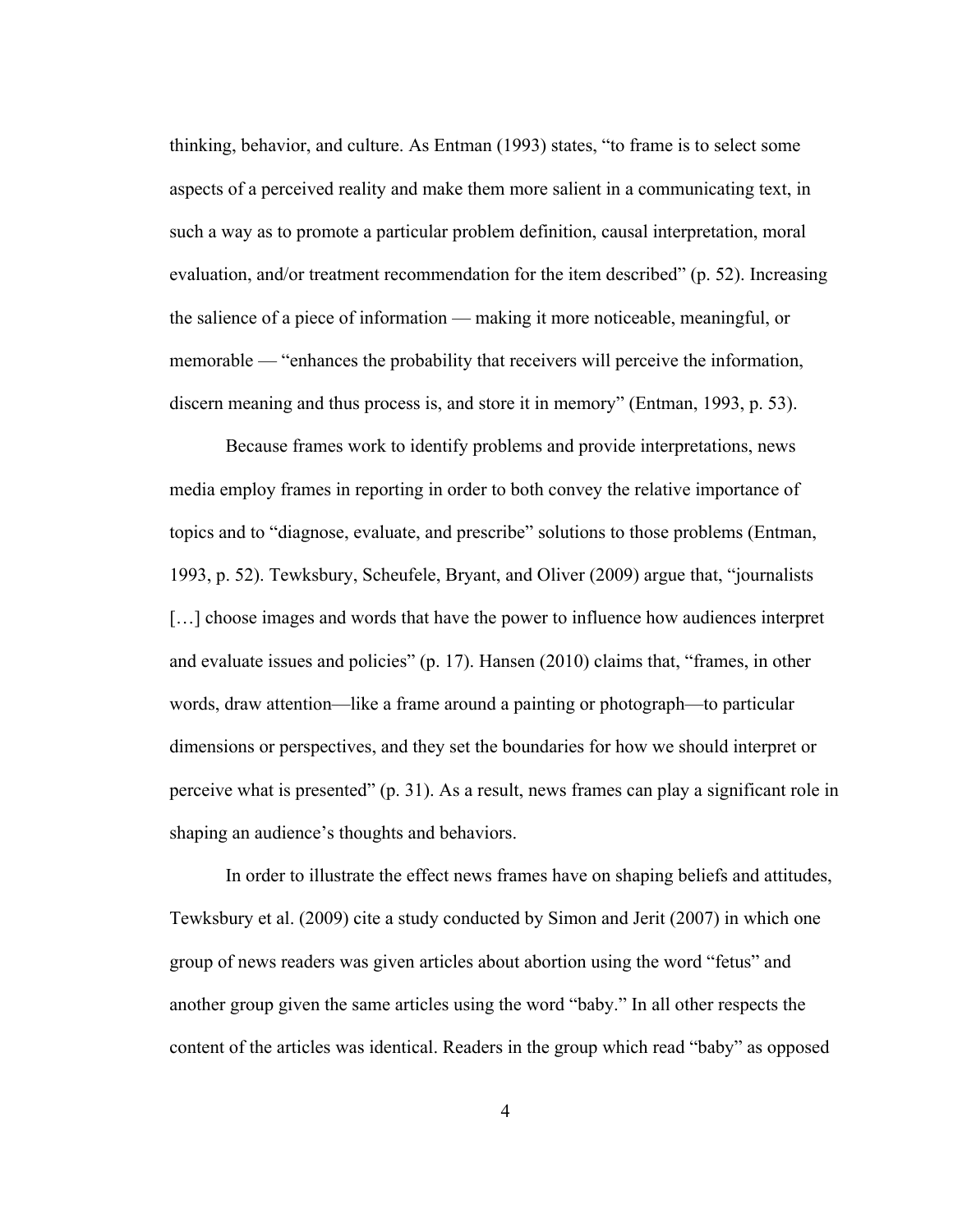thinking, behavior, and culture. As Entman (1993) states, "to frame is to select some aspects of a perceived reality and make them more salient in a communicating text, in such a way as to promote a particular problem definition, causal interpretation, moral evaluation, and/or treatment recommendation for the item described" (p. 52). Increasing the salience of a piece of information — making it more noticeable, meaningful, or memorable — "enhances the probability that receivers will perceive the information, discern meaning and thus process is, and store it in memory" (Entman, 1993, p. 53).

Because frames work to identify problems and provide interpretations, news media employ frames in reporting in order to both convey the relative importance of topics and to "diagnose, evaluate, and prescribe" solutions to those problems (Entman, 1993, p. 52). Tewksbury, Scheufele, Bryant, and Oliver (2009) argue that, "journalists […] choose images and words that have the power to influence how audiences interpret and evaluate issues and policies" (p. 17). Hansen (2010) claims that, "frames, in other words, draw attention—like a frame around a painting or photograph—to particular dimensions or perspectives, and they set the boundaries for how we should interpret or perceive what is presented" (p. 31). As a result, news frames can play a significant role in shaping an audience's thoughts and behaviors.

In order to illustrate the effect news frames have on shaping beliefs and attitudes, Tewksbury et al. (2009) cite a study conducted by Simon and Jerit (2007) in which one group of news readers was given articles about abortion using the word "fetus" and another group given the same articles using the word "baby." In all other respects the content of the articles was identical. Readers in the group which read "baby" as opposed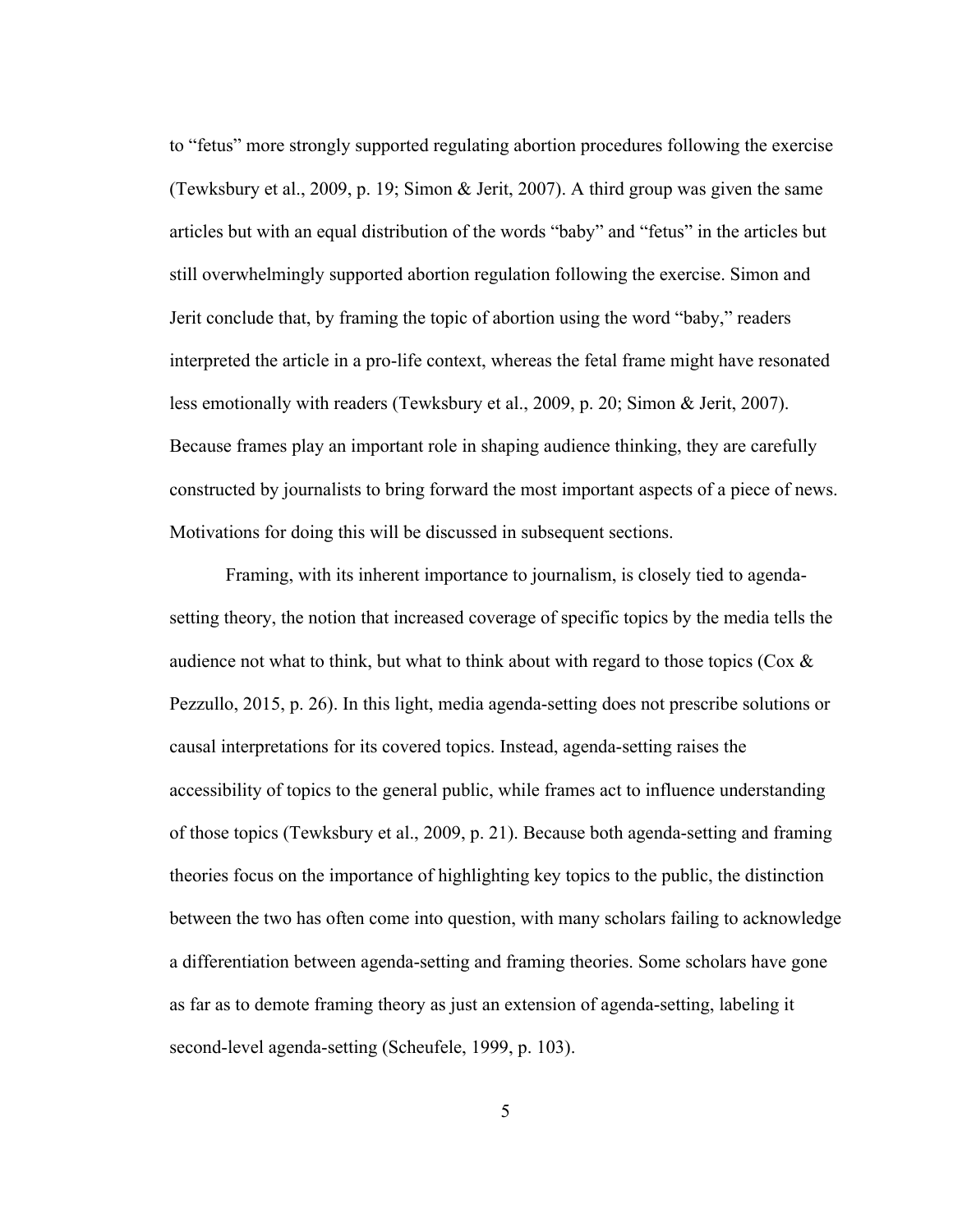to "fetus" more strongly supported regulating abortion procedures following the exercise (Tewksbury et al., 2009, p. 19; Simon & Jerit, 2007). A third group was given the same articles but with an equal distribution of the words "baby" and "fetus" in the articles but still overwhelmingly supported abortion regulation following the exercise. Simon and Jerit conclude that, by framing the topic of abortion using the word "baby," readers interpreted the article in a pro-life context, whereas the fetal frame might have resonated less emotionally with readers (Tewksbury et al., 2009, p. 20; Simon & Jerit, 2007). Because frames play an important role in shaping audience thinking, they are carefully constructed by journalists to bring forward the most important aspects of a piece of news. Motivations for doing this will be discussed in subsequent sections.

Framing, with its inherent importance to journalism, is closely tied to agenda-setting theory, the notion that increased coverage of specific topics by the media tells the audience not what to think, but what to think about with regard to those topics (Cox & Pezzullo, 2015, p. 26). In this light, media agenda-setting does not prescribe solutions or causal interpretations for its covered topics. Instead, agenda-setting raises the accessibility of topics to the general public, while frames act to influence understanding of those topics (Tewksbury et al., 2009, p. 21). Because both agenda-setting and framing theories focus on the importance of highlighting key topics to the public, the distinction between the two has often come into question, with many scholars failing to acknowledge a differentiation between agenda-setting and framing theories. Some scholars have gone as far as to demote framing theory as just an extension of agenda-setting, labeling it second-level agenda-setting (Scheufele, 1999, p. 103).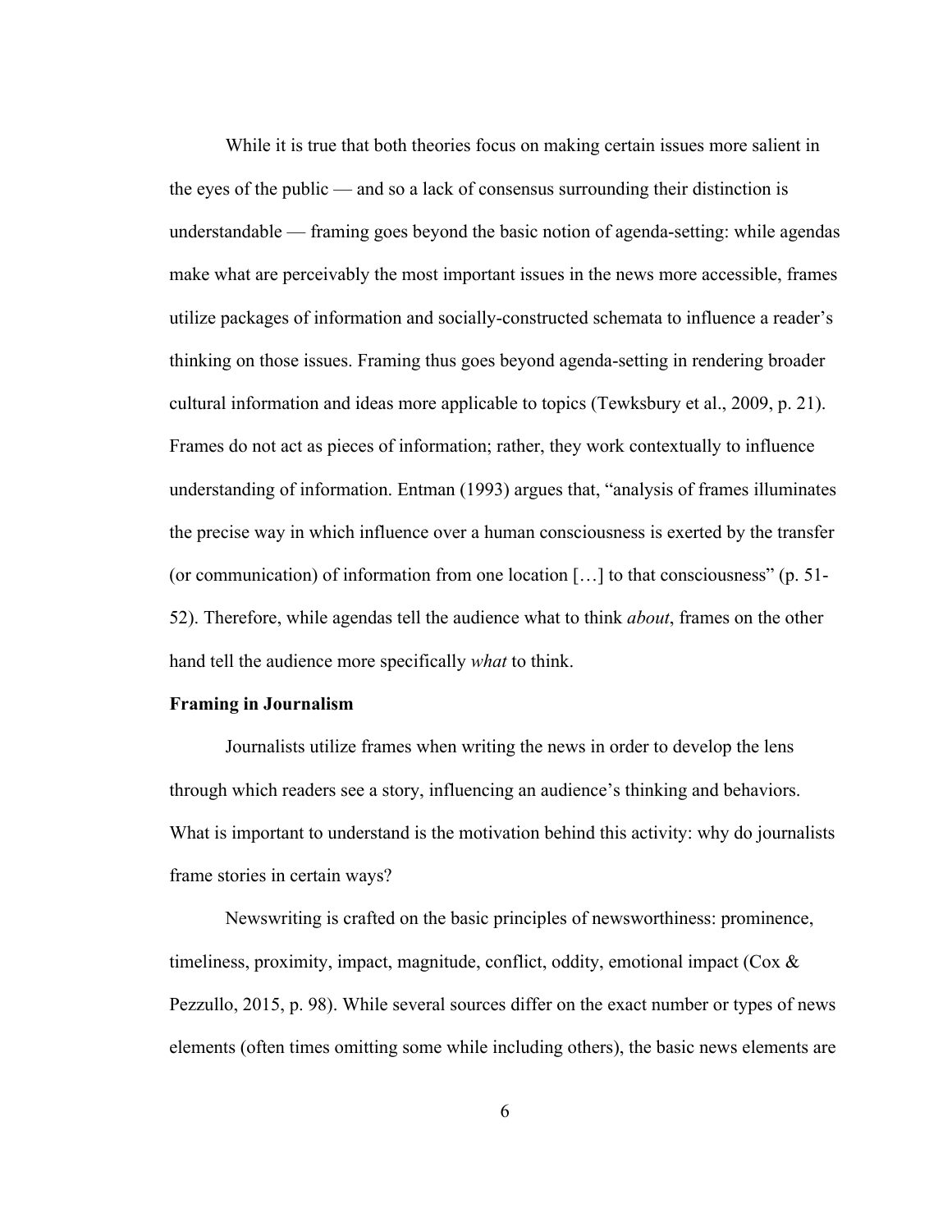While it is true that both theories focus on making certain issues more salient in the eyes of the public — and so a lack of consensus surrounding their distinction is understandable — framing goes beyond the basic notion of agenda-setting: while agendas make what are perceivably the most important issues in the news more accessible, frames utilize packages of information and socially-constructed schemata to influence a reader's thinking on those issues. Framing thus goes beyond agenda-setting in rendering broader cultural information and ideas more applicable to topics (Tewksbury et al., 2009, p. 21). Frames do not act as pieces of information; rather, they work contextually to influence understanding of information. Entman (1993) argues that, "analysis of frames illuminates the precise way in which influence over a human consciousness is exerted by the transfer (or communication) of information from one location […] to that consciousness" (p. 51-52). Therefore, while agendas tell the audience what to think *about*, frames on the other hand tell the audience more specifically *what* to think.

**Framing in Journalism**

Journalists utilize frames when writing the news in order to develop the lens through which readers see a story, influencing an audience's thinking and behaviors. What is important to understand is the motivation behind this activity: why do journalists frame stories in certain ways?

Newswriting is crafted on the basic principles of newsworthiness: prominence, timeliness, proximity, impact, magnitude, conflict, oddity, emotional impact (Cox & Pezzullo, 2015, p. 98). While several sources differ on the exact number or types of news elements (often times omitting some while including others), the basic news elements are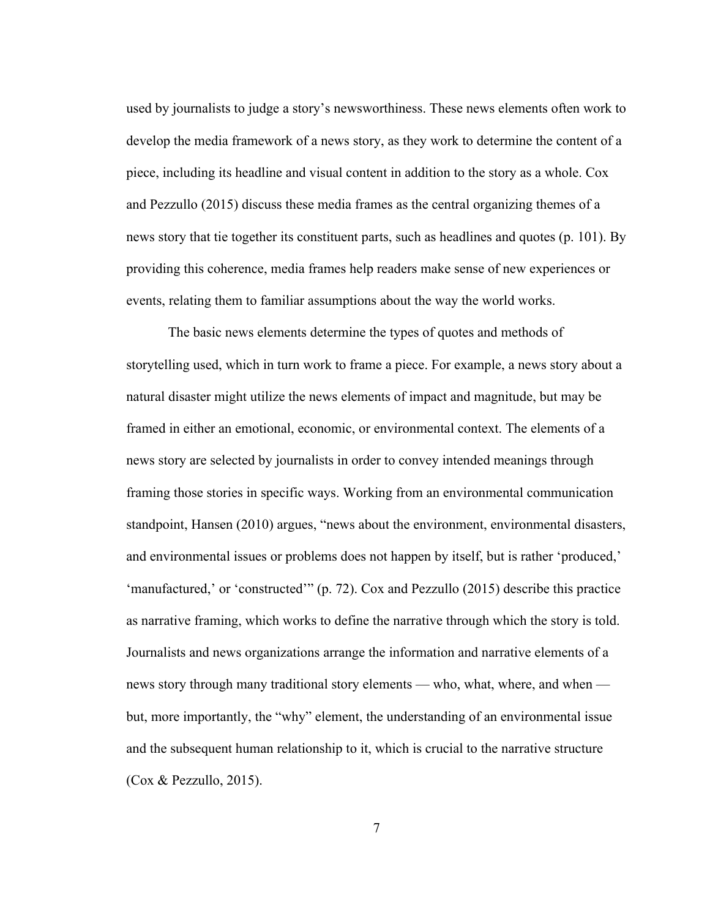used by journalists to judge a story's newsworthiness. These news elements often work to develop the media framework of a news story, as they work to determine the content of a piece, including its headline and visual content in addition to the story as a whole. Cox and Pezzullo (2015) discuss these media frames as the central organizing themes of a news story that tie together its constituent parts, such as headlines and quotes (p. 101). By providing this coherence, media frames help readers make sense of new experiences or events, relating them to familiar assumptions about the way the world works.

The basic news elements determine the types of quotes and methods of storytelling used, which in turn work to frame a piece. For example, a news story about a natural disaster might utilize the news elements of impact and magnitude, but may be framed in either an emotional, economic, or environmental context. The elements of a news story are selected by journalists in order to convey intended meanings through framing those stories in specific ways. Working from an environmental communication standpoint, Hansen (2010) argues, "news about the environment, environmental disasters, and environmental issues or problems does not happen by itself, but is rather 'produced,' 'manufactured,' or 'constructed'" (p. 72). Cox and Pezzullo (2015) describe this practice as narrative framing, which works to define the narrative through which the story is told. Journalists and news organizations arrange the information and narrative elements of a news story through many traditional story elements — who, what, where, and when — but, more importantly, the "why" element, the understanding of an environmental issue and the subsequent human relationship to it, which is crucial to the narrative structure (Cox & Pezzullo, 2015).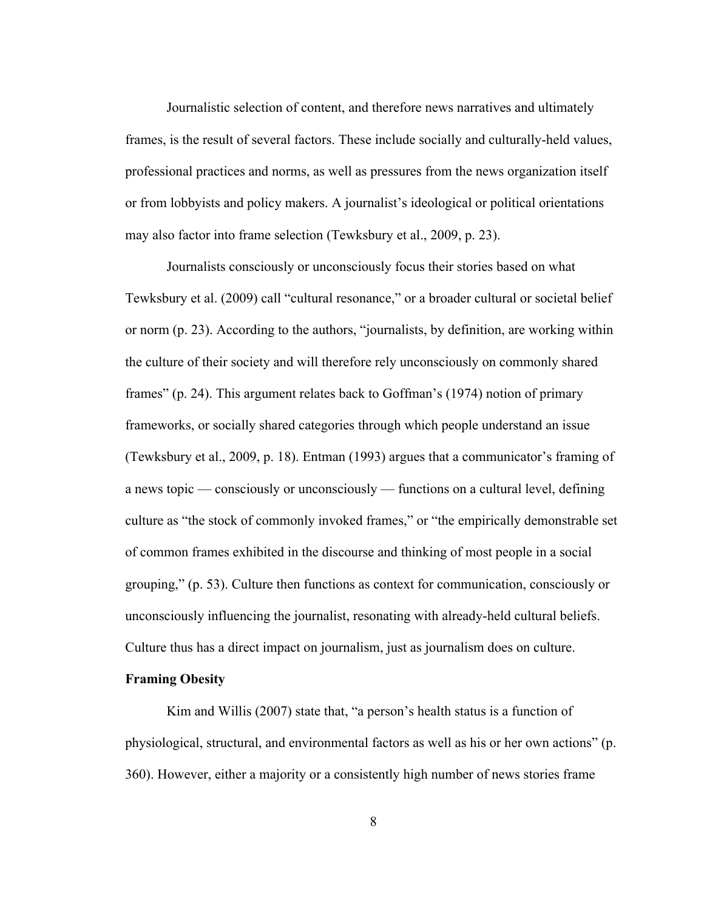Journalistic selection of content, and therefore news narratives and ultimately frames, is the result of several factors. These include socially and culturally-held values, professional practices and norms, as well as pressures from the news organization itself or from lobbyists and policy makers. A journalist's ideological or political orientations may also factor into frame selection (Tewksbury et al., 2009, p. 23).

Journalists consciously or unconsciously focus their stories based on what Tewksbury et al. (2009) call "cultural resonance," or a broader cultural or societal belief or norm (p. 23). According to the authors, "journalists, by definition, are working within the culture of their society and will therefore rely unconsciously on commonly shared frames" (p. 24). This argument relates back to Goffman's (1974) notion of primary frameworks, or socially shared categories through which people understand an issue (Tewksbury et al., 2009, p. 18). Entman (1993) argues that a communicator's framing of a news topic — consciously or unconsciously — functions on a cultural level, defining culture as "the stock of commonly invoked frames," or "the empirically demonstrable set of common frames exhibited in the discourse and thinking of most people in a social grouping," (p. 53). Culture then functions as context for communication, consciously or unconsciously influencing the journalist, resonating with already-held cultural beliefs. Culture thus has a direct impact on journalism, just as journalism does on culture.

**Framing Obesity**

Kim and Willis (2007) state that, "a person's health status is a function of physiological, structural, and environmental factors as well as his or her own actions" (p. 360). However, either a majority or a consistently high number of news stories frame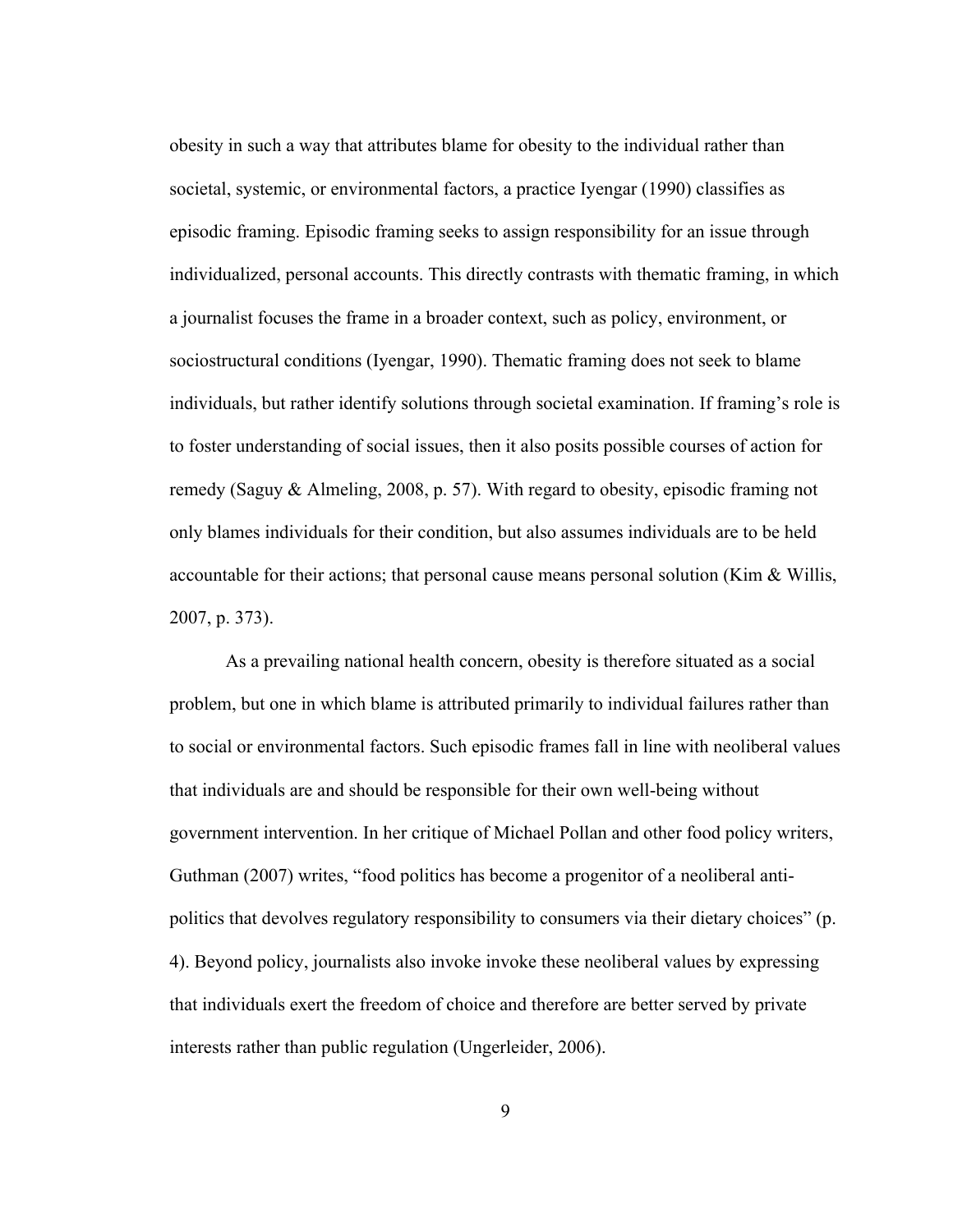obesity in such a way that attributes blame for obesity to the individual rather than societal, systemic, or environmental factors, a practice Iyengar (1990) classifies as episodic framing. Episodic framing seeks to assign responsibility for an issue through individualized, personal accounts. This directly contrasts with thematic framing, in which a journalist focuses the frame in a broader context, such as policy, environment, or sociostructural conditions (Iyengar, 1990). Thematic framing does not seek to blame individuals, but rather identify solutions through societal examination. If framing's role is to foster understanding of social issues, then it also posits possible courses of action for remedy (Saguy & Almeling, 2008, p. 57). With regard to obesity, episodic framing not only blames individuals for their condition, but also assumes individuals are to be held accountable for their actions; that personal cause means personal solution (Kim & Willis, 2007, p. 373).

As a prevailing national health concern, obesity is therefore situated as a social problem, but one in which blame is attributed primarily to individual failures rather than to social or environmental factors. Such episodic frames fall in line with neoliberal values that individuals are and should be responsible for their own well-being without government intervention. In her critique of Michael Pollan and other food policy writers, Guthman (2007) writes, "food politics has become a progenitor of a neoliberal anti-politics that devolves regulatory responsibility to consumers via their dietary choices" (p. 4). Beyond policy, journalists also invoke invoke these neoliberal values by expressing that individuals exert the freedom of choice and therefore are better served by private interests rather than public regulation (Ungerleider, 2006).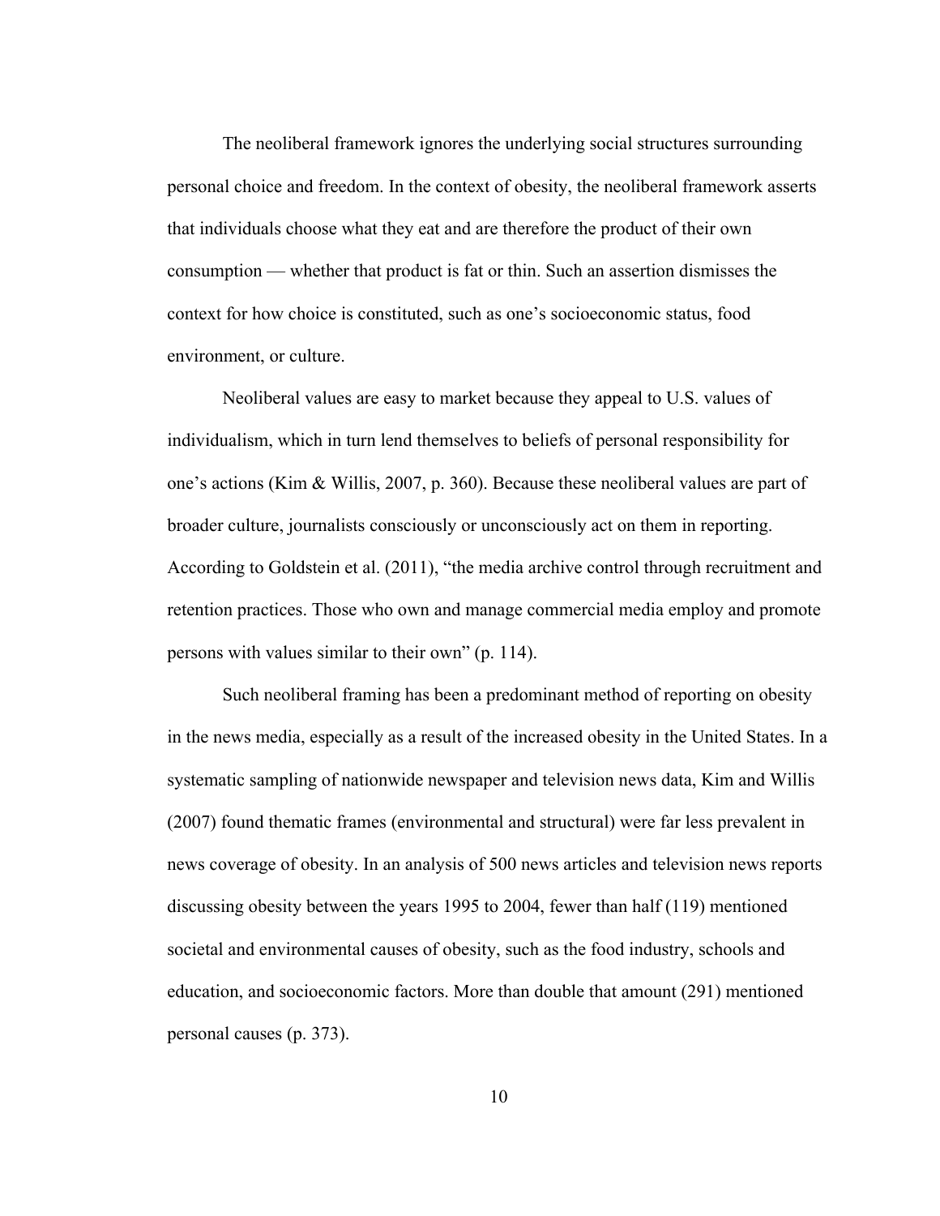The neoliberal framework ignores the underlying social structures surrounding personal choice and freedom. In the context of obesity, the neoliberal framework asserts that individuals choose what they eat and are therefore the product of their own consumption — whether that product is fat or thin. Such an assertion dismisses the context for how choice is constituted, such as one's socioeconomic status, food environment, or culture.

Neoliberal values are easy to market because they appeal to U.S. values of individualism, which in turn lend themselves to beliefs of personal responsibility for one's actions (Kim & Willis, 2007, p. 360). Because these neoliberal values are part of broader culture, journalists consciously or unconsciously act on them in reporting. According to Goldstein et al. (2011), "the media archive control through recruitment and retention practices. Those who own and manage commercial media employ and promote persons with values similar to their own" (p. 114).

Such neoliberal framing has been a predominant method of reporting on obesity in the news media, especially as a result of the increased obesity in the United States. In a systematic sampling of nationwide newspaper and television news data, Kim and Willis (2007) found thematic frames (environmental and structural) were far less prevalent in news coverage of obesity. In an analysis of 500 news articles and television news reports discussing obesity between the years 1995 to 2004, fewer than half (119) mentioned societal and environmental causes of obesity, such as the food industry, schools and education, and socioeconomic factors. More than double that amount (291) mentioned personal causes (p. 373).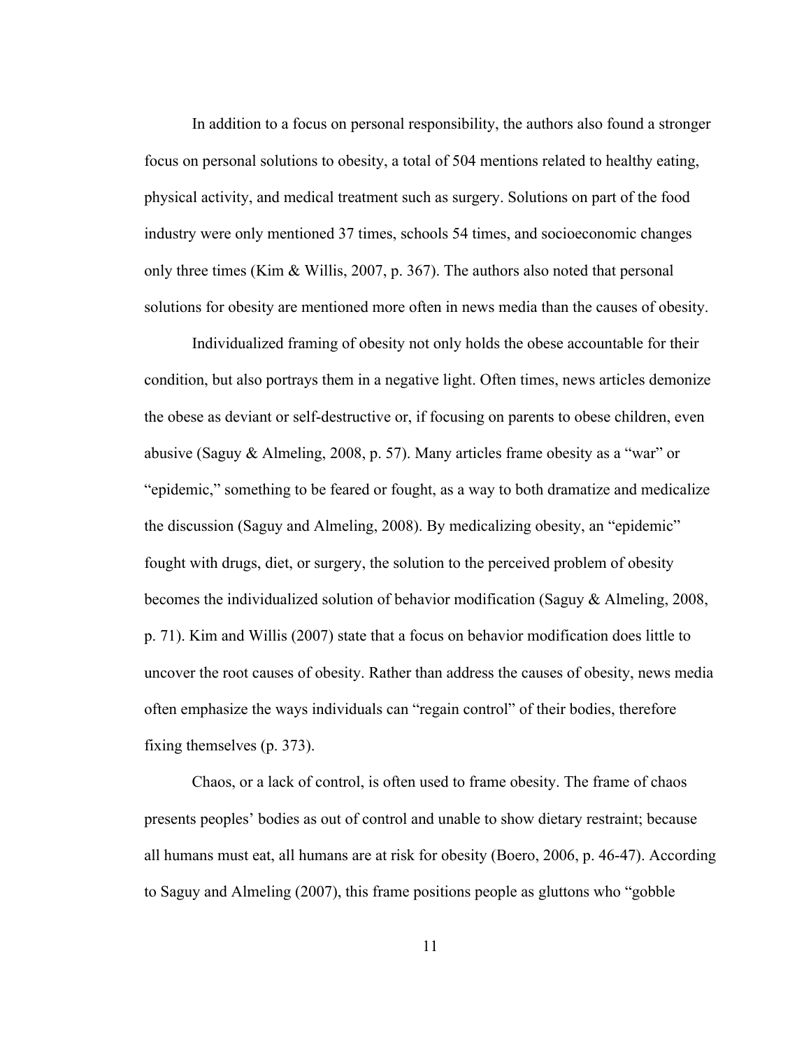In addition to a focus on personal responsibility, the authors also found a stronger focus on personal solutions to obesity, a total of 504 mentions related to healthy eating, physical activity, and medical treatment such as surgery. Solutions on part of the food industry were only mentioned 37 times, schools 54 times, and socioeconomic changes only three times (Kim & Willis, 2007, p. 367). The authors also noted that personal solutions for obesity are mentioned more often in news media than the causes of obesity.

Individualized framing of obesity not only holds the obese accountable for their condition, but also portrays them in a negative light. Often times, news articles demonize the obese as deviant or self-destructive or, if focusing on parents to obese children, even abusive (Saguy & Almeling, 2008, p. 57). Many articles frame obesity as a "war" or "epidemic," something to be feared or fought, as a way to both dramatize and medicalize the discussion (Saguy and Almeling, 2008). By medicalizing obesity, an "epidemic" fought with drugs, diet, or surgery, the solution to the perceived problem of obesity becomes the individualized solution of behavior modification (Saguy & Almeling, 2008, p. 71). Kim and Willis (2007) state that a focus on behavior modification does little to uncover the root causes of obesity. Rather than address the causes of obesity, news media often emphasize the ways individuals can "regain control" of their bodies, therefore fixing themselves (p. 373).

Chaos, or a lack of control, is often used to frame obesity. The frame of chaos presents peoples' bodies as out of control and unable to show dietary restraint; because all humans must eat, all humans are at risk for obesity (Boero, 2006, p. 46-47). According to Saguy and Almeling (2007), this frame positions people as gluttons who "gobble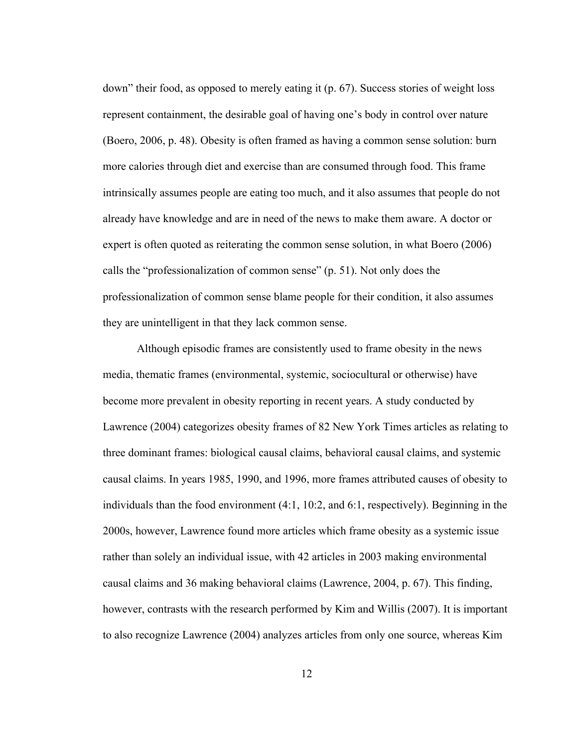down" their food, as opposed to merely eating it (p. 67). Success stories of weight loss represent containment, the desirable goal of having one's body in control over nature (Boero, 2006, p. 48). Obesity is often framed as having a common sense solution: burn more calories through diet and exercise than are consumed through food. This frame intrinsically assumes people are eating too much, and it also assumes that people do not already have knowledge and are in need of the news to make them aware. A doctor or expert is often quoted as reiterating the common sense solution, in what Boero (2006) calls the "professionalization of common sense" (p. 51). Not only does the professionalization of common sense blame people for their condition, it also assumes they are unintelligent in that they lack common sense.

Although episodic frames are consistently used to frame obesity in the news media, thematic frames (environmental, systemic, sociocultural or otherwise) have become more prevalent in obesity reporting in recent years. A study conducted by Lawrence (2004) categorizes obesity frames of 82 New York Times articles as relating to three dominant frames: biological causal claims, behavioral causal claims, and systemic causal claims. In years 1985, 1990, and 1996, more frames attributed causes of obesity to individuals than the food environment (4:1, 10:2, and 6:1, respectively). Beginning in the 2000s, however, Lawrence found more articles which frame obesity as a systemic issue rather than solely an individual issue, with 42 articles in 2003 making environmental causal claims and 36 making behavioral claims (Lawrence, 2004, p. 67). This finding, however, contrasts with the research performed by Kim and Willis (2007). It is important to also recognize Lawrence (2004) analyzes articles from only one source, whereas Kim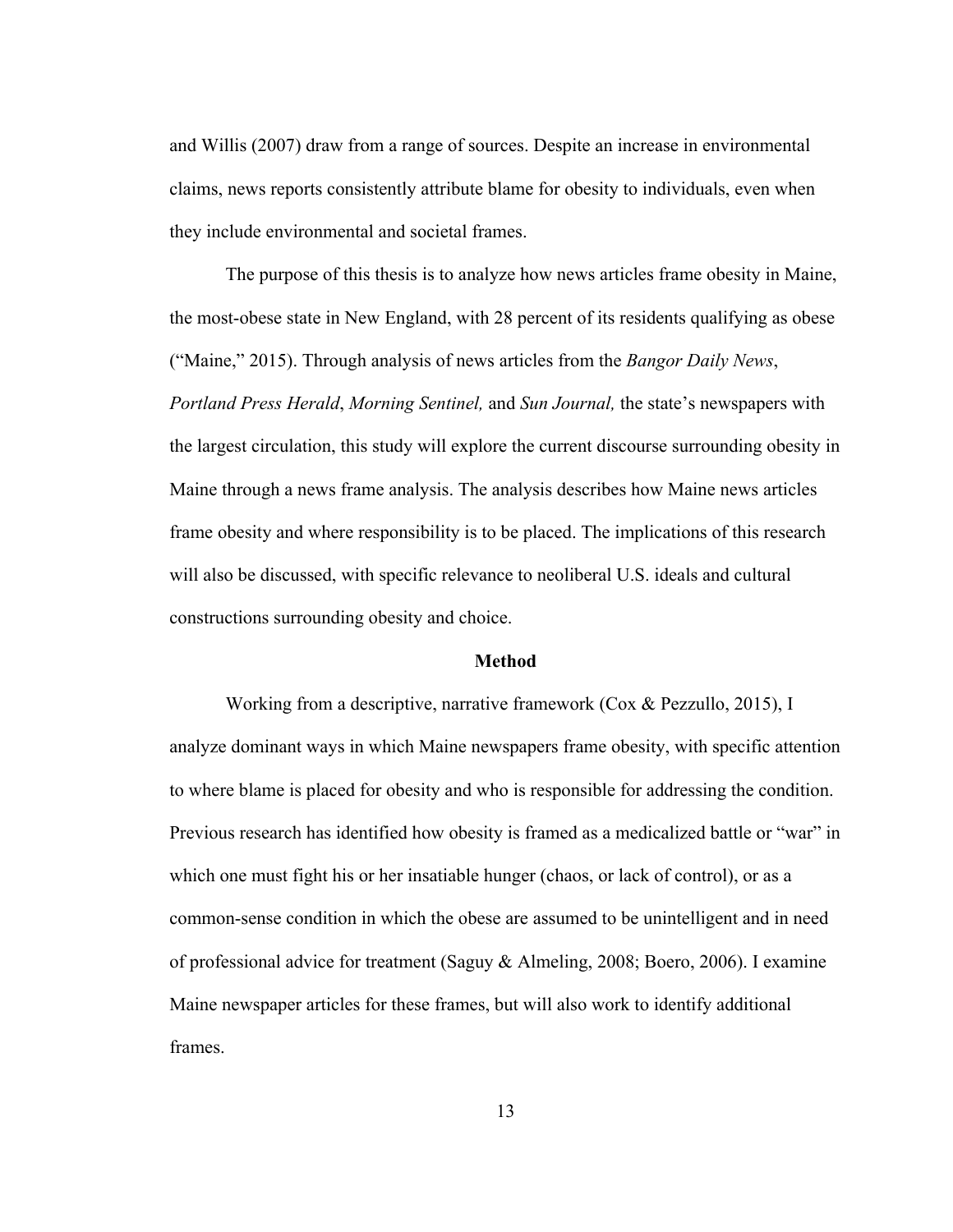and Willis (2007) draw from a range of sources. Despite an increase in environmental claims, news reports consistently attribute blame for obesity to individuals, even when they include environmental and societal frames.

The purpose of this thesis is to analyze how news articles frame obesity in Maine, the most-obese state in New England, with 28 percent of its residents qualifying as obese ("Maine," 2015). Through analysis of news articles from the *Bangor Daily News*, *Portland Press Herald*, *Morning Sentinel,* and *Sun Journal,* the state's newspapers with the largest circulation, this study will explore the current discourse surrounding obesity in Maine through a news frame analysis. The analysis describes how Maine news articles frame obesity and where responsibility is to be placed. The implications of this research will also be discussed, with specific relevance to neoliberal U.S. ideals and cultural constructions surrounding obesity and choice.

## Method

Working from a descriptive, narrative framework (Cox & Pezzullo, 2015), I analyze dominant ways in which Maine newspapers frame obesity, with specific attention to where blame is placed for obesity and who is responsible for addressing the condition. Previous research has identified how obesity is framed as a medicalized battle or "war" in which one must fight his or her insatiable hunger (chaos, or lack of control), or as a common-sense condition in which the obese are assumed to be unintelligent and in need of professional advice for treatment (Saguy & Almeling, 2008; Boero, 2006). I examine Maine newspaper articles for these frames, but will also work to identify additional frames.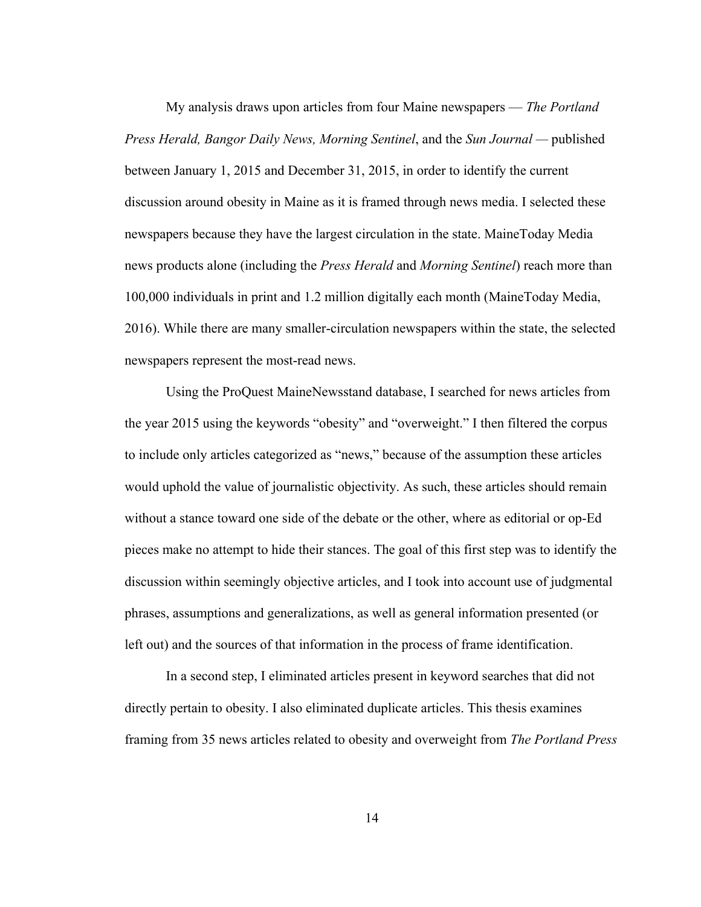My analysis draws upon articles from four Maine newspapers — *The Portland Press Herald, Bangor Daily News, Morning Sentinel*, and the *Sun Journal —* published between January 1, 2015 and December 31, 2015, in order to identify the current discussion around obesity in Maine as it is framed through news media. I selected these newspapers because they have the largest circulation in the state. MaineToday Media news products alone (including the *Press Herald* and *Morning Sentinel*) reach more than 100,000 individuals in print and 1.2 million digitally each month (MaineToday Media, 2016). While there are many smaller-circulation newspapers within the state, the selected newspapers represent the most-read news.

Using the ProQuest MaineNewsstand database, I searched for news articles from the year 2015 using the keywords "obesity" and "overweight." I then filtered the corpus to include only articles categorized as "news," because of the assumption these articles would uphold the value of journalistic objectivity. As such, these articles should remain without a stance toward one side of the debate or the other, where as editorial or op-Ed pieces make no attempt to hide their stances. The goal of this first step was to identify the discussion within seemingly objective articles, and I took into account use of judgmental phrases, assumptions and generalizations, as well as general information presented (or left out) and the sources of that information in the process of frame identification.

In a second step, I eliminated articles present in keyword searches that did not directly pertain to obesity. I also eliminated duplicate articles. This thesis examines framing from 35 news articles related to obesity and overweight from *The Portland Press*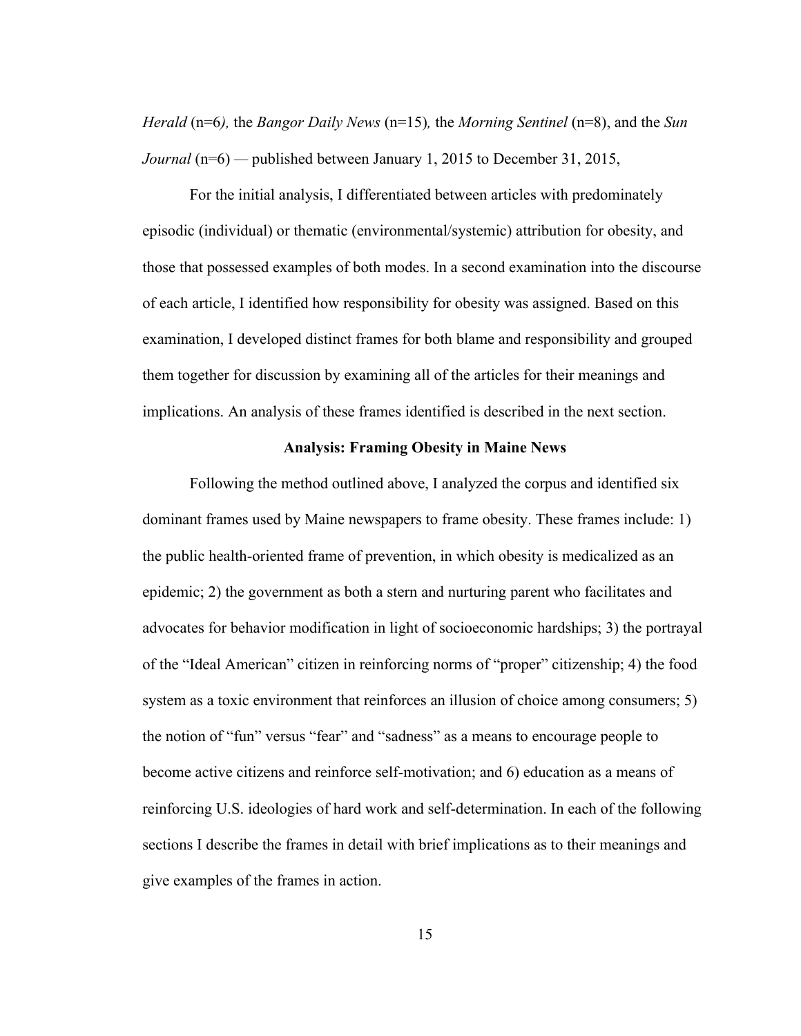*Herald* (n=6*),* the *Bangor Daily News* (n=15)*,* the *Morning Sentinel* (n=8), and the *Sun Journal* (n=6) — published between January 1, 2015 to December 31, 2015,

For the initial analysis, I differentiated between articles with predominately episodic (individual) or thematic (environmental/systemic) attribution for obesity, and those that possessed examples of both modes. In a second examination into the discourse of each article, I identified how responsibility for obesity was assigned. Based on this examination, I developed distinct frames for both blame and responsibility and grouped them together for discussion by examining all of the articles for their meanings and implications. An analysis of these frames identified is described in the next section.

## Analysis: Framing Obesity in Maine News

Following the method outlined above, I analyzed the corpus and identified six dominant frames used by Maine newspapers to frame obesity. These frames include: 1) the public health-oriented frame of prevention, in which obesity is medicalized as an epidemic; 2) the government as both a stern and nurturing parent who facilitates and advocates for behavior modification in light of socioeconomic hardships; 3) the portrayal of the "Ideal American" citizen in reinforcing norms of "proper" citizenship; 4) the food system as a toxic environment that reinforces an illusion of choice among consumers; 5) the notion of "fun" versus "fear" and "sadness" as a means to encourage people to become active citizens and reinforce self-motivation; and 6) education as a means of reinforcing U.S. ideologies of hard work and self-determination. In each of the following sections I describe the frames in detail with brief implications as to their meanings and give examples of the frames in action.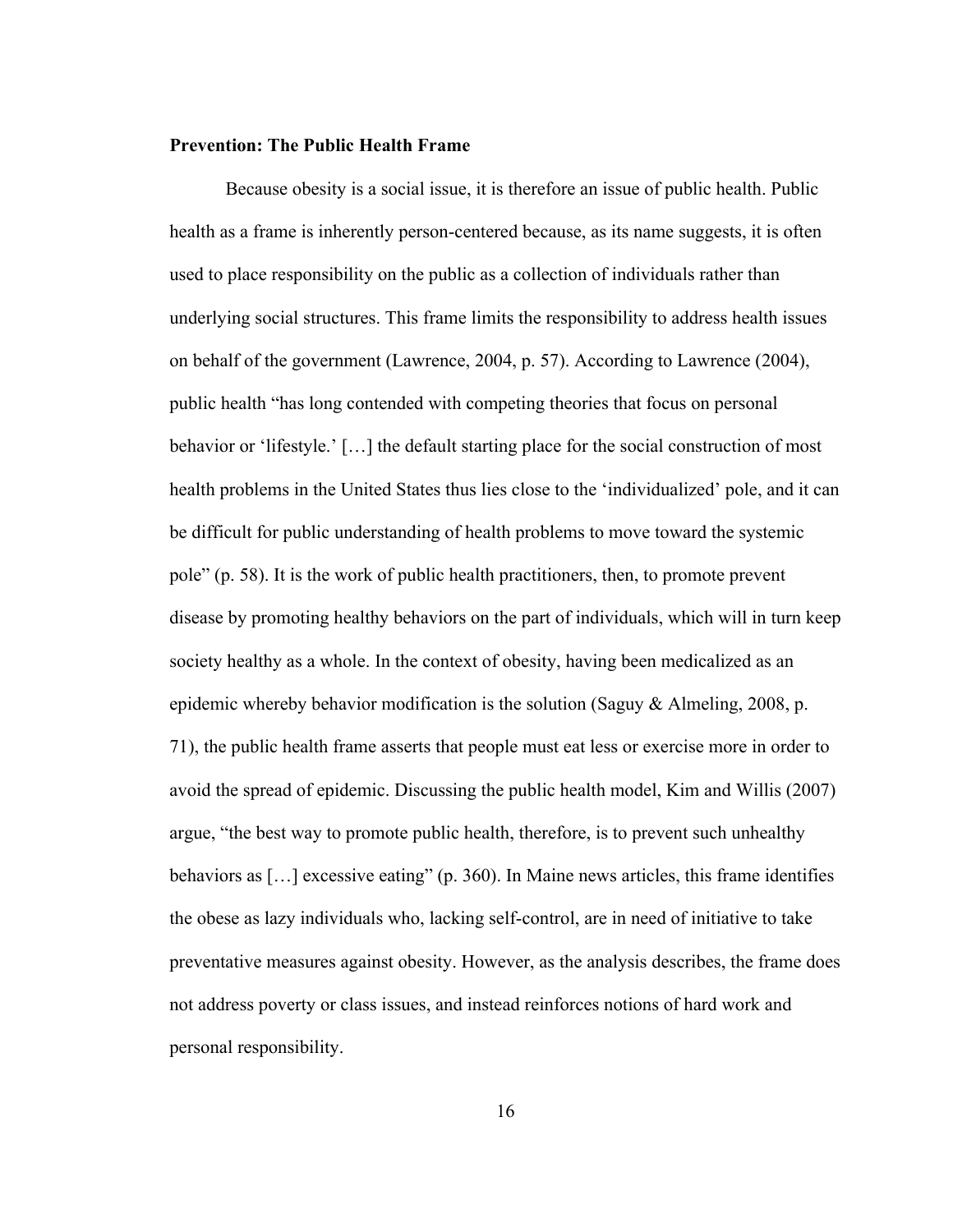**Prevention: The Public Health Frame**

Because obesity is a social issue, it is therefore an issue of public health. Public health as a frame is inherently person-centered because, as its name suggests, it is often used to place responsibility on the public as a collection of individuals rather than underlying social structures. This frame limits the responsibility to address health issues on behalf of the government (Lawrence, 2004, p. 57). According to Lawrence (2004), public health "has long contended with competing theories that focus on personal behavior or 'lifestyle.' […] the default starting place for the social construction of most health problems in the United States thus lies close to the 'individualized' pole, and it can be difficult for public understanding of health problems to move toward the systemic pole" (p. 58). It is the work of public health practitioners, then, to promote prevent disease by promoting healthy behaviors on the part of individuals, which will in turn keep society healthy as a whole. In the context of obesity, having been medicalized as an epidemic whereby behavior modification is the solution (Saguy & Almeling, 2008, p. 71), the public health frame asserts that people must eat less or exercise more in order to avoid the spread of epidemic. Discussing the public health model, Kim and Willis (2007) argue, "the best way to promote public health, therefore, is to prevent such unhealthy behaviors as […] excessive eating" (p. 360). In Maine news articles, this frame identifies the obese as lazy individuals who, lacking self-control, are in need of initiative to take preventative measures against obesity. However, as the analysis describes, the frame does not address poverty or class issues, and instead reinforces notions of hard work and personal responsibility.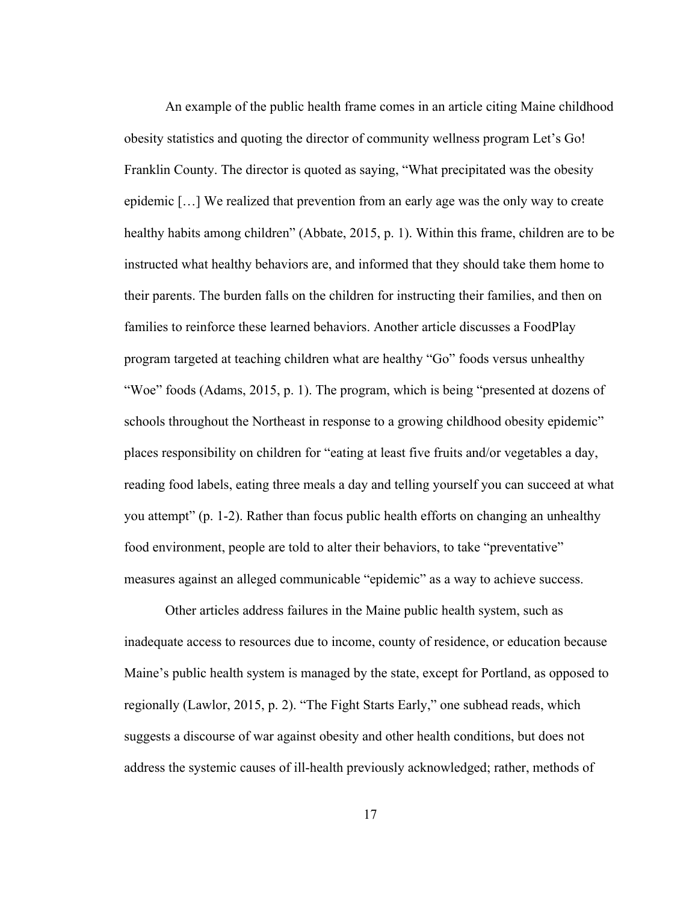An example of the public health frame comes in an article citing Maine childhood obesity statistics and quoting the director of community wellness program Let's Go! Franklin County. The director is quoted as saying, "What precipitated was the obesity epidemic […] We realized that prevention from an early age was the only way to create healthy habits among children" (Abbate, 2015, p. 1). Within this frame, children are to be instructed what healthy behaviors are, and informed that they should take them home to their parents. The burden falls on the children for instructing their families, and then on families to reinforce these learned behaviors. Another article discusses a FoodPlay program targeted at teaching children what are healthy "Go" foods versus unhealthy "Woe" foods (Adams, 2015, p. 1). The program, which is being "presented at dozens of schools throughout the Northeast in response to a growing childhood obesity epidemic" places responsibility on children for "eating at least five fruits and/or vegetables a day, reading food labels, eating three meals a day and telling yourself you can succeed at what you attempt" (p. 1-2). Rather than focus public health efforts on changing an unhealthy food environment, people are told to alter their behaviors, to take "preventative" measures against an alleged communicable "epidemic" as a way to achieve success.

Other articles address failures in the Maine public health system, such as inadequate access to resources due to income, county of residence, or education because Maine's public health system is managed by the state, except for Portland, as opposed to regionally (Lawlor, 2015, p. 2). "The Fight Starts Early," one subhead reads, which suggests a discourse of war against obesity and other health conditions, but does not address the systemic causes of ill-health previously acknowledged; rather, methods of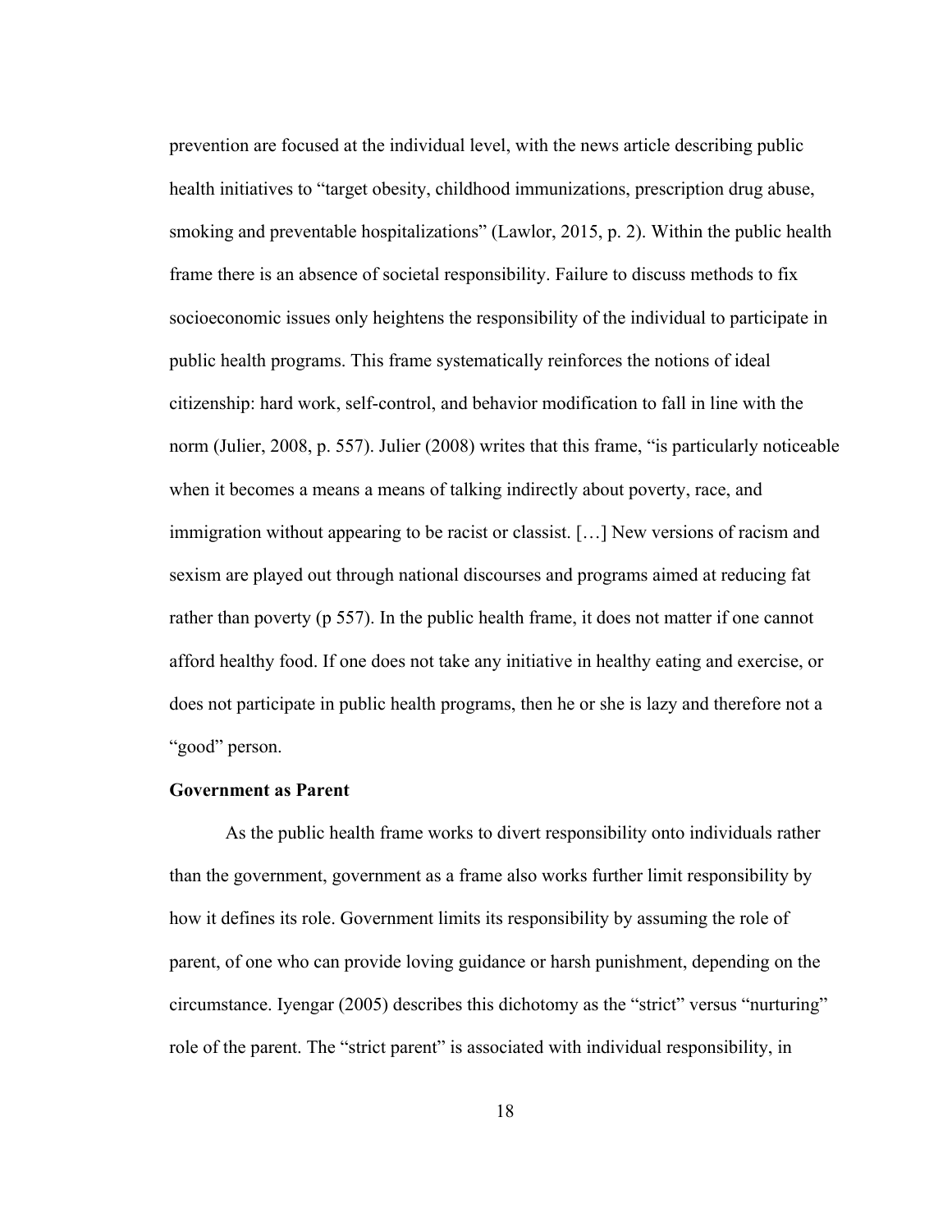prevention are focused at the individual level, with the news article describing public health initiatives to "target obesity, childhood immunizations, prescription drug abuse, smoking and preventable hospitalizations" (Lawlor, 2015, p. 2). Within the public health frame there is an absence of societal responsibility. Failure to discuss methods to fix socioeconomic issues only heightens the responsibility of the individual to participate in public health programs. This frame systematically reinforces the notions of ideal citizenship: hard work, self-control, and behavior modification to fall in line with the norm (Julier, 2008, p. 557). Julier (2008) writes that this frame, "is particularly noticeable when it becomes a means a means of talking indirectly about poverty, race, and immigration without appearing to be racist or classist. […] New versions of racism and sexism are played out through national discourses and programs aimed at reducing fat rather than poverty (p 557). In the public health frame, it does not matter if one cannot afford healthy food. If one does not take any initiative in healthy eating and exercise, or does not participate in public health programs, then he or she is lazy and therefore not a "good" person.

**Government as Parent**

As the public health frame works to divert responsibility onto individuals rather than the government, government as a frame also works further limit responsibility by how it defines its role. Government limits its responsibility by assuming the role of parent, of one who can provide loving guidance or harsh punishment, depending on the circumstance. Iyengar (2005) describes this dichotomy as the "strict" versus "nurturing" role of the parent. The "strict parent" is associated with individual responsibility, in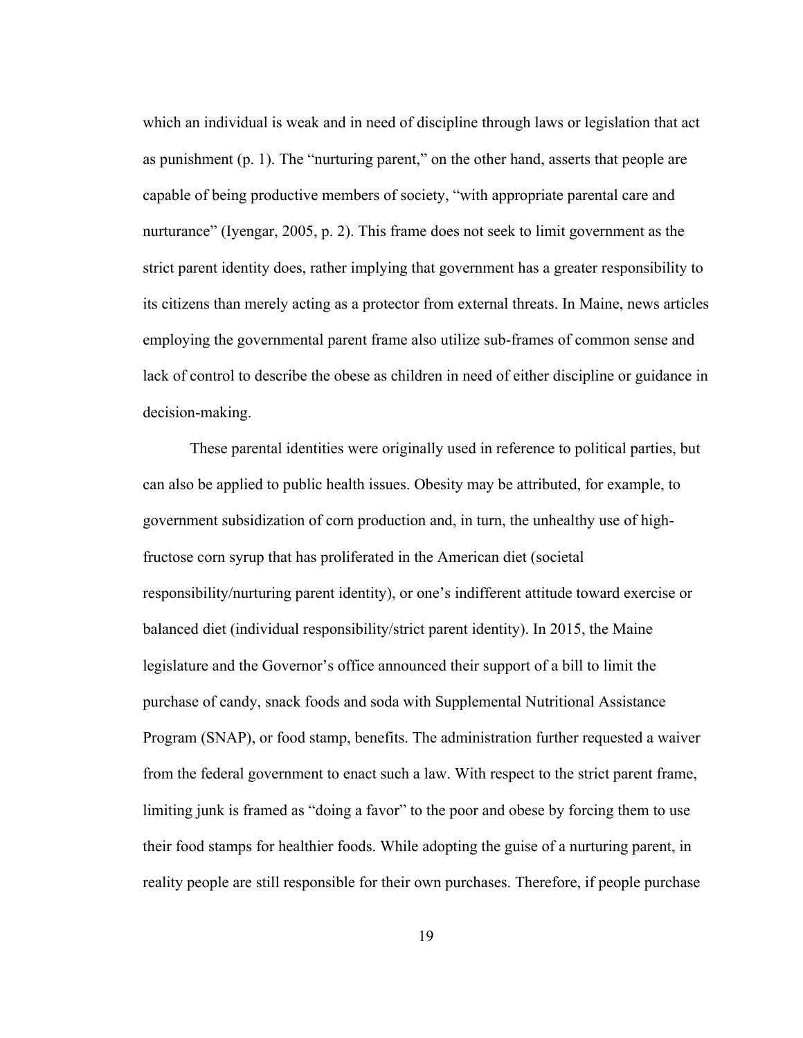which an individual is weak and in need of discipline through laws or legislation that act as punishment (p. 1). The "nurturing parent," on the other hand, asserts that people are capable of being productive members of society, "with appropriate parental care and nurturance" (Iyengar, 2005, p. 2). This frame does not seek to limit government as the strict parent identity does, rather implying that government has a greater responsibility to its citizens than merely acting as a protector from external threats. In Maine, news articles employing the governmental parent frame also utilize sub-frames of common sense and lack of control to describe the obese as children in need of either discipline or guidance in decision-making.

These parental identities were originally used in reference to political parties, but can also be applied to public health issues. Obesity may be attributed, for example, to government subsidization of corn production and, in turn, the unhealthy use of high-fructose corn syrup that has proliferated in the American diet (societal responsibility/nurturing parent identity), or one's indifferent attitude toward exercise or balanced diet (individual responsibility/strict parent identity). In 2015, the Maine legislature and the Governor's office announced their support of a bill to limit the purchase of candy, snack foods and soda with Supplemental Nutritional Assistance Program (SNAP), or food stamp, benefits. The administration further requested a waiver from the federal government to enact such a law. With respect to the strict parent frame, limiting junk is framed as "doing a favor" to the poor and obese by forcing them to use their food stamps for healthier foods. While adopting the guise of a nurturing parent, in reality people are still responsible for their own purchases. Therefore, if people purchase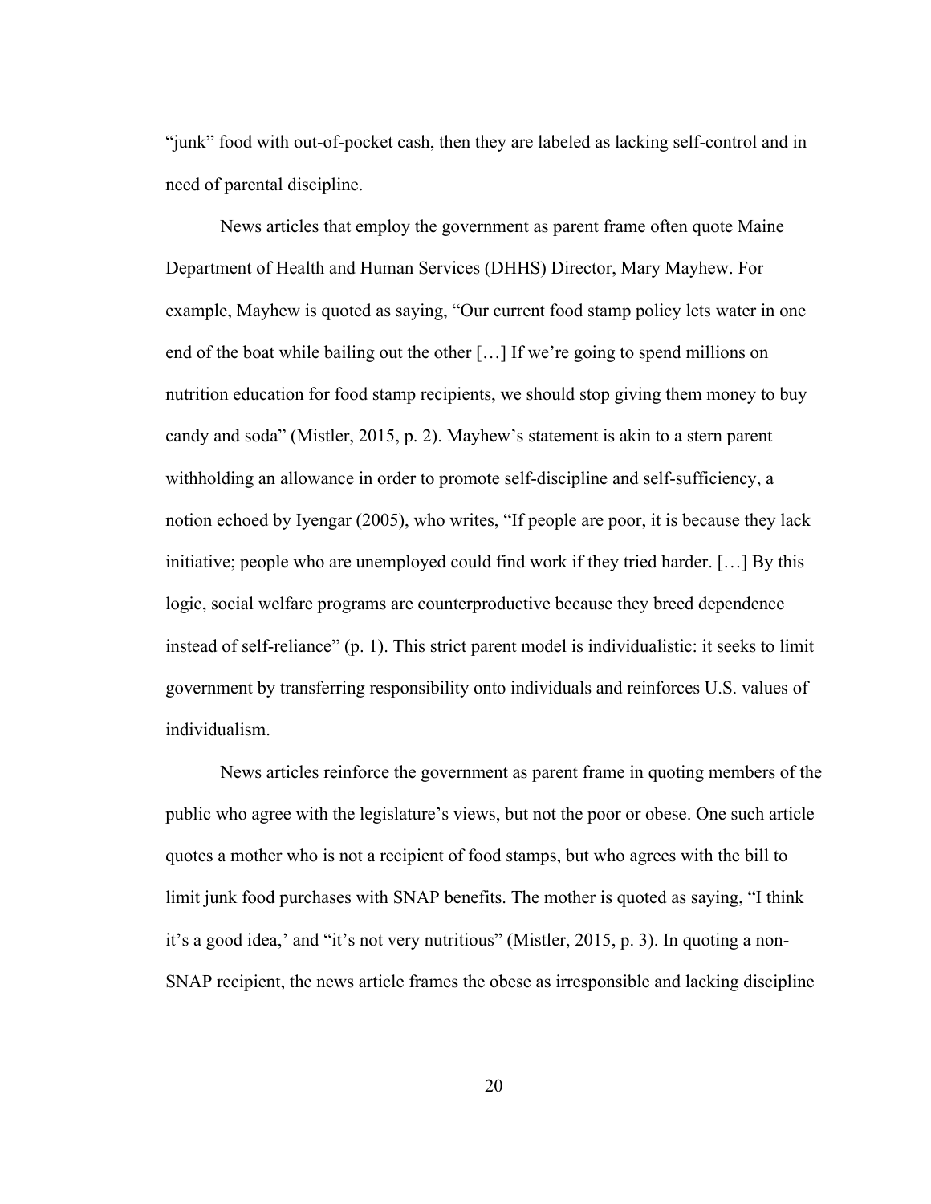"junk" food with out-of-pocket cash, then they are labeled as lacking self-control and in need of parental discipline.

News articles that employ the government as parent frame often quote Maine Department of Health and Human Services (DHHS) Director, Mary Mayhew. For example, Mayhew is quoted as saying, "Our current food stamp policy lets water in one end of the boat while bailing out the other […] If we're going to spend millions on nutrition education for food stamp recipients, we should stop giving them money to buy candy and soda" (Mistler, 2015, p. 2). Mayhew's statement is akin to a stern parent withholding an allowance in order to promote self-discipline and self-sufficiency, a notion echoed by Iyengar (2005), who writes, "If people are poor, it is because they lack initiative; people who are unemployed could find work if they tried harder. […] By this logic, social welfare programs are counterproductive because they breed dependence instead of self-reliance" (p. 1). This strict parent model is individualistic: it seeks to limit government by transferring responsibility onto individuals and reinforces U.S. values of individualism.

News articles reinforce the government as parent frame in quoting members of the public who agree with the legislature's views, but not the poor or obese. One such article quotes a mother who is not a recipient of food stamps, but who agrees with the bill to limit junk food purchases with SNAP benefits. The mother is quoted as saying, "I think it's a good idea,' and "it's not very nutritious" (Mistler, 2015, p. 3). In quoting a non-SNAP recipient, the news article frames the obese as irresponsible and lacking discipline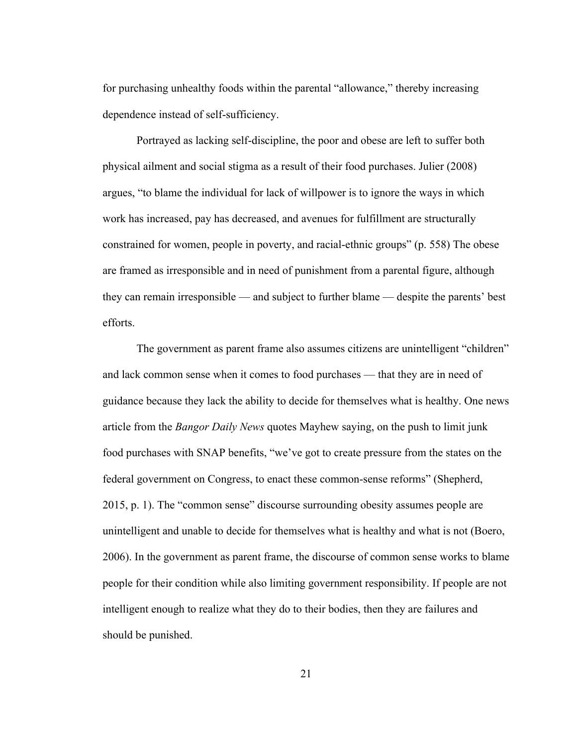for purchasing unhealthy foods within the parental "allowance," thereby increasing dependence instead of self-sufficiency.

Portrayed as lacking self-discipline, the poor and obese are left to suffer both physical ailment and social stigma as a result of their food purchases. Julier (2008) argues, "to blame the individual for lack of willpower is to ignore the ways in which work has increased, pay has decreased, and avenues for fulfillment are structurally constrained for women, people in poverty, and racial-ethnic groups" (p. 558) The obese are framed as irresponsible and in need of punishment from a parental figure, although they can remain irresponsible — and subject to further blame — despite the parents' best efforts.

The government as parent frame also assumes citizens are unintelligent "children" and lack common sense when it comes to food purchases — that they are in need of guidance because they lack the ability to decide for themselves what is healthy. One news article from the *Bangor Daily News* quotes Mayhew saying, on the push to limit junk food purchases with SNAP benefits, "we've got to create pressure from the states on the federal government on Congress, to enact these common-sense reforms" (Shepherd, 2015, p. 1). The "common sense" discourse surrounding obesity assumes people are unintelligent and unable to decide for themselves what is healthy and what is not (Boero, 2006). In the government as parent frame, the discourse of common sense works to blame people for their condition while also limiting government responsibility. If people are not intelligent enough to realize what they do to their bodies, then they are failures and should be punished.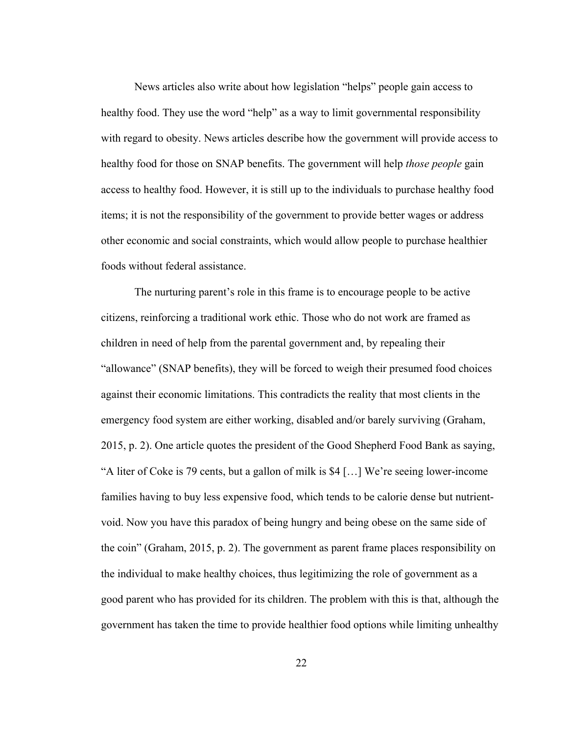News articles also write about how legislation "helps" people gain access to healthy food. They use the word "help" as a way to limit governmental responsibility with regard to obesity. News articles describe how the government will provide access to healthy food for those on SNAP benefits. The government will help *those people* gain access to healthy food. However, it is still up to the individuals to purchase healthy food items; it is not the responsibility of the government to provide better wages or address other economic and social constraints, which would allow people to purchase healthier foods without federal assistance.

The nurturing parent's role in this frame is to encourage people to be active citizens, reinforcing a traditional work ethic. Those who do not work are framed as children in need of help from the parental government and, by repealing their "allowance" (SNAP benefits), they will be forced to weigh their presumed food choices against their economic limitations. This contradicts the reality that most clients in the emergency food system are either working, disabled and/or barely surviving (Graham, 2015, p. 2). One article quotes the president of the Good Shepherd Food Bank as saying, "A liter of Coke is 79 cents, but a gallon of milk is $4 […] We're seeing lower-income families having to buy less expensive food, which tends to be calorie dense but nutrient-void. Now you have this paradox of being hungry and being obese on the same side of the coin" (Graham, 2015, p. 2). The government as parent frame places responsibility on the individual to make healthy choices, thus legitimizing the role of government as a good parent who has provided for its children. The problem with this is that, although the government has taken the time to provide healthier food options while limiting unhealthy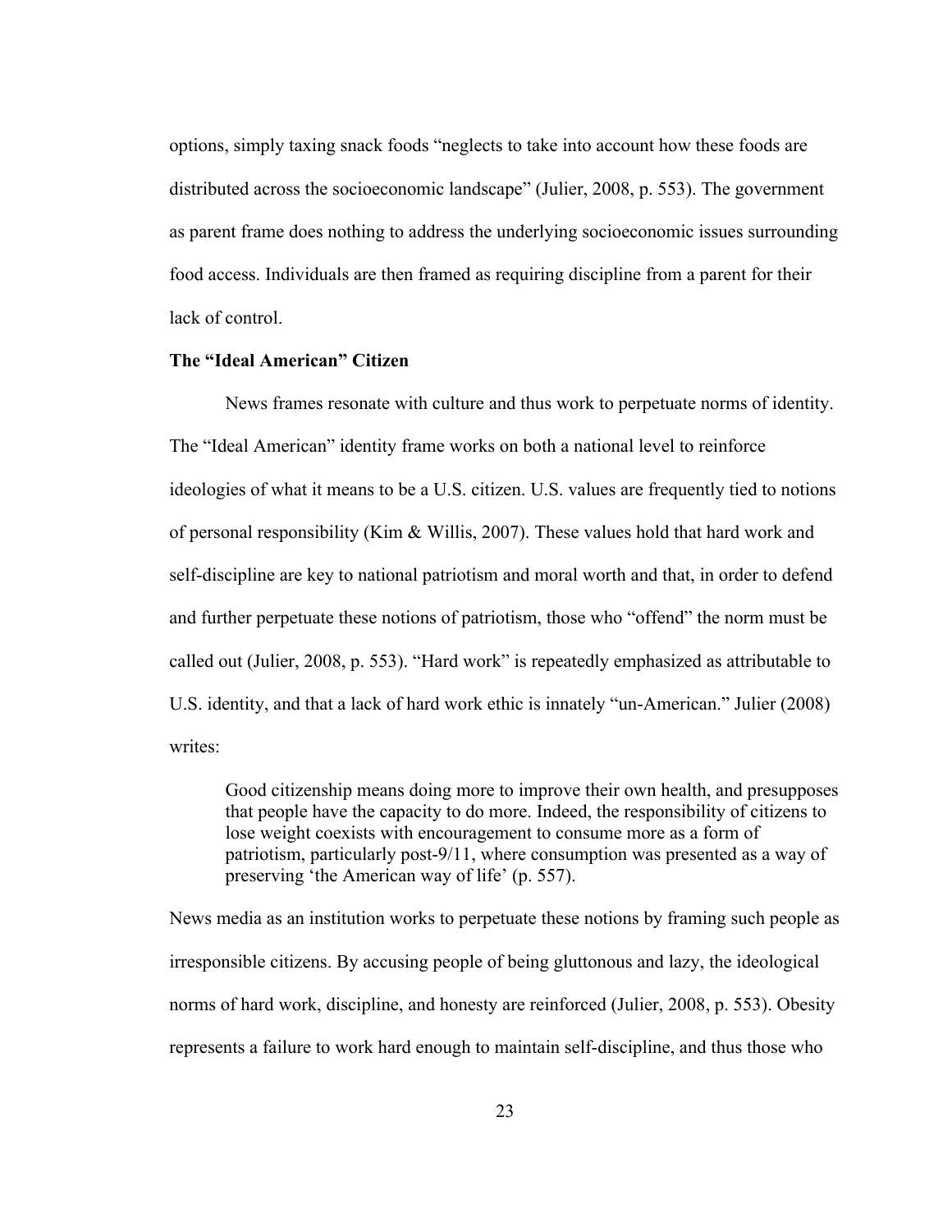options, simply taxing snack foods "neglects to take into account how these foods are distributed across the socioeconomic landscape" (Julier, 2008, p. 553). The government as parent frame does nothing to address the underlying socioeconomic issues surrounding food access. Individuals are then framed as requiring discipline from a parent for their lack of control.

**The "Ideal American" Citizen**

News frames resonate with culture and thus work to perpetuate norms of identity. The "Ideal American" identity frame works on both a national level to reinforce ideologies of what it means to be a U.S. citizen. U.S. values are frequently tied to notions of personal responsibility (Kim & Willis, 2007). These values hold that hard work and self-discipline are key to national patriotism and moral worth and that, in order to defend and further perpetuate these notions of patriotism, those who "offend" the norm must be called out (Julier, 2008, p. 553). "Hard work" is repeatedly emphasized as attributable to U.S. identity, and that a lack of hard work ethic is innately "un-American." Julier (2008) writes:

> Good citizenship means doing more to improve their own health, and presupposes that people have the capacity to do more. Indeed, the responsibility of citizens to lose weight coexists with encouragement to consume more as a form of patriotism, particularly post-9/11, where consumption was presented as a way of preserving 'the American way of life' (p. 557).

News media as an institution works to perpetuate these notions by framing such people as irresponsible citizens. By accusing people of being gluttonous and lazy, the ideological norms of hard work, discipline, and honesty are reinforced (Julier, 2008, p. 553). Obesity represents a failure to work hard enough to maintain self-discipline, and thus those who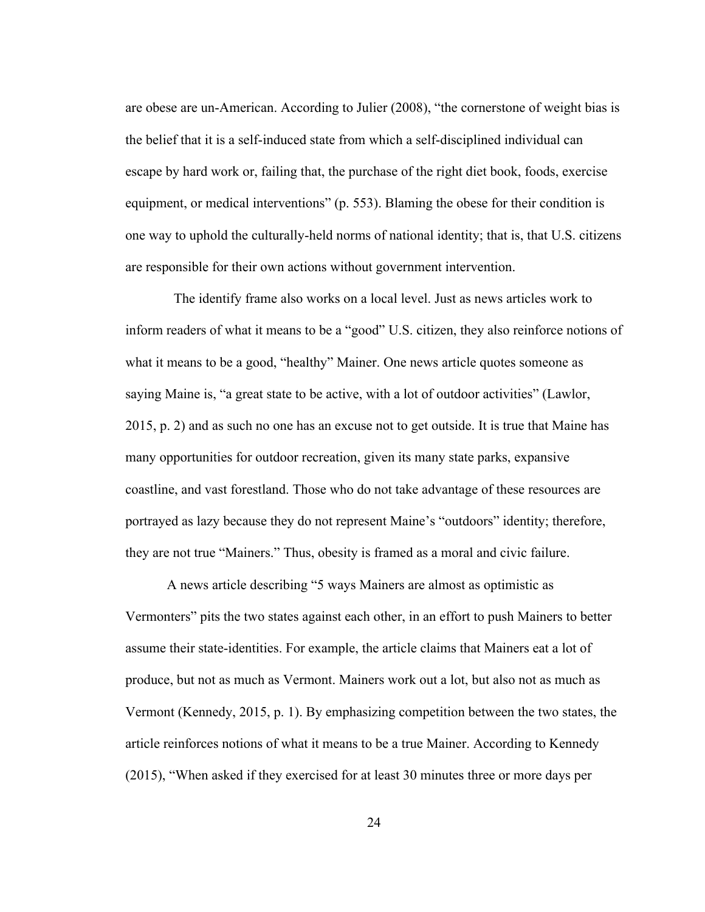are obese are un-American. According to Julier (2008), "the cornerstone of weight bias is the belief that it is a self-induced state from which a self-disciplined individual can escape by hard work or, failing that, the purchase of the right diet book, foods, exercise equipment, or medical interventions" (p. 553). Blaming the obese for their condition is one way to uphold the culturally-held norms of national identity; that is, that U.S. citizens are responsible for their own actions without government intervention.

The identify frame also works on a local level. Just as news articles work to inform readers of what it means to be a "good" U.S. citizen, they also reinforce notions of what it means to be a good, "healthy" Mainer. One news article quotes someone as saying Maine is, "a great state to be active, with a lot of outdoor activities" (Lawlor, 2015, p. 2) and as such no one has an excuse not to get outside. It is true that Maine has many opportunities for outdoor recreation, given its many state parks, expansive coastline, and vast forestland. Those who do not take advantage of these resources are portrayed as lazy because they do not represent Maine's "outdoors" identity; therefore, they are not true "Mainers." Thus, obesity is framed as a moral and civic failure.

A news article describing "5 ways Mainers are almost as optimistic as Vermonters" pits the two states against each other, in an effort to push Mainers to better assume their state-identities. For example, the article claims that Mainers eat a lot of produce, but not as much as Vermont. Mainers work out a lot, but also not as much as Vermont (Kennedy, 2015, p. 1). By emphasizing competition between the two states, the article reinforces notions of what it means to be a true Mainer. According to Kennedy (2015), "When asked if they exercised for at least 30 minutes three or more days per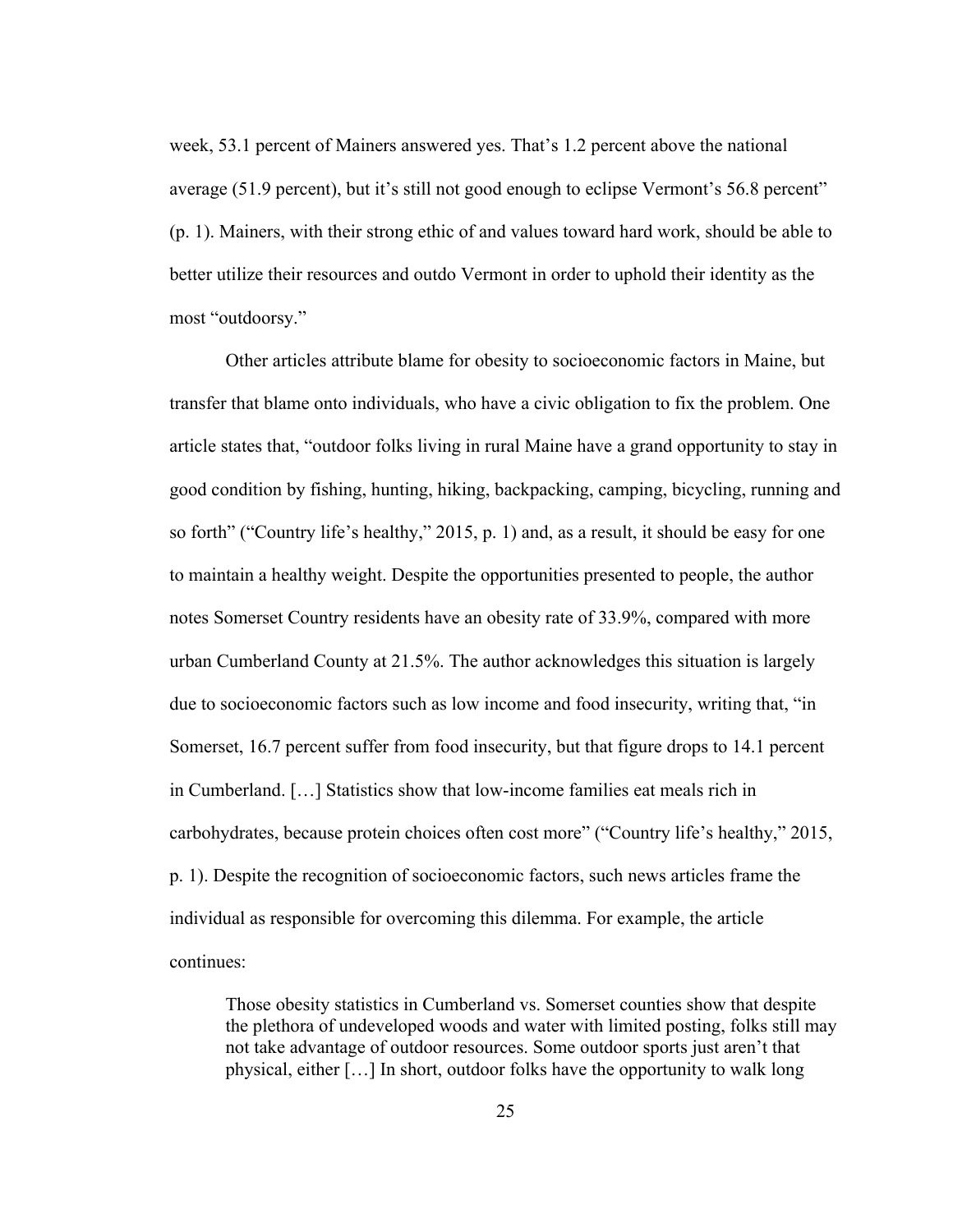week, 53.1 percent of Mainers answered yes. That's 1.2 percent above the national average (51.9 percent), but it's still not good enough to eclipse Vermont's 56.8 percent" (p. 1). Mainers, with their strong ethic of and values toward hard work, should be able to better utilize their resources and outdo Vermont in order to uphold their identity as the most "outdoorsy."

Other articles attribute blame for obesity to socioeconomic factors in Maine, but transfer that blame onto individuals, who have a civic obligation to fix the problem. One article states that, "outdoor folks living in rural Maine have a grand opportunity to stay in good condition by fishing, hunting, hiking, backpacking, camping, bicycling, running and so forth" ("Country life's healthy," 2015, p. 1) and, as a result, it should be easy for one to maintain a healthy weight. Despite the opportunities presented to people, the author notes Somerset Country residents have an obesity rate of 33.9%, compared with more urban Cumberland County at 21.5%. The author acknowledges this situation is largely due to socioeconomic factors such as low income and food insecurity, writing that, "in Somerset, 16.7 percent suffer from food insecurity, but that figure drops to 14.1 percent in Cumberland. […] Statistics show that low-income families eat meals rich in carbohydrates, because protein choices often cost more" ("Country life's healthy," 2015, p. 1). Despite the recognition of socioeconomic factors, such news articles frame the individual as responsible for overcoming this dilemma. For example, the article continues:

> Those obesity statistics in Cumberland vs. Somerset counties show that despite the plethora of undeveloped woods and water with limited posting, folks still may not take advantage of outdoor resources. Some outdoor sports just aren't that physical, either […] In short, outdoor folks have the opportunity to walk long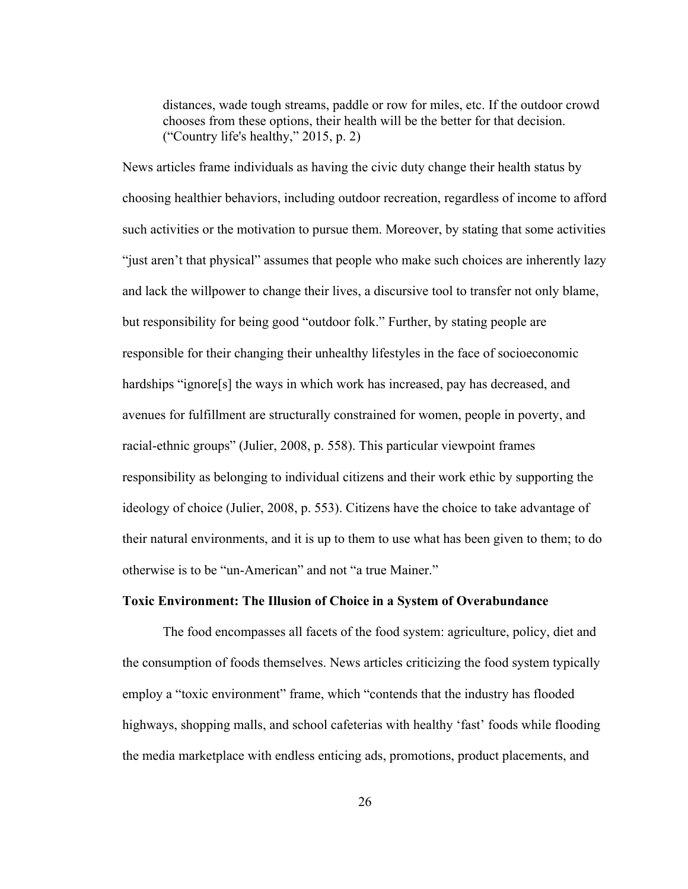> distances, wade tough streams, paddle or row for miles, etc. If the outdoor crowd chooses from these options, their health will be the better for that decision. ("Country life's healthy," 2015, p. 2)

News articles frame individuals as having the civic duty change their health status by choosing healthier behaviors, including outdoor recreation, regardless of income to afford such activities or the motivation to pursue them. Moreover, by stating that some activities "just aren't that physical" assumes that people who make such choices are inherently lazy and lack the willpower to change their lives, a discursive tool to transfer not only blame, but responsibility for being good "outdoor folk." Further, by stating people are responsible for their changing their unhealthy lifestyles in the face of socioeconomic hardships "ignore[s] the ways in which work has increased, pay has decreased, and avenues for fulfillment are structurally constrained for women, people in poverty, and racial-ethnic groups" (Julier, 2008, p. 558). This particular viewpoint frames responsibility as belonging to individual citizens and their work ethic by supporting the ideology of choice (Julier, 2008, p. 553). Citizens have the choice to take advantage of their natural environments, and it is up to them to use what has been given to them; to do otherwise is to be "un-American" and not "a true Mainer."

**Toxic Environment: The Illusion of Choice in a System of Overabundance**

The food encompasses all facets of the food system: agriculture, policy, diet and the consumption of foods themselves. News articles criticizing the food system typically employ a "toxic environment" frame, which "contends that the industry has flooded highways, shopping malls, and school cafeterias with healthy 'fast' foods while flooding the media marketplace with endless enticing ads, promotions, product placements, and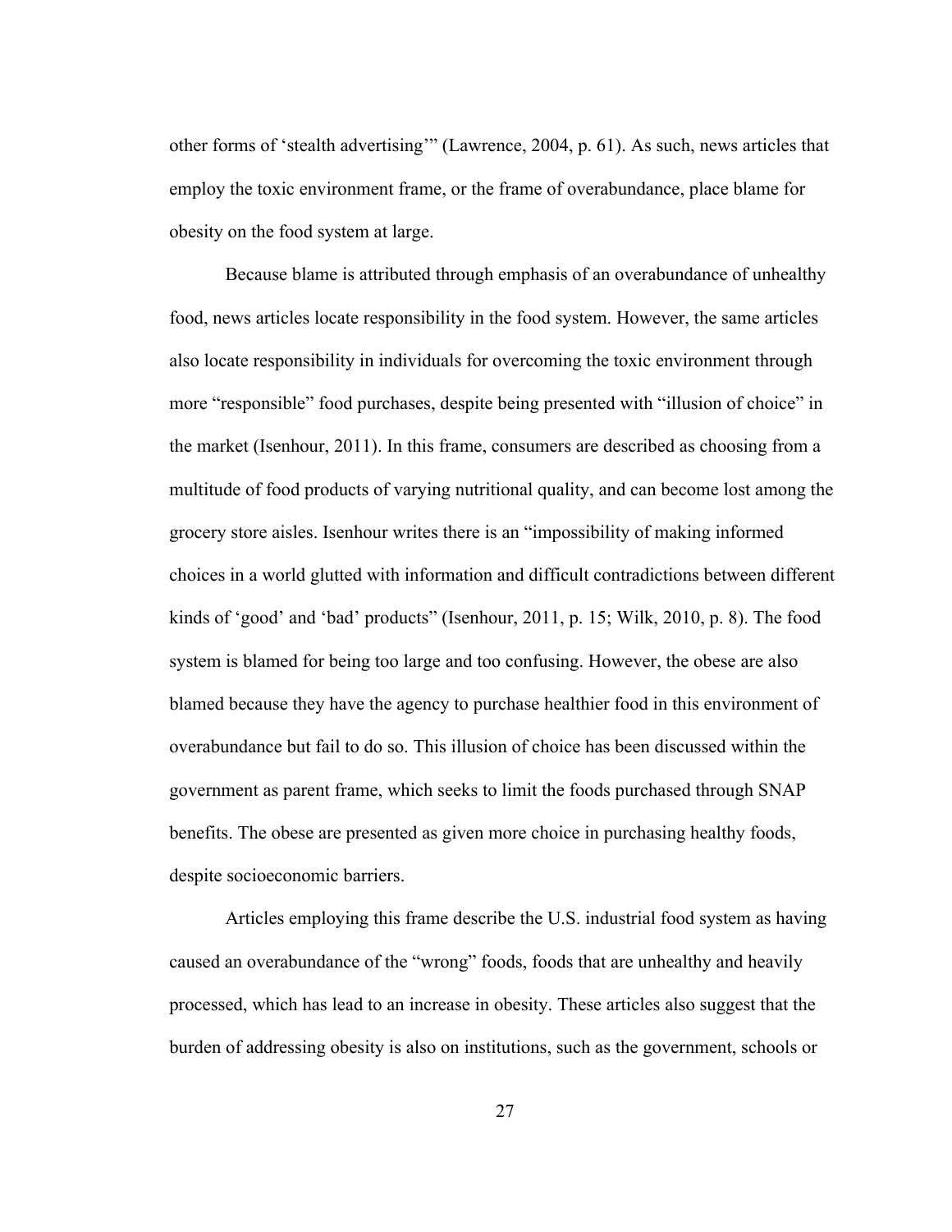other forms of 'stealth advertising'" (Lawrence, 2004, p. 61). As such, news articles that employ the toxic environment frame, or the frame of overabundance, place blame for obesity on the food system at large.

Because blame is attributed through emphasis of an overabundance of unhealthy food, news articles locate responsibility in the food system. However, the same articles also locate responsibility in individuals for overcoming the toxic environment through more "responsible" food purchases, despite being presented with "illusion of choice" in the market (Isenhour, 2011). In this frame, consumers are described as choosing from a multitude of food products of varying nutritional quality, and can become lost among the grocery store aisles. Isenhour writes there is an "impossibility of making informed choices in a world glutted with information and difficult contradictions between different kinds of 'good' and 'bad' products" (Isenhour, 2011, p. 15; Wilk, 2010, p. 8). The food system is blamed for being too large and too confusing. However, the obese are also blamed because they have the agency to purchase healthier food in this environment of overabundance but fail to do so. This illusion of choice has been discussed within the government as parent frame, which seeks to limit the foods purchased through SNAP benefits. The obese are presented as given more choice in purchasing healthy foods, despite socioeconomic barriers.

Articles employing this frame describe the U.S. industrial food system as having caused an overabundance of the "wrong" foods, foods that are unhealthy and heavily processed, which has lead to an increase in obesity. These articles also suggest that the burden of addressing obesity is also on institutions, such as the government, schools or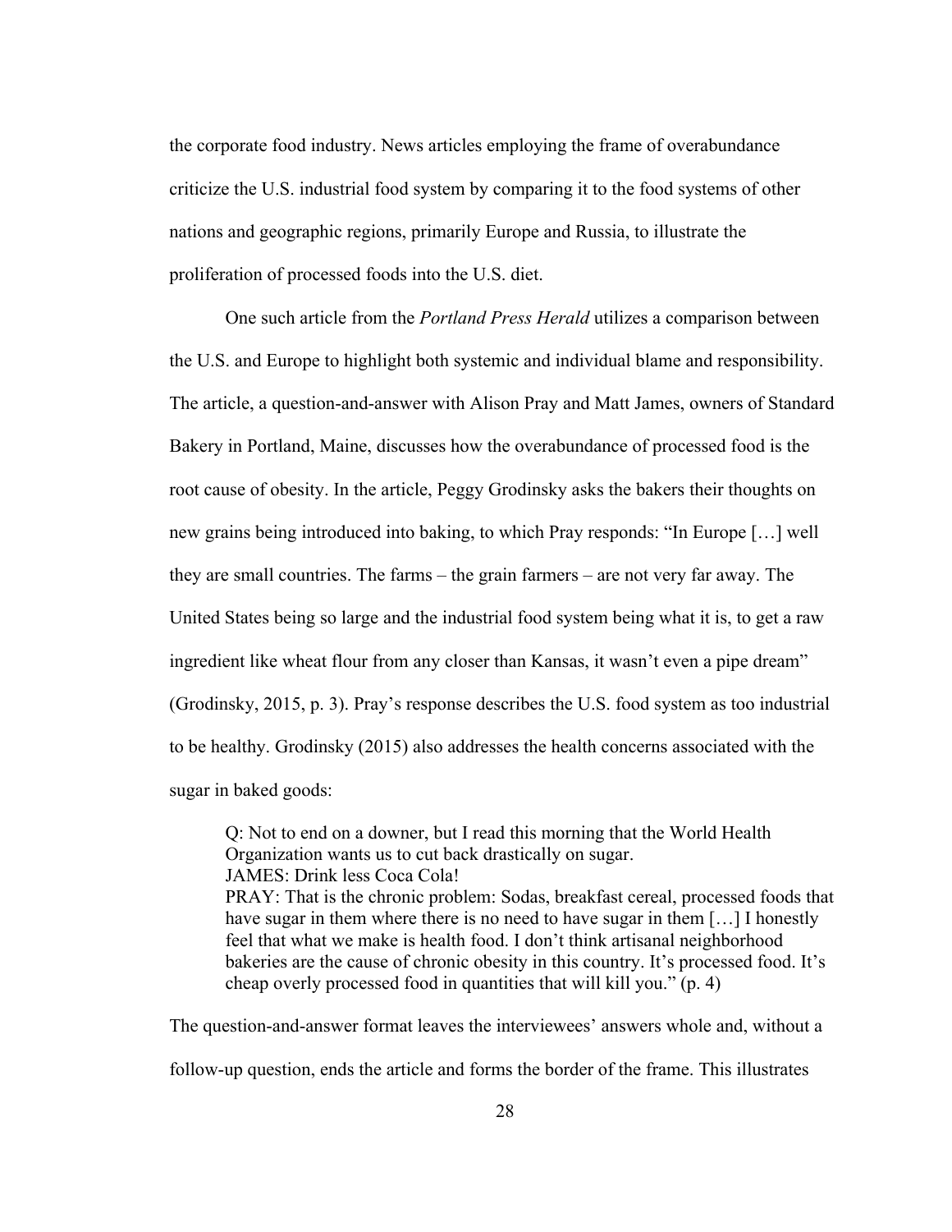the corporate food industry. News articles employing the frame of overabundance criticize the U.S. industrial food system by comparing it to the food systems of other nations and geographic regions, primarily Europe and Russia, to illustrate the proliferation of processed foods into the U.S. diet.

One such article from the *Portland Press Herald* utilizes a comparison between the U.S. and Europe to highlight both systemic and individual blame and responsibility. The article, a question-and-answer with Alison Pray and Matt James, owners of Standard Bakery in Portland, Maine, discusses how the overabundance of processed food is the root cause of obesity. In the article, Peggy Grodinsky asks the bakers their thoughts on new grains being introduced into baking, to which Pray responds: "In Europe […] well they are small countries. The farms – the grain farmers – are not very far away. The United States being so large and the industrial food system being what it is, to get a raw ingredient like wheat flour from any closer than Kansas, it wasn't even a pipe dream" (Grodinsky, 2015, p. 3). Pray's response describes the U.S. food system as too industrial to be healthy. Grodinsky (2015) also addresses the health concerns associated with the sugar in baked goods:

> Q: Not to end on a downer, but I read this morning that the World Health Organization wants us to cut back drastically on sugar.
> JAMES: Drink less Coca Cola!
> PRAY: That is the chronic problem: Sodas, breakfast cereal, processed foods that have sugar in them where there is no need to have sugar in them […] I honestly feel that what we make is health food. I don't think artisanal neighborhood bakeries are the cause of chronic obesity in this country. It's processed food. It's cheap overly processed food in quantities that will kill you." (p. 4)

The question-and-answer format leaves the interviewees' answers whole and, without a follow-up question, ends the article and forms the border of the frame. This illustrates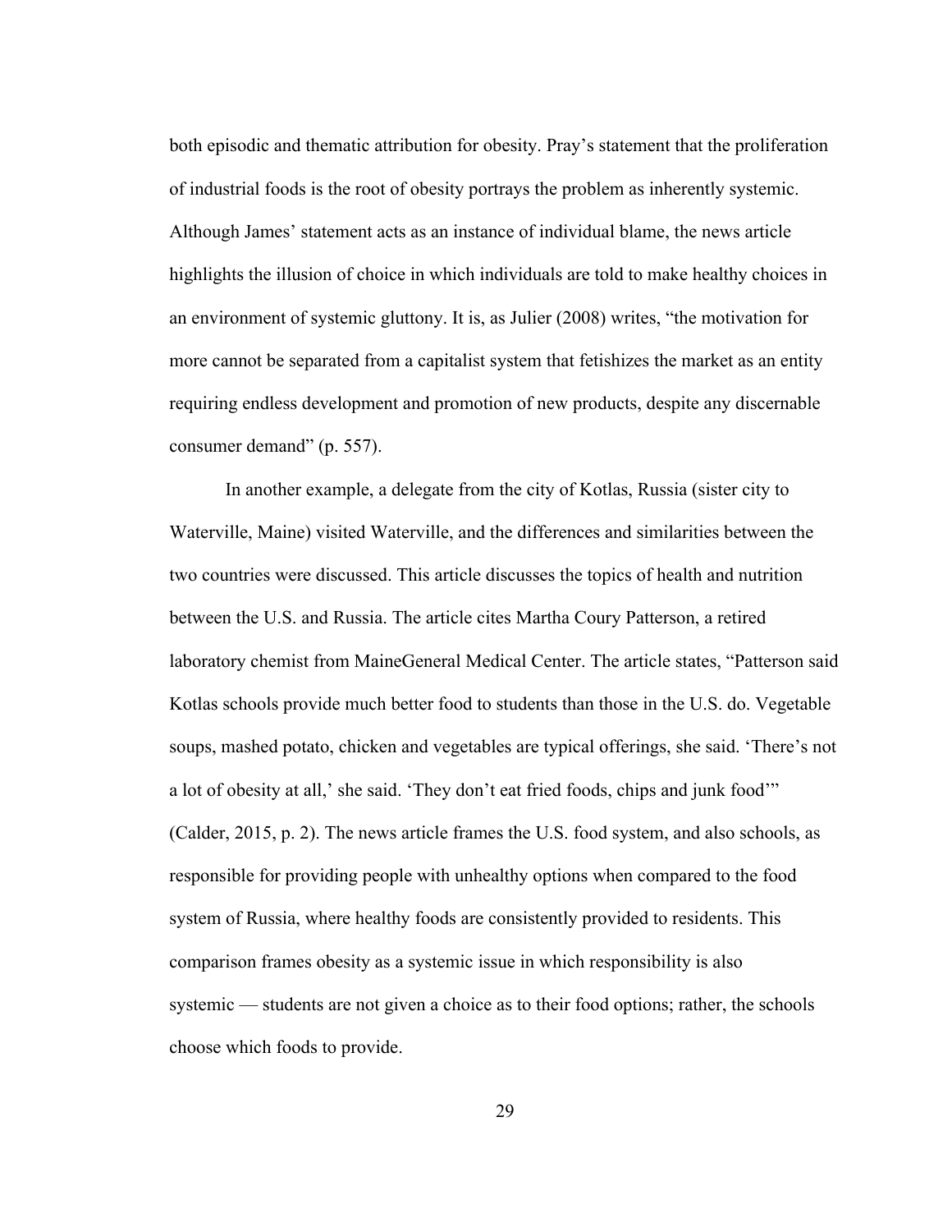both episodic and thematic attribution for obesity. Pray's statement that the proliferation of industrial foods is the root of obesity portrays the problem as inherently systemic. Although James' statement acts as an instance of individual blame, the news article highlights the illusion of choice in which individuals are told to make healthy choices in an environment of systemic gluttony. It is, as Julier (2008) writes, "the motivation for more cannot be separated from a capitalist system that fetishizes the market as an entity requiring endless development and promotion of new products, despite any discernable consumer demand" (p. 557).

In another example, a delegate from the city of Kotlas, Russia (sister city to Waterville, Maine) visited Waterville, and the differences and similarities between the two countries were discussed. This article discusses the topics of health and nutrition between the U.S. and Russia. The article cites Martha Coury Patterson, a retired laboratory chemist from MaineGeneral Medical Center. The article states, "Patterson said Kotlas schools provide much better food to students than those in the U.S. do. Vegetable soups, mashed potato, chicken and vegetables are typical offerings, she said. 'There's not a lot of obesity at all,' she said. 'They don't eat fried foods, chips and junk food'" (Calder, 2015, p. 2). The news article frames the U.S. food system, and also schools, as responsible for providing people with unhealthy options when compared to the food system of Russia, where healthy foods are consistently provided to residents. This comparison frames obesity as a systemic issue in which responsibility is also systemic — students are not given a choice as to their food options; rather, the schools choose which foods to provide.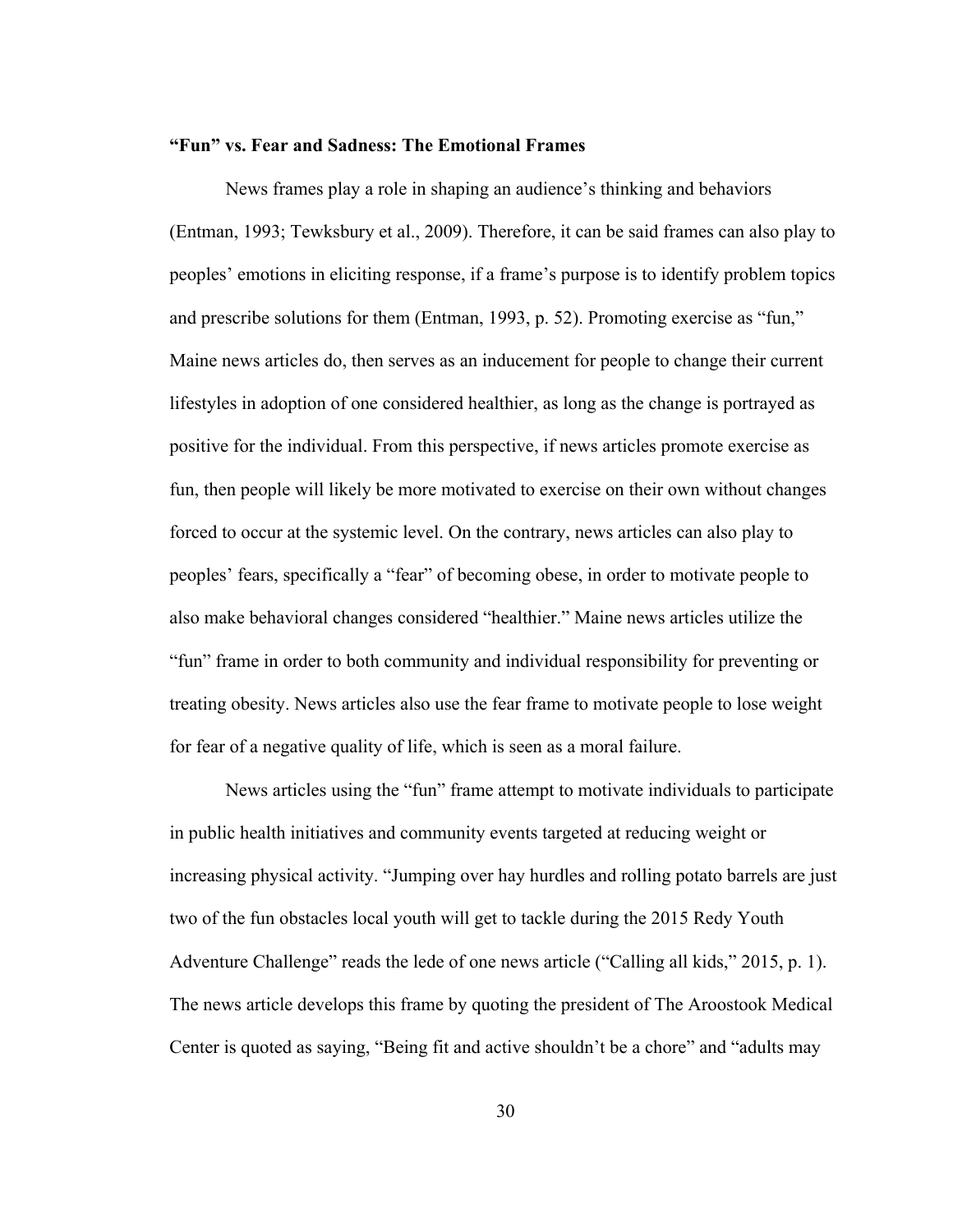### "Fun" vs. Fear and Sadness: The Emotional Frames

News frames play a role in shaping an audience's thinking and behaviors (Entman, 1993; Tewksbury et al., 2009). Therefore, it can be said frames can also play to peoples' emotions in eliciting response, if a frame's purpose is to identify problem topics and prescribe solutions for them (Entman, 1993, p. 52). Promoting exercise as "fun," Maine news articles do, then serves as an inducement for people to change their current lifestyles in adoption of one considered healthier, as long as the change is portrayed as positive for the individual. From this perspective, if news articles promote exercise as fun, then people will likely be more motivated to exercise on their own without changes forced to occur at the systemic level. On the contrary, news articles can also play to peoples' fears, specifically a "fear" of becoming obese, in order to motivate people to also make behavioral changes considered "healthier." Maine news articles utilize the "fun" frame in order to both community and individual responsibility for preventing or treating obesity. News articles also use the fear frame to motivate people to lose weight for fear of a negative quality of life, which is seen as a moral failure.

News articles using the "fun" frame attempt to motivate individuals to participate in public health initiatives and community events targeted at reducing weight or increasing physical activity. "Jumping over hay hurdles and rolling potato barrels are just two of the fun obstacles local youth will get to tackle during the 2015 Redy Youth Adventure Challenge" reads the lede of one news article ("Calling all kids," 2015, p. 1). The news article develops this frame by quoting the president of The Aroostook Medical Center is quoted as saying, "Being fit and active shouldn't be a chore" and "adults may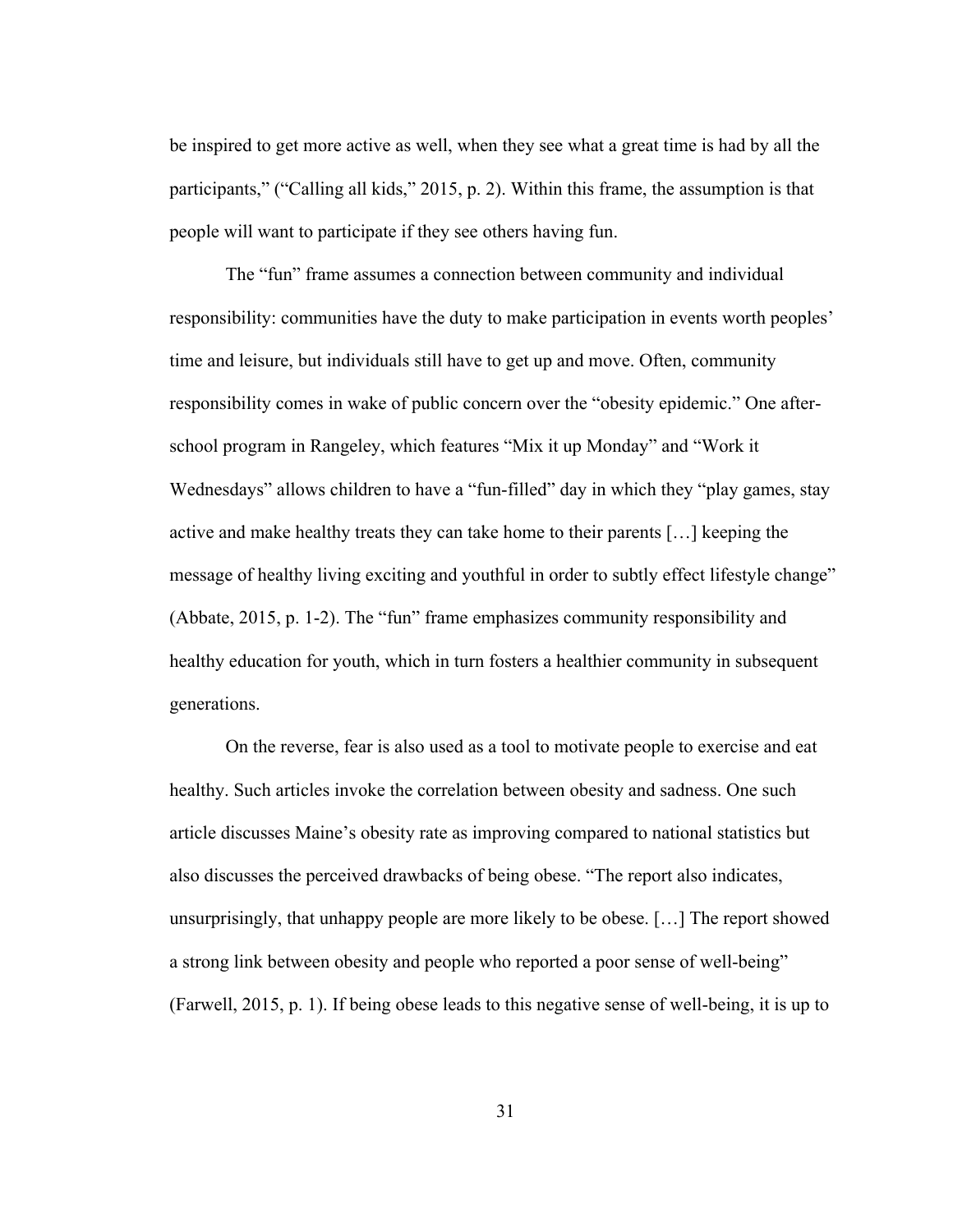be inspired to get more active as well, when they see what a great time is had by all the participants," ("Calling all kids," 2015, p. 2). Within this frame, the assumption is that people will want to participate if they see others having fun.

The "fun" frame assumes a connection between community and individual responsibility: communities have the duty to make participation in events worth peoples' time and leisure, but individuals still have to get up and move. Often, community responsibility comes in wake of public concern over the "obesity epidemic." One after-school program in Rangeley, which features "Mix it up Monday" and "Work it Wednesdays" allows children to have a "fun-filled" day in which they "play games, stay active and make healthy treats they can take home to their parents […] keeping the message of healthy living exciting and youthful in order to subtly effect lifestyle change" (Abbate, 2015, p. 1-2). The "fun" frame emphasizes community responsibility and healthy education for youth, which in turn fosters a healthier community in subsequent generations.

On the reverse, fear is also used as a tool to motivate people to exercise and eat healthy. Such articles invoke the correlation between obesity and sadness. One such article discusses Maine's obesity rate as improving compared to national statistics but also discusses the perceived drawbacks of being obese. "The report also indicates, unsurprisingly, that unhappy people are more likely to be obese. […] The report showed a strong link between obesity and people who reported a poor sense of well-being" (Farwell, 2015, p. 1). If being obese leads to this negative sense of well-being, it is up to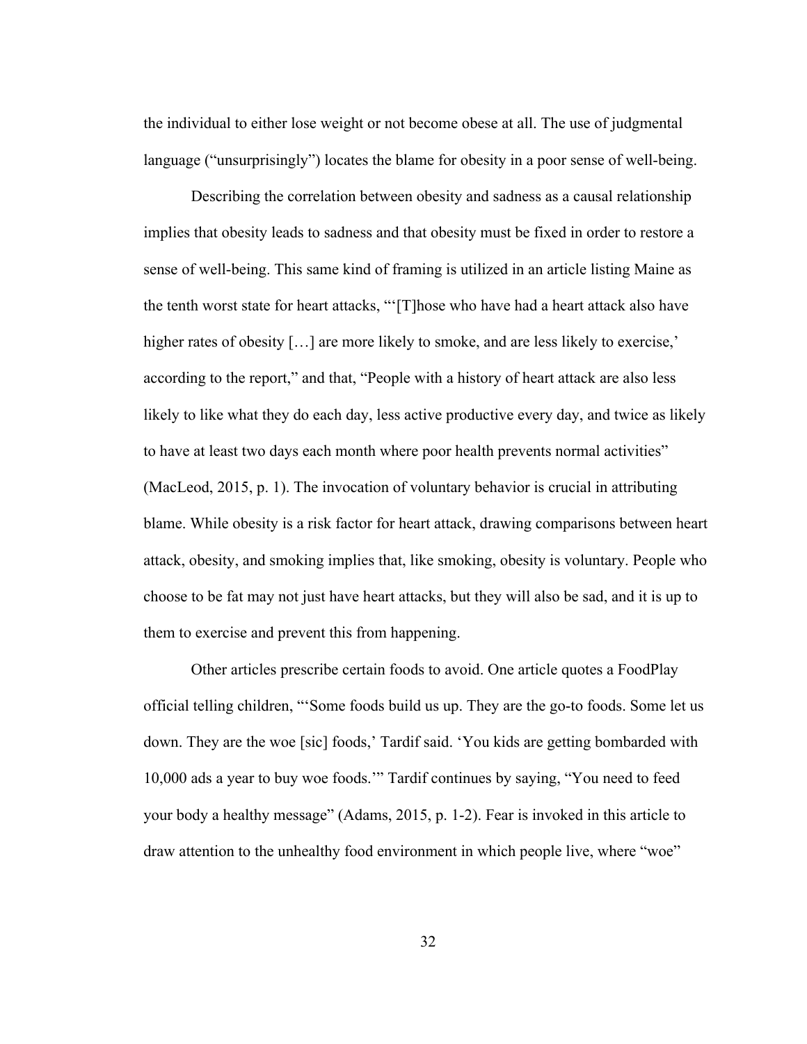the individual to either lose weight or not become obese at all. The use of judgmental language ("unsurprisingly") locates the blame for obesity in a poor sense of well-being.

Describing the correlation between obesity and sadness as a causal relationship implies that obesity leads to sadness and that obesity must be fixed in order to restore a sense of well-being. This same kind of framing is utilized in an article listing Maine as the tenth worst state for heart attacks, "'[T]hose who have had a heart attack also have higher rates of obesity […] are more likely to smoke, and are less likely to exercise,' according to the report," and that, "People with a history of heart attack are also less likely to like what they do each day, less active productive every day, and twice as likely to have at least two days each month where poor health prevents normal activities" (MacLeod, 2015, p. 1). The invocation of voluntary behavior is crucial in attributing blame. While obesity is a risk factor for heart attack, drawing comparisons between heart attack, obesity, and smoking implies that, like smoking, obesity is voluntary. People who choose to be fat may not just have heart attacks, but they will also be sad, and it is up to them to exercise and prevent this from happening.

Other articles prescribe certain foods to avoid. One article quotes a FoodPlay official telling children, "'Some foods build us up. They are the go-to foods. Some let us down. They are the woe [sic] foods,' Tardif said. 'You kids are getting bombarded with 10,000 ads a year to buy woe foods.'" Tardif continues by saying, "You need to feed your body a healthy message" (Adams, 2015, p. 1-2). Fear is invoked in this article to draw attention to the unhealthy food environment in which people live, where "woe"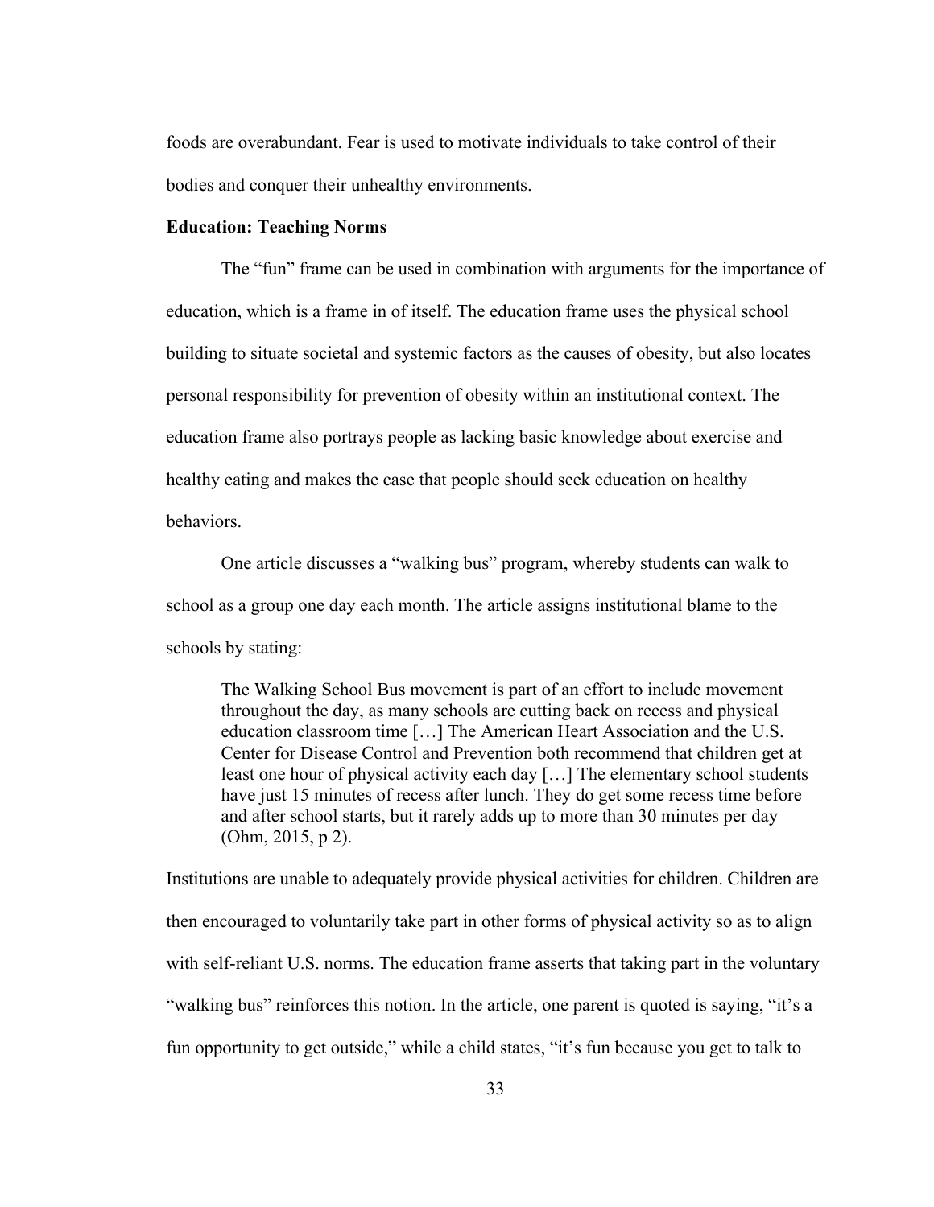foods are overabundant. Fear is used to motivate individuals to take control of their bodies and conquer their unhealthy environments.

**Education: Teaching Norms**

The "fun" frame can be used in combination with arguments for the importance of education, which is a frame in of itself. The education frame uses the physical school building to situate societal and systemic factors as the causes of obesity, but also locates personal responsibility for prevention of obesity within an institutional context. The education frame also portrays people as lacking basic knowledge about exercise and healthy eating and makes the case that people should seek education on healthy behaviors.

One article discusses a "walking bus" program, whereby students can walk to school as a group one day each month. The article assigns institutional blame to the schools by stating:

> The Walking School Bus movement is part of an effort to include movement throughout the day, as many schools are cutting back on recess and physical education classroom time […] The American Heart Association and the U.S. Center for Disease Control and Prevention both recommend that children get at least one hour of physical activity each day […] The elementary school students have just 15 minutes of recess after lunch. They do get some recess time before and after school starts, but it rarely adds up to more than 30 minutes per day (Ohm, 2015, p 2).

Institutions are unable to adequately provide physical activities for children. Children are then encouraged to voluntarily take part in other forms of physical activity so as to align with self-reliant U.S. norms. The education frame asserts that taking part in the voluntary "walking bus" reinforces this notion. In the article, one parent is quoted is saying, "it's a fun opportunity to get outside," while a child states, "it's fun because you get to talk to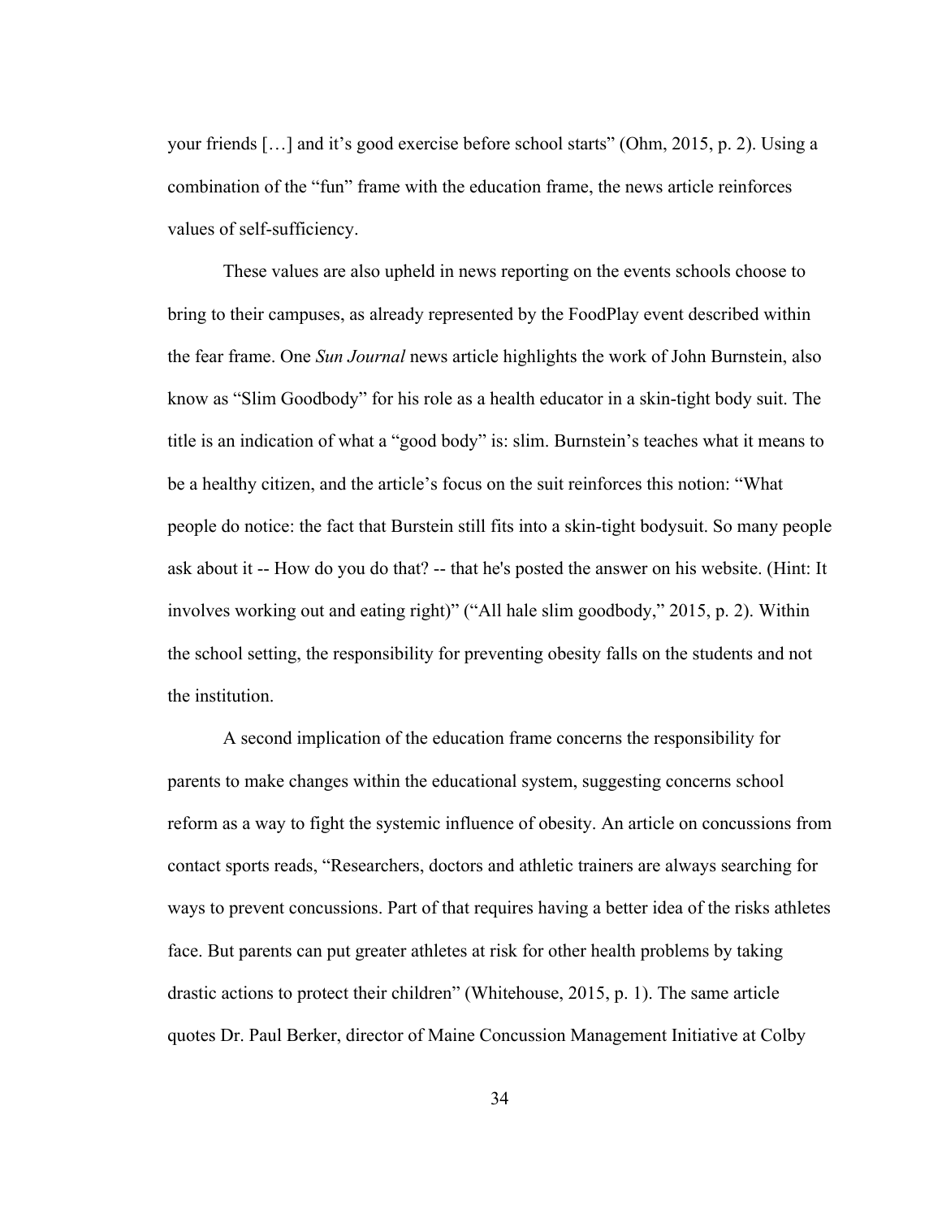your friends […] and it's good exercise before school starts" (Ohm, 2015, p. 2). Using a combination of the "fun" frame with the education frame, the news article reinforces values of self-sufficiency.

These values are also upheld in news reporting on the events schools choose to bring to their campuses, as already represented by the FoodPlay event described within the fear frame. One *Sun Journal* news article highlights the work of John Burnstein, also know as "Slim Goodbody" for his role as a health educator in a skin-tight body suit. The title is an indication of what a "good body" is: slim. Burnstein's teaches what it means to be a healthy citizen, and the article's focus on the suit reinforces this notion: "What people do notice: the fact that Burstein still fits into a skin-tight bodysuit. So many people ask about it -- How do you do that? -- that he's posted the answer on his website. (Hint: It involves working out and eating right)" ("All hale slim goodbody," 2015, p. 2). Within the school setting, the responsibility for preventing obesity falls on the students and not the institution.

A second implication of the education frame concerns the responsibility for parents to make changes within the educational system, suggesting concerns school reform as a way to fight the systemic influence of obesity. An article on concussions from contact sports reads, "Researchers, doctors and athletic trainers are always searching for ways to prevent concussions. Part of that requires having a better idea of the risks athletes face. But parents can put greater athletes at risk for other health problems by taking drastic actions to protect their children" (Whitehouse, 2015, p. 1). The same article quotes Dr. Paul Berker, director of Maine Concussion Management Initiative at Colby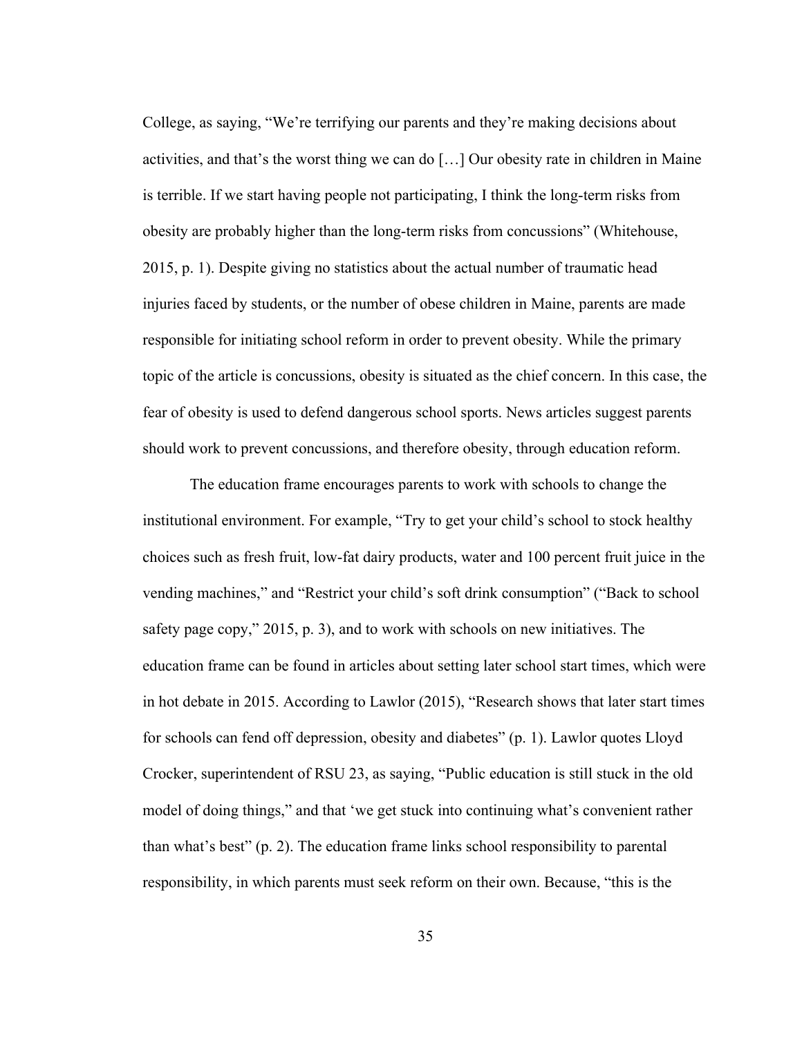College, as saying, "We're terrifying our parents and they're making decisions about activities, and that's the worst thing we can do […] Our obesity rate in children in Maine is terrible. If we start having people not participating, I think the long-term risks from obesity are probably higher than the long-term risks from concussions" (Whitehouse, 2015, p. 1). Despite giving no statistics about the actual number of traumatic head injuries faced by students, or the number of obese children in Maine, parents are made responsible for initiating school reform in order to prevent obesity. While the primary topic of the article is concussions, obesity is situated as the chief concern. In this case, the fear of obesity is used to defend dangerous school sports. News articles suggest parents should work to prevent concussions, and therefore obesity, through education reform.

The education frame encourages parents to work with schools to change the institutional environment. For example, "Try to get your child's school to stock healthy choices such as fresh fruit, low-fat dairy products, water and 100 percent fruit juice in the vending machines," and "Restrict your child's soft drink consumption" ("Back to school safety page copy," 2015, p. 3), and to work with schools on new initiatives. The education frame can be found in articles about setting later school start times, which were in hot debate in 2015. According to Lawlor (2015), "Research shows that later start times for schools can fend off depression, obesity and diabetes" (p. 1). Lawlor quotes Lloyd Crocker, superintendent of RSU 23, as saying, "Public education is still stuck in the old model of doing things," and that 'we get stuck into continuing what's convenient rather than what's best" (p. 2). The education frame links school responsibility to parental responsibility, in which parents must seek reform on their own. Because, "this is the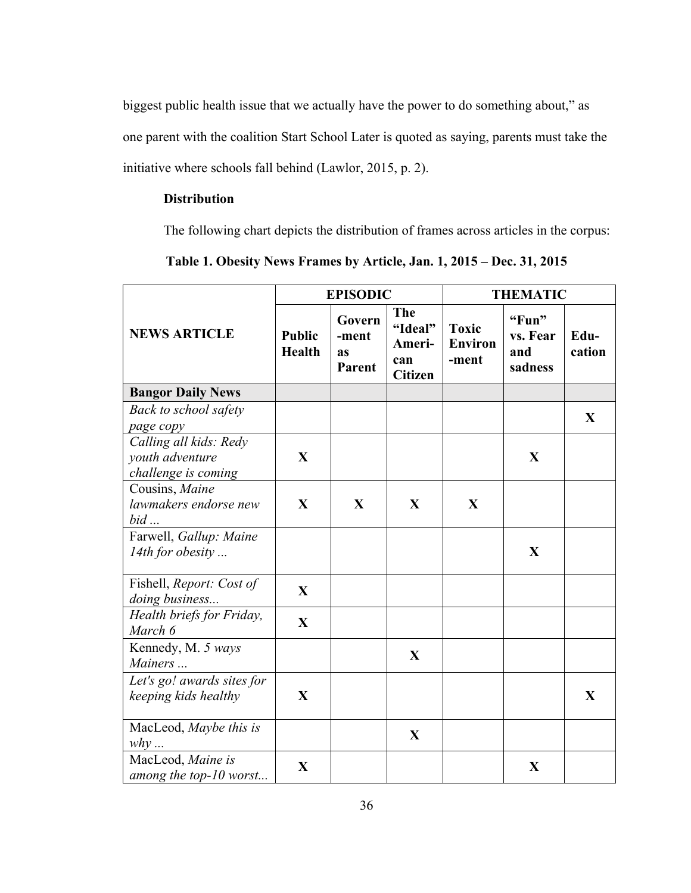biggest public health issue that we actually have the power to do something about," as one parent with the coalition Start School Later is quoted as saying, parents must take the initiative where schools fall behind (Lawlor, 2015, p. 2).

**Distribution**

The following chart depicts the distribution of frames across articles in the corpus:

**Table 1. Obesity News Frames by Article, Jan. 1, 2015 – Dec. 31, 2015**

| NEWS ARTICLE | EPISODIC | | | THEMATIC | | |
|---|---|---|---|---|---|---|
| | **Public Health** | **Govern-ment as Parent** | **The "Ideal" Ameri-can Citizen** | **Toxic Environ-ment** | **"Fun" vs. Fear and sadness** | **Edu-cation** |
| **Bangor Daily News** | | | | | | |
| *Back to school safety page copy* | | | | | | X |
| *Calling all kids: Redy youth adventure challenge is coming* | X | | | | X | |
| Cousins, *Maine lawmakers endorse new bid ...* | X | X | X | X | | |
| Farwell, *Gallup: Maine 14th for obesity ...* | | | | | X | |
| Fishell, *Report: Cost of doing business...* | X | | | | | |
| *Health briefs for Friday, March 6* | X | | | | | |
| Kennedy, M. *5 ways Mainers ...* | | | X | | | |
| *Let's go! awards sites for keeping kids healthy* | X | | | | | X |
| MacLeod, *Maybe this is why ...* | | | X | | | |
| MacLeod, *Maine is among the top-10 worst...* | X | | | | X | |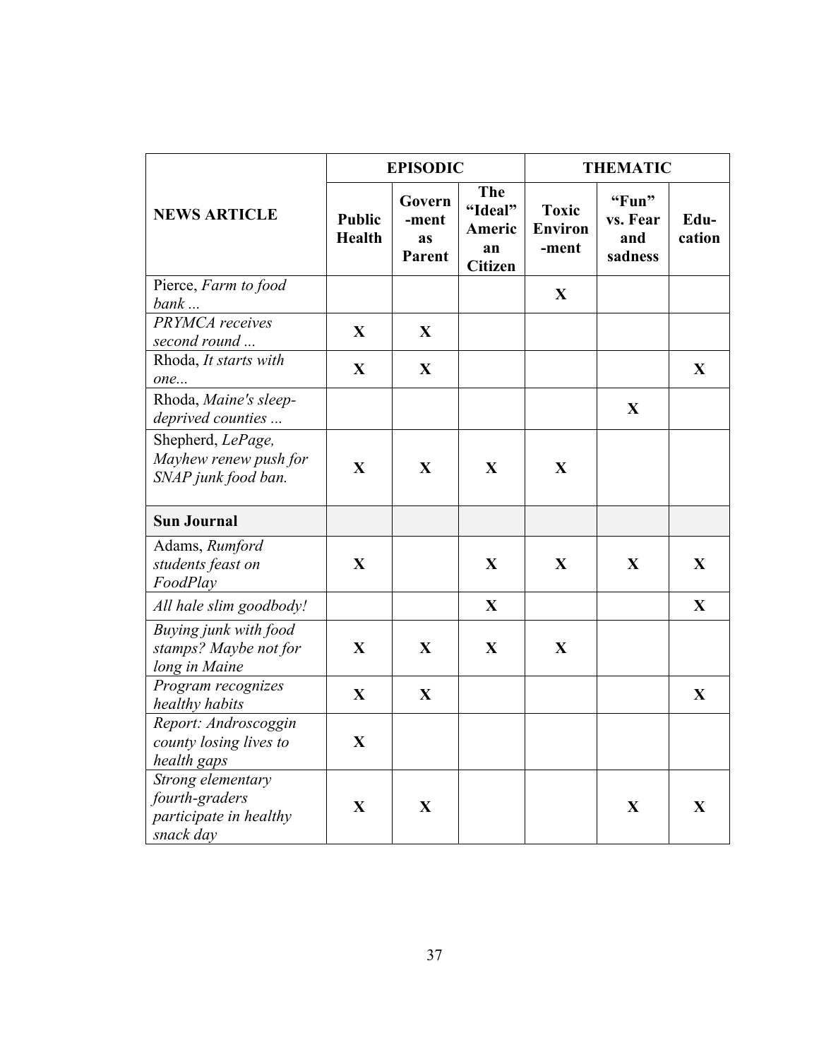| NEWS ARTICLE | EPISODIC | | | THEMATIC | | |
|---|---|---|---|---|---|---|
| | **Public Health** | **Govern-ment as Parent** | **The "Ideal" American Citizen** | **Toxic Environ-ment** | **"Fun" vs. Fear and sadness** | **Edu-cation** |
| Pierce, *Farm to food bank ...* | | | | **X** | | |
| *PRYMCA receives second round ...* | **X** | **X** | | | | |
| Rhoda, *It starts with one...* | **X** | **X** | | | | **X** |
| Rhoda, *Maine's sleep-deprived counties ...* | | | | | **X** | |
| Shepherd, *LePage, Mayhew renew push for SNAP junk food ban.* | **X** | **X** | **X** | **X** | | |
| **Sun Journal** | | | | | | |
| Adams, *Rumford students feast on FoodPlay* | **X** | | **X** | **X** | **X** | **X** |
| *All hale slim goodbody!* | | | **X** | | | **X** |
| *Buying junk with food stamps? Maybe not for long in Maine* | **X** | **X** | **X** | **X** | | |
| *Program recognizes healthy habits* | **X** | **X** | | | | **X** |
| *Report: Androscoggin county losing lives to health gaps* | **X** | | | | | |
| *Strong elementary fourth-graders participate in healthy snack day* | **X** | **X** | | | **X** | **X** |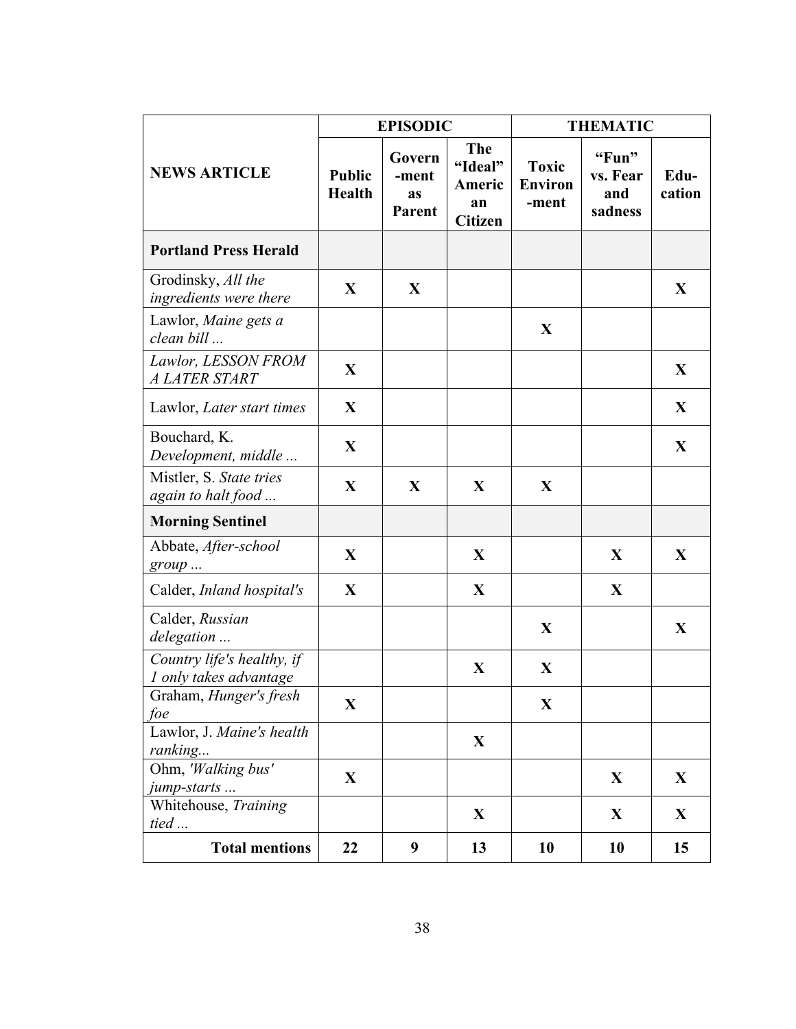| NEWS ARTICLE | EPISODIC | | | THEMATIC | | |
|---|---|---|---|---|---|---|
| | **Public Health** | **Govern-ment as Parent** | **The "Ideal" American Citizen** | **Toxic Environ-ment** | **"Fun" vs. Fear and sadness** | **Edu-cation** |
| **Portland Press Herald** | | | | | | |
| Grodinsky, *All the ingredients were there* | **X** | **X** | | | | **X** |
| Lawlor, *Maine gets a clean bill ...* | | | | **X** | | |
| *Lawlor, LESSON FROM A LATER START* | **X** | | | | | **X** |
| Lawlor, *Later start times* | **X** | | | | | **X** |
| Bouchard, K. *Development, middle ...* | **X** | | | | | **X** |
| Mistler, S. *State tries again to halt food ...* | **X** | **X** | **X** | **X** | | |
| **Morning Sentinel** | | | | | | |
| Abbate, *After-school group ...* | **X** | | **X** | | **X** | **X** |
| Calder, *Inland hospital's* | **X** | | **X** | | **X** | |
| Calder, *Russian delegation ...* | | | | **X** | | **X** |
| *Country life's healthy, if 1 only takes advantage* | | | **X** | **X** | | |
| Graham, *Hunger's fresh foe* | **X** | | | **X** | | |
| Lawlor, J. *Maine's health ranking...* | | | **X** | | | |
| Ohm, *'Walking bus' jump-starts ...* | **X** | | | | **X** | **X** |
| Whitehouse, *Training tied ...* | | | **X** | | **X** | **X** |
| **Total mentions** | **22** | **9** | **13** | **10** | **10** | **15** |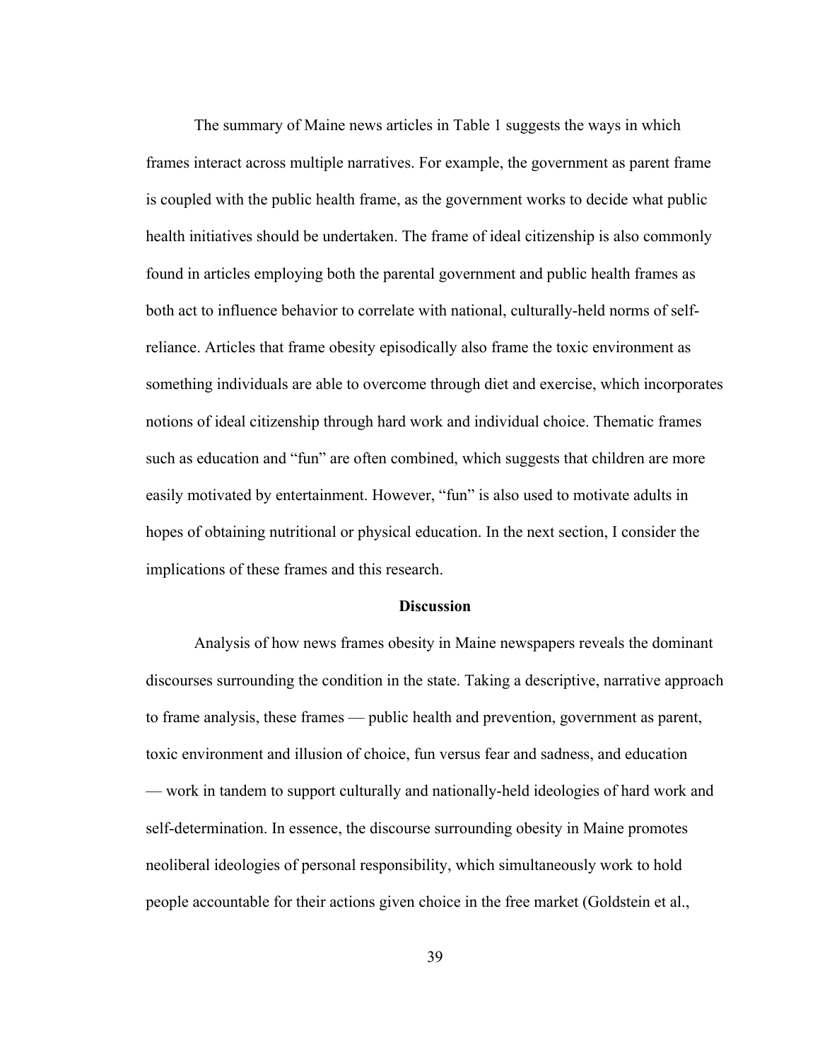The summary of Maine news articles in Table 1 suggests the ways in which frames interact across multiple narratives. For example, the government as parent frame is coupled with the public health frame, as the government works to decide what public health initiatives should be undertaken. The frame of ideal citizenship is also commonly found in articles employing both the parental government and public health frames as both act to influence behavior to correlate with national, culturally-held norms of self-reliance. Articles that frame obesity episodically also frame the toxic environment as something individuals are able to overcome through diet and exercise, which incorporates notions of ideal citizenship through hard work and individual choice. Thematic frames such as education and "fun" are often combined, which suggests that children are more easily motivated by entertainment. However, "fun" is also used to motivate adults in hopes of obtaining nutritional or physical education. In the next section, I consider the implications of these frames and this research.

## Discussion

Analysis of how news frames obesity in Maine newspapers reveals the dominant discourses surrounding the condition in the state. Taking a descriptive, narrative approach to frame analysis, these frames — public health and prevention, government as parent, toxic environment and illusion of choice, fun versus fear and sadness, and education — work in tandem to support culturally and nationally-held ideologies of hard work and self-determination. In essence, the discourse surrounding obesity in Maine promotes neoliberal ideologies of personal responsibility, which simultaneously work to hold people accountable for their actions given choice in the free market (Goldstein et al.,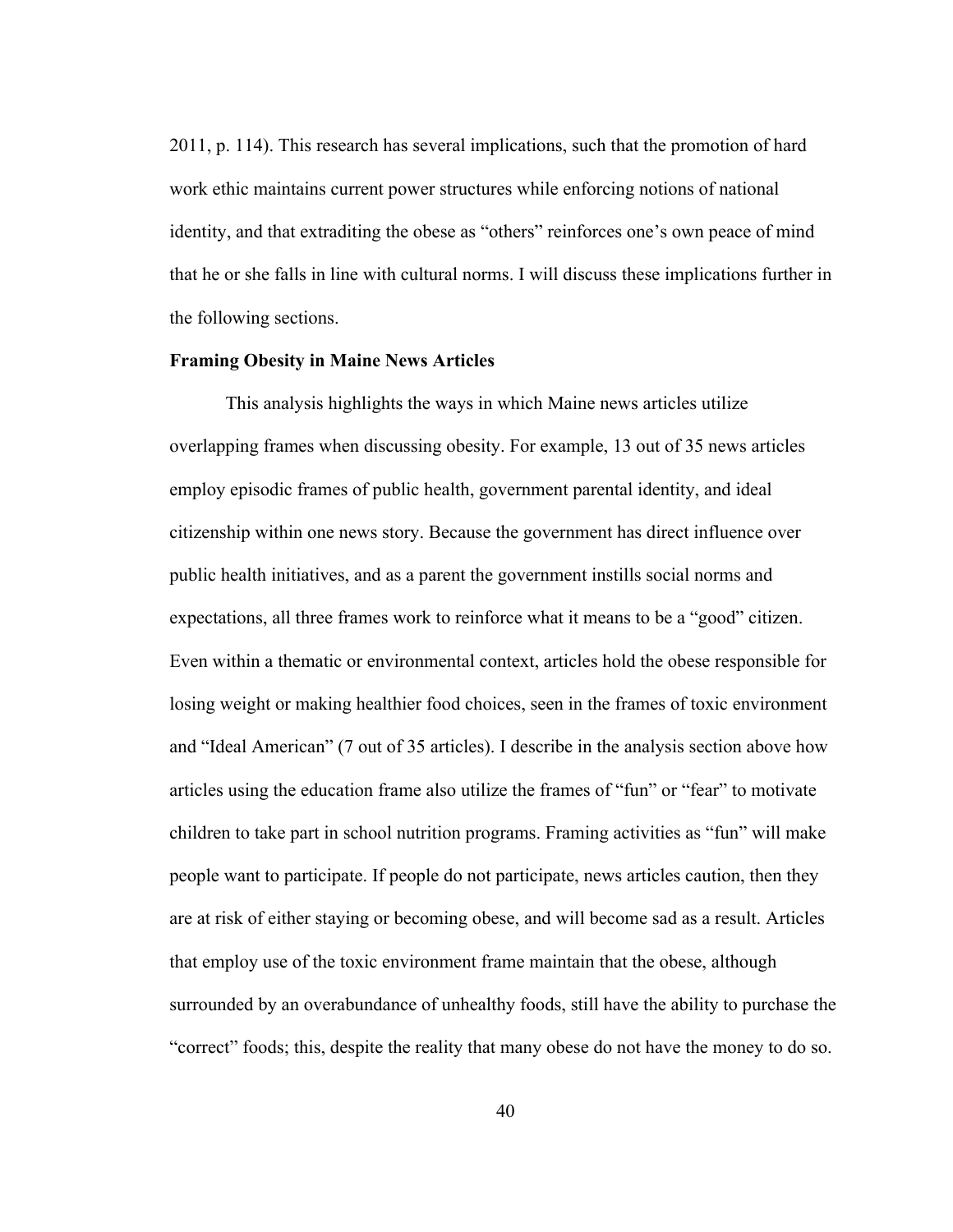2011, p. 114). This research has several implications, such that the promotion of hard work ethic maintains current power structures while enforcing notions of national identity, and that extraditing the obese as "others" reinforces one's own peace of mind that he or she falls in line with cultural norms. I will discuss these implications further in the following sections.

**Framing Obesity in Maine News Articles**

This analysis highlights the ways in which Maine news articles utilize overlapping frames when discussing obesity. For example, 13 out of 35 news articles employ episodic frames of public health, government parental identity, and ideal citizenship within one news story. Because the government has direct influence over public health initiatives, and as a parent the government instills social norms and expectations, all three frames work to reinforce what it means to be a "good" citizen. Even within a thematic or environmental context, articles hold the obese responsible for losing weight or making healthier food choices, seen in the frames of toxic environment and "Ideal American" (7 out of 35 articles). I describe in the analysis section above how articles using the education frame also utilize the frames of "fun" or "fear" to motivate children to take part in school nutrition programs. Framing activities as "fun" will make people want to participate. If people do not participate, news articles caution, then they are at risk of either staying or becoming obese, and will become sad as a result. Articles that employ use of the toxic environment frame maintain that the obese, although surrounded by an overabundance of unhealthy foods, still have the ability to purchase the "correct" foods; this, despite the reality that many obese do not have the money to do so.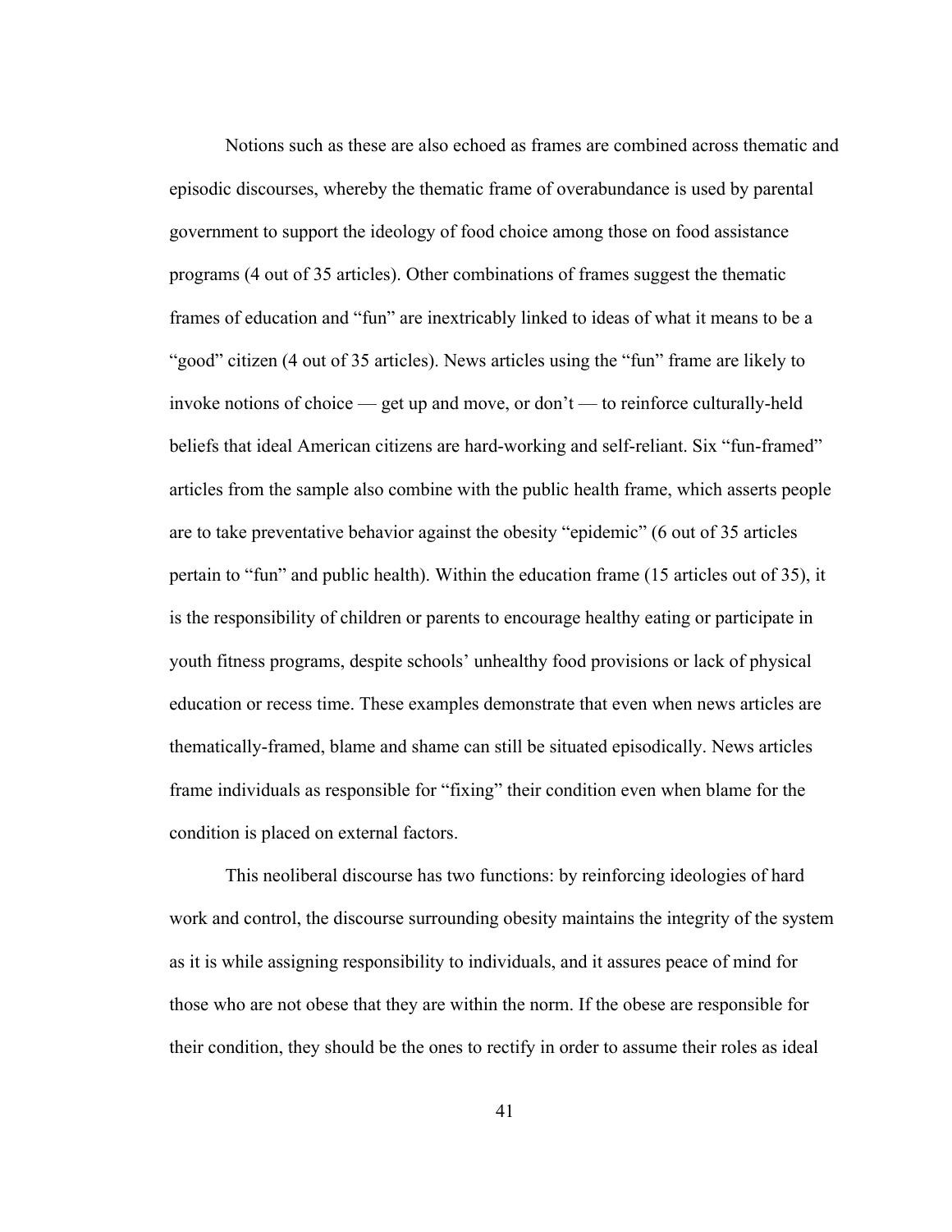Notions such as these are also echoed as frames are combined across thematic and episodic discourses, whereby the thematic frame of overabundance is used by parental government to support the ideology of food choice among those on food assistance programs (4 out of 35 articles). Other combinations of frames suggest the thematic frames of education and "fun" are inextricably linked to ideas of what it means to be a "good" citizen (4 out of 35 articles). News articles using the "fun" frame are likely to invoke notions of choice — get up and move, or don't — to reinforce culturally-held beliefs that ideal American citizens are hard-working and self-reliant. Six "fun-framed" articles from the sample also combine with the public health frame, which asserts people are to take preventative behavior against the obesity "epidemic" (6 out of 35 articles pertain to "fun" and public health). Within the education frame (15 articles out of 35), it is the responsibility of children or parents to encourage healthy eating or participate in youth fitness programs, despite schools' unhealthy food provisions or lack of physical education or recess time. These examples demonstrate that even when news articles are thematically-framed, blame and shame can still be situated episodically. News articles frame individuals as responsible for "fixing" their condition even when blame for the condition is placed on external factors.

This neoliberal discourse has two functions: by reinforcing ideologies of hard work and control, the discourse surrounding obesity maintains the integrity of the system as it is while assigning responsibility to individuals, and it assures peace of mind for those who are not obese that they are within the norm. If the obese are responsible for their condition, they should be the ones to rectify in order to assume their roles as ideal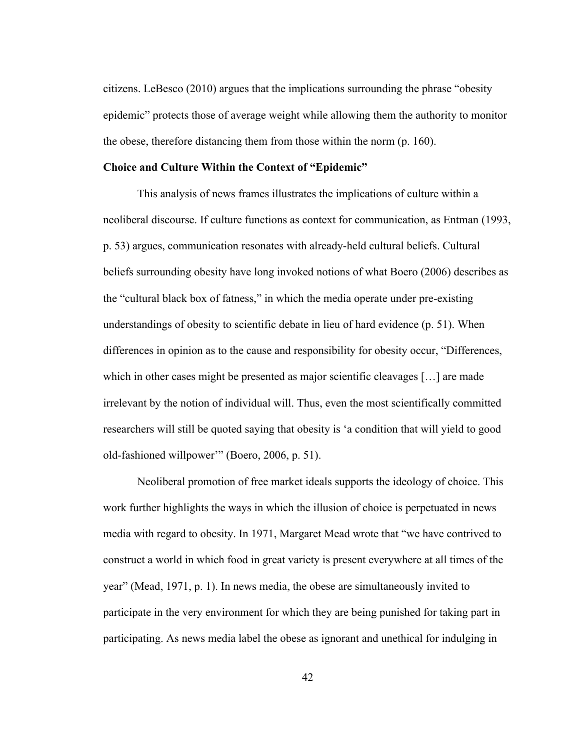citizens. LeBesco (2010) argues that the implications surrounding the phrase "obesity epidemic" protects those of average weight while allowing them the authority to monitor the obese, therefore distancing them from those within the norm (p. 160).

**Choice and Culture Within the Context of "Epidemic"**

This analysis of news frames illustrates the implications of culture within a neoliberal discourse. If culture functions as context for communication, as Entman (1993, p. 53) argues, communication resonates with already-held cultural beliefs. Cultural beliefs surrounding obesity have long invoked notions of what Boero (2006) describes as the "cultural black box of fatness," in which the media operate under pre-existing understandings of obesity to scientific debate in lieu of hard evidence (p. 51). When differences in opinion as to the cause and responsibility for obesity occur, "Differences, which in other cases might be presented as major scientific cleavages […] are made irrelevant by the notion of individual will. Thus, even the most scientifically committed researchers will still be quoted saying that obesity is 'a condition that will yield to good old-fashioned willpower'" (Boero, 2006, p. 51).

Neoliberal promotion of free market ideals supports the ideology of choice. This work further highlights the ways in which the illusion of choice is perpetuated in news media with regard to obesity. In 1971, Margaret Mead wrote that "we have contrived to construct a world in which food in great variety is present everywhere at all times of the year" (Mead, 1971, p. 1). In news media, the obese are simultaneously invited to participate in the very environment for which they are being punished for taking part in participating. As news media label the obese as ignorant and unethical for indulging in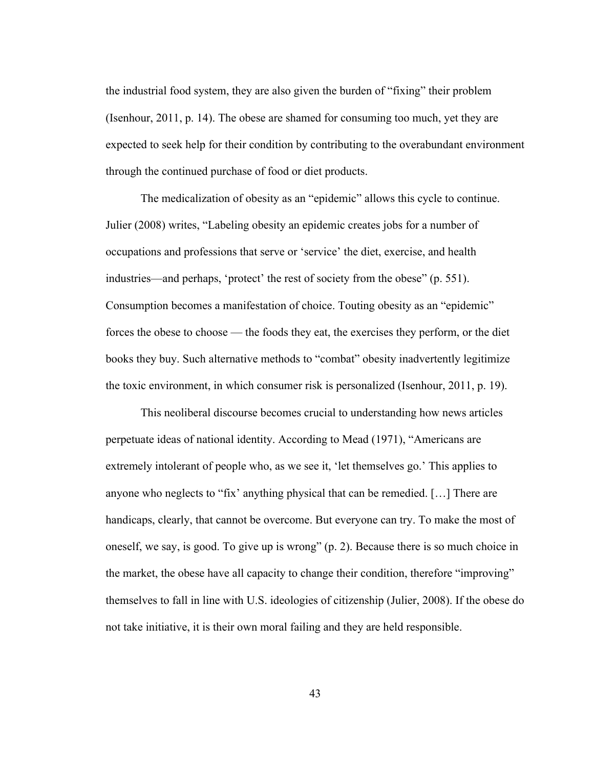the industrial food system, they are also given the burden of "fixing" their problem (Isenhour, 2011, p. 14). The obese are shamed for consuming too much, yet they are expected to seek help for their condition by contributing to the overabundant environment through the continued purchase of food or diet products.

The medicalization of obesity as an "epidemic" allows this cycle to continue. Julier (2008) writes, "Labeling obesity an epidemic creates jobs for a number of occupations and professions that serve or 'service' the diet, exercise, and health industries—and perhaps, 'protect' the rest of society from the obese" (p. 551). Consumption becomes a manifestation of choice. Touting obesity as an "epidemic" forces the obese to choose — the foods they eat, the exercises they perform, or the diet books they buy. Such alternative methods to "combat" obesity inadvertently legitimize the toxic environment, in which consumer risk is personalized (Isenhour, 2011, p. 19).

This neoliberal discourse becomes crucial to understanding how news articles perpetuate ideas of national identity. According to Mead (1971), "Americans are extremely intolerant of people who, as we see it, 'let themselves go.' This applies to anyone who neglects to "fix' anything physical that can be remedied. […] There are handicaps, clearly, that cannot be overcome. But everyone can try. To make the most of oneself, we say, is good. To give up is wrong" (p. 2). Because there is so much choice in the market, the obese have all capacity to change their condition, therefore "improving" themselves to fall in line with U.S. ideologies of citizenship (Julier, 2008). If the obese do not take initiative, it is their own moral failing and they are held responsible.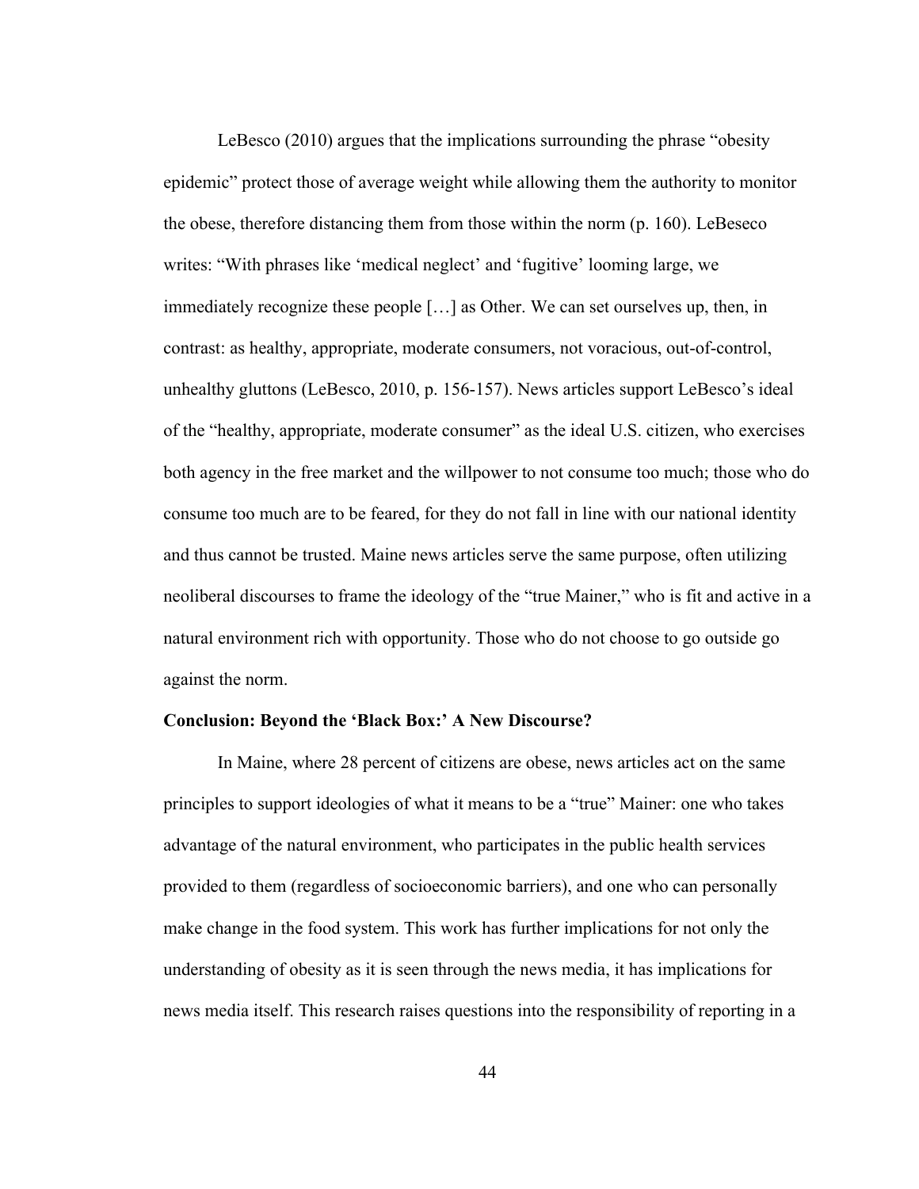LeBesco (2010) argues that the implications surrounding the phrase "obesity epidemic" protect those of average weight while allowing them the authority to monitor the obese, therefore distancing them from those within the norm (p. 160). LeBeseco writes: "With phrases like 'medical neglect' and 'fugitive' looming large, we immediately recognize these people […] as Other. We can set ourselves up, then, in contrast: as healthy, appropriate, moderate consumers, not voracious, out-of-control, unhealthy gluttons (LeBesco, 2010, p. 156-157). News articles support LeBesco's ideal of the "healthy, appropriate, moderate consumer" as the ideal U.S. citizen, who exercises both agency in the free market and the willpower to not consume too much; those who do consume too much are to be feared, for they do not fall in line with our national identity and thus cannot be trusted. Maine news articles serve the same purpose, often utilizing neoliberal discourses to frame the ideology of the "true Mainer," who is fit and active in a natural environment rich with opportunity. Those who do not choose to go outside go against the norm.

**Conclusion: Beyond the 'Black Box:' A New Discourse?**

In Maine, where 28 percent of citizens are obese, news articles act on the same principles to support ideologies of what it means to be a "true" Mainer: one who takes advantage of the natural environment, who participates in the public health services provided to them (regardless of socioeconomic barriers), and one who can personally make change in the food system. This work has further implications for not only the understanding of obesity as it is seen through the news media, it has implications for news media itself. This research raises questions into the responsibility of reporting in a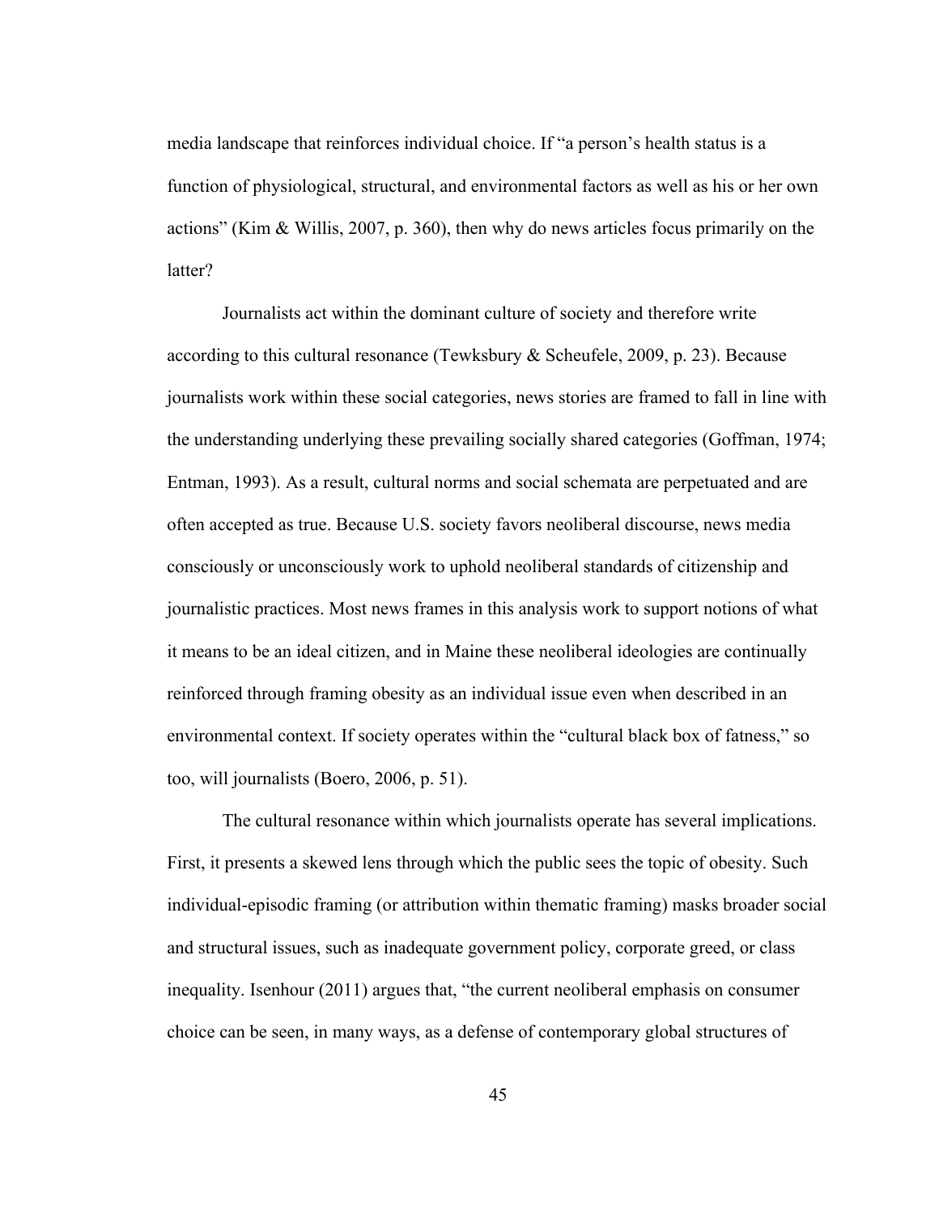media landscape that reinforces individual choice. If "a person's health status is a function of physiological, structural, and environmental factors as well as his or her own actions" (Kim & Willis, 2007, p. 360), then why do news articles focus primarily on the latter?

Journalists act within the dominant culture of society and therefore write according to this cultural resonance (Tewksbury & Scheufele, 2009, p. 23). Because journalists work within these social categories, news stories are framed to fall in line with the understanding underlying these prevailing socially shared categories (Goffman, 1974; Entman, 1993). As a result, cultural norms and social schemata are perpetuated and are often accepted as true. Because U.S. society favors neoliberal discourse, news media consciously or unconsciously work to uphold neoliberal standards of citizenship and journalistic practices. Most news frames in this analysis work to support notions of what it means to be an ideal citizen, and in Maine these neoliberal ideologies are continually reinforced through framing obesity as an individual issue even when described in an environmental context. If society operates within the "cultural black box of fatness," so too, will journalists (Boero, 2006, p. 51).

The cultural resonance within which journalists operate has several implications. First, it presents a skewed lens through which the public sees the topic of obesity. Such individual-episodic framing (or attribution within thematic framing) masks broader social and structural issues, such as inadequate government policy, corporate greed, or class inequality. Isenhour (2011) argues that, "the current neoliberal emphasis on consumer choice can be seen, in many ways, as a defense of contemporary global structures of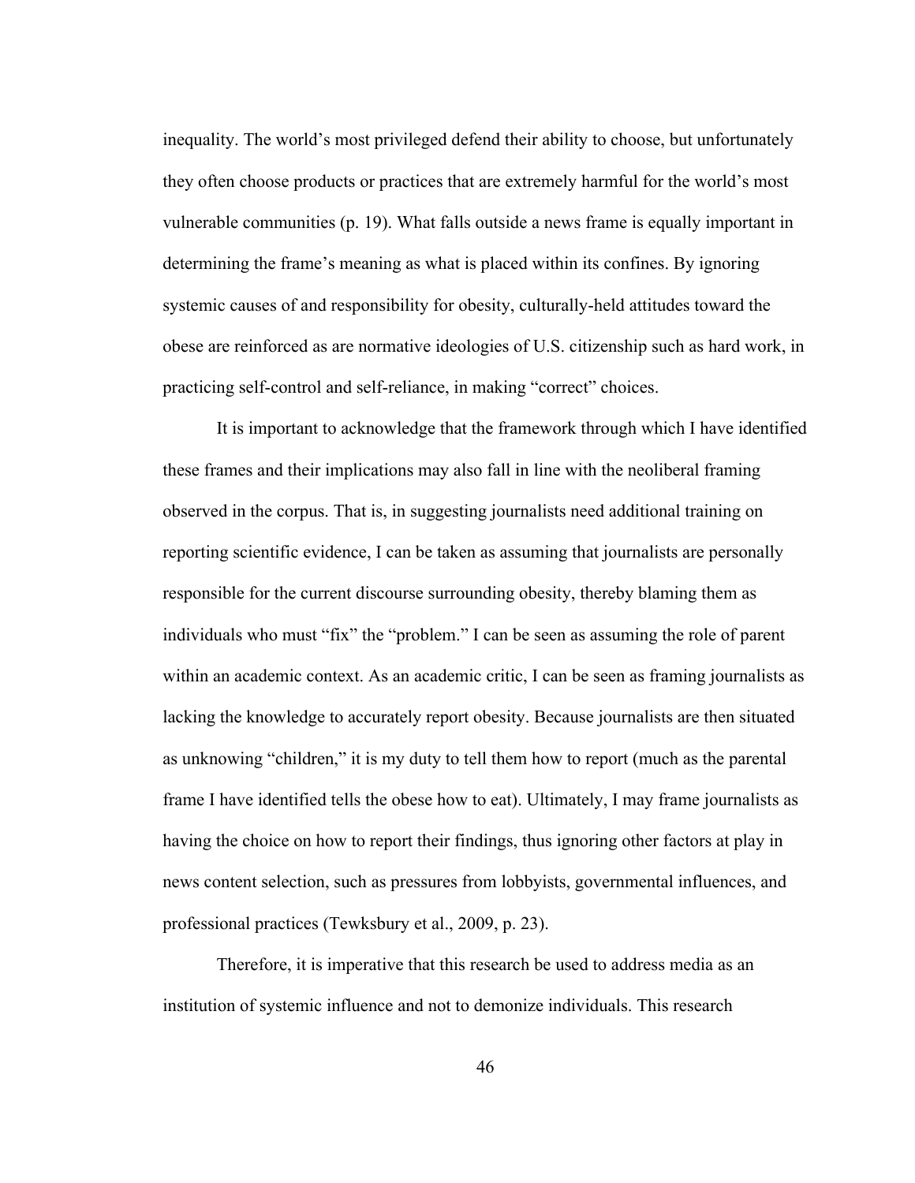inequality. The world's most privileged defend their ability to choose, but unfortunately they often choose products or practices that are extremely harmful for the world's most vulnerable communities (p. 19). What falls outside a news frame is equally important in determining the frame's meaning as what is placed within its confines. By ignoring systemic causes of and responsibility for obesity, culturally-held attitudes toward the obese are reinforced as are normative ideologies of U.S. citizenship such as hard work, in practicing self-control and self-reliance, in making "correct" choices.

It is important to acknowledge that the framework through which I have identified these frames and their implications may also fall in line with the neoliberal framing observed in the corpus. That is, in suggesting journalists need additional training on reporting scientific evidence, I can be taken as assuming that journalists are personally responsible for the current discourse surrounding obesity, thereby blaming them as individuals who must "fix" the "problem." I can be seen as assuming the role of parent within an academic context. As an academic critic, I can be seen as framing journalists as lacking the knowledge to accurately report obesity. Because journalists are then situated as unknowing "children," it is my duty to tell them how to report (much as the parental frame I have identified tells the obese how to eat). Ultimately, I may frame journalists as having the choice on how to report their findings, thus ignoring other factors at play in news content selection, such as pressures from lobbyists, governmental influences, and professional practices (Tewksbury et al., 2009, p. 23).

Therefore, it is imperative that this research be used to address media as an institution of systemic influence and not to demonize individuals. This research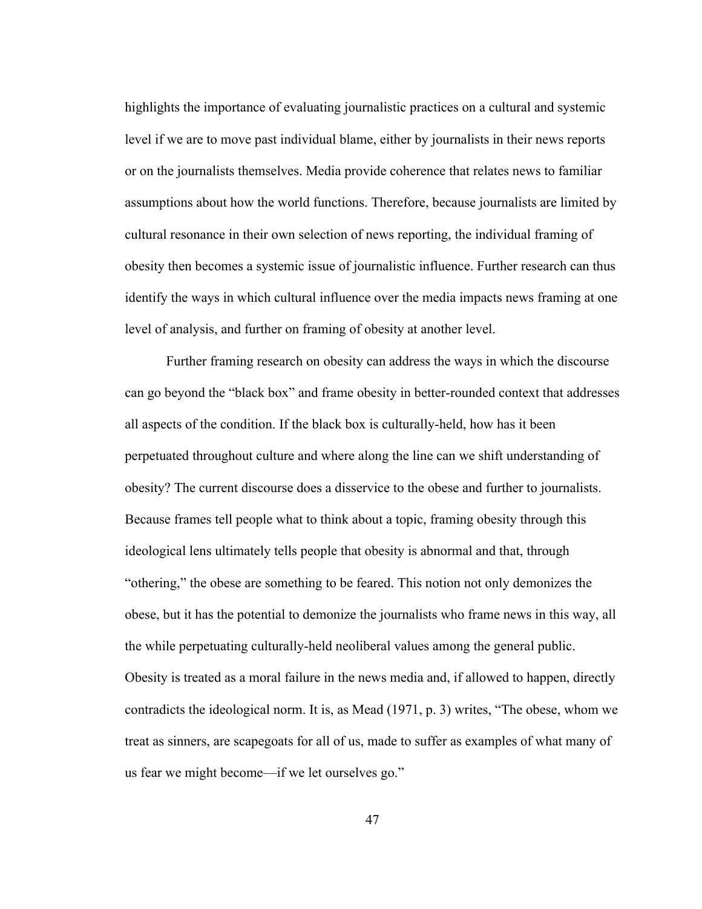highlights the importance of evaluating journalistic practices on a cultural and systemic level if we are to move past individual blame, either by journalists in their news reports or on the journalists themselves. Media provide coherence that relates news to familiar assumptions about how the world functions. Therefore, because journalists are limited by cultural resonance in their own selection of news reporting, the individual framing of obesity then becomes a systemic issue of journalistic influence. Further research can thus identify the ways in which cultural influence over the media impacts news framing at one level of analysis, and further on framing of obesity at another level.

Further framing research on obesity can address the ways in which the discourse can go beyond the "black box" and frame obesity in better-rounded context that addresses all aspects of the condition. If the black box is culturally-held, how has it been perpetuated throughout culture and where along the line can we shift understanding of obesity? The current discourse does a disservice to the obese and further to journalists. Because frames tell people what to think about a topic, framing obesity through this ideological lens ultimately tells people that obesity is abnormal and that, through "othering," the obese are something to be feared. This notion not only demonizes the obese, but it has the potential to demonize the journalists who frame news in this way, all the while perpetuating culturally-held neoliberal values among the general public. Obesity is treated as a moral failure in the news media and, if allowed to happen, directly contradicts the ideological norm. It is, as Mead (1971, p. 3) writes, "The obese, whom we treat as sinners, are scapegoats for all of us, made to suffer as examples of what many of us fear we might become—if we let ourselves go."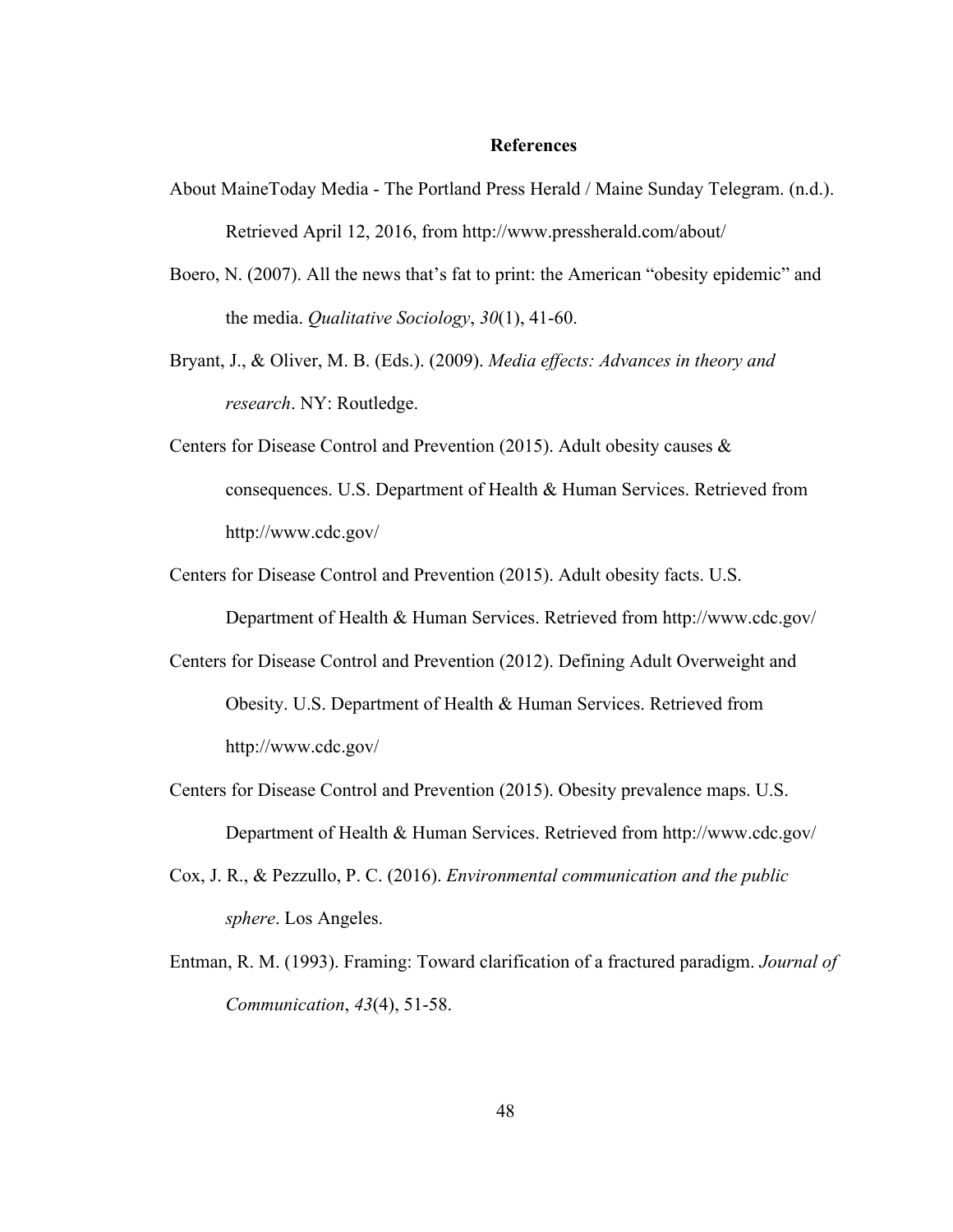# References

About MaineToday Media - The Portland Press Herald / Maine Sunday Telegram. (n.d.). Retrieved April 12, 2016, from http://www.pressherald.com/about/

Boero, N. (2007). All the news that's fat to print: the American "obesity epidemic" and the media. *Qualitative Sociology*, *30*(1), 41-60.

Bryant, J., & Oliver, M. B. (Eds.). (2009). *Media effects: Advances in theory and research*. NY: Routledge.

Centers for Disease Control and Prevention (2015). Adult obesity causes & consequences. U.S. Department of Health & Human Services. Retrieved from http://www.cdc.gov/

Centers for Disease Control and Prevention (2015). Adult obesity facts. U.S. Department of Health & Human Services. Retrieved from http://www.cdc.gov/

Centers for Disease Control and Prevention (2012). Defining Adult Overweight and Obesity. U.S. Department of Health & Human Services. Retrieved from http://www.cdc.gov/

Centers for Disease Control and Prevention (2015). Obesity prevalence maps. U.S. Department of Health & Human Services. Retrieved from http://www.cdc.gov/

Cox, J. R., & Pezzullo, P. C. (2016). *Environmental communication and the public sphere*. Los Angeles.

Entman, R. M. (1993). Framing: Toward clarification of a fractured paradigm. *Journal of Communication*, *43*(4), 51-58.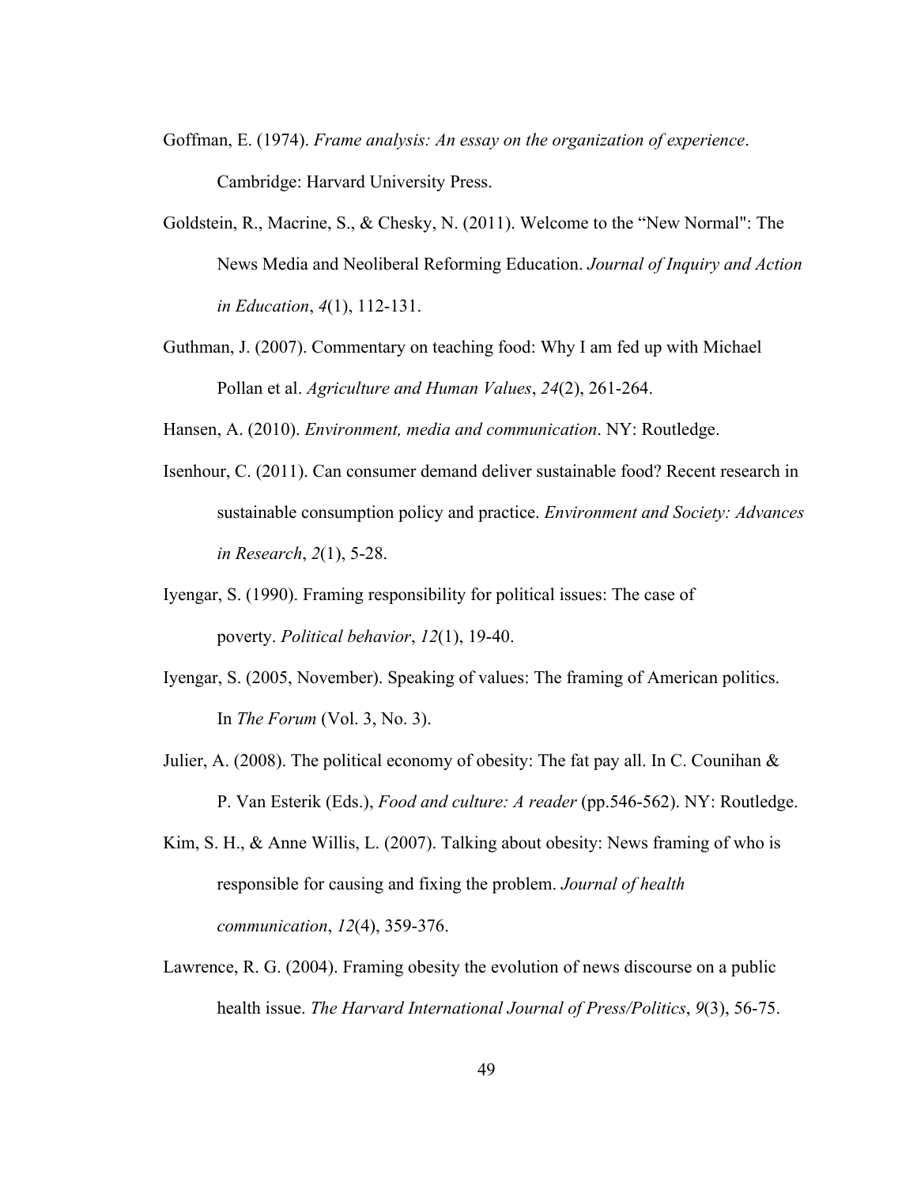Goffman, E. (1974). *Frame analysis: An essay on the organization of experience*. Cambridge: Harvard University Press.

Goldstein, R., Macrine, S., & Chesky, N. (2011). Welcome to the "New Normal": The News Media and Neoliberal Reforming Education. *Journal of Inquiry and Action in Education*, *4*(1), 112-131.

Guthman, J. (2007). Commentary on teaching food: Why I am fed up with Michael Pollan et al. *Agriculture and Human Values*, *24*(2), 261-264.

Hansen, A. (2010). *Environment, media and communication*. NY: Routledge.

Isenhour, C. (2011). Can consumer demand deliver sustainable food? Recent research in sustainable consumption policy and practice. *Environment and Society: Advances in Research*, *2*(1), 5-28.

Iyengar, S. (1990). Framing responsibility for political issues: The case of poverty. *Political behavior*, *12*(1), 19-40.

Iyengar, S. (2005, November). Speaking of values: The framing of American politics. In *The Forum* (Vol. 3, No. 3).

Julier, A. (2008). The political economy of obesity: The fat pay all. In C. Counihan & P. Van Esterik (Eds.), *Food and culture: A reader* (pp.546-562). NY: Routledge.

Kim, S. H., & Anne Willis, L. (2007). Talking about obesity: News framing of who is responsible for causing and fixing the problem. *Journal of health communication*, *12*(4), 359-376.

Lawrence, R. G. (2004). Framing obesity the evolution of news discourse on a public health issue. *The Harvard International Journal of Press/Politics*, *9*(3), 56-75.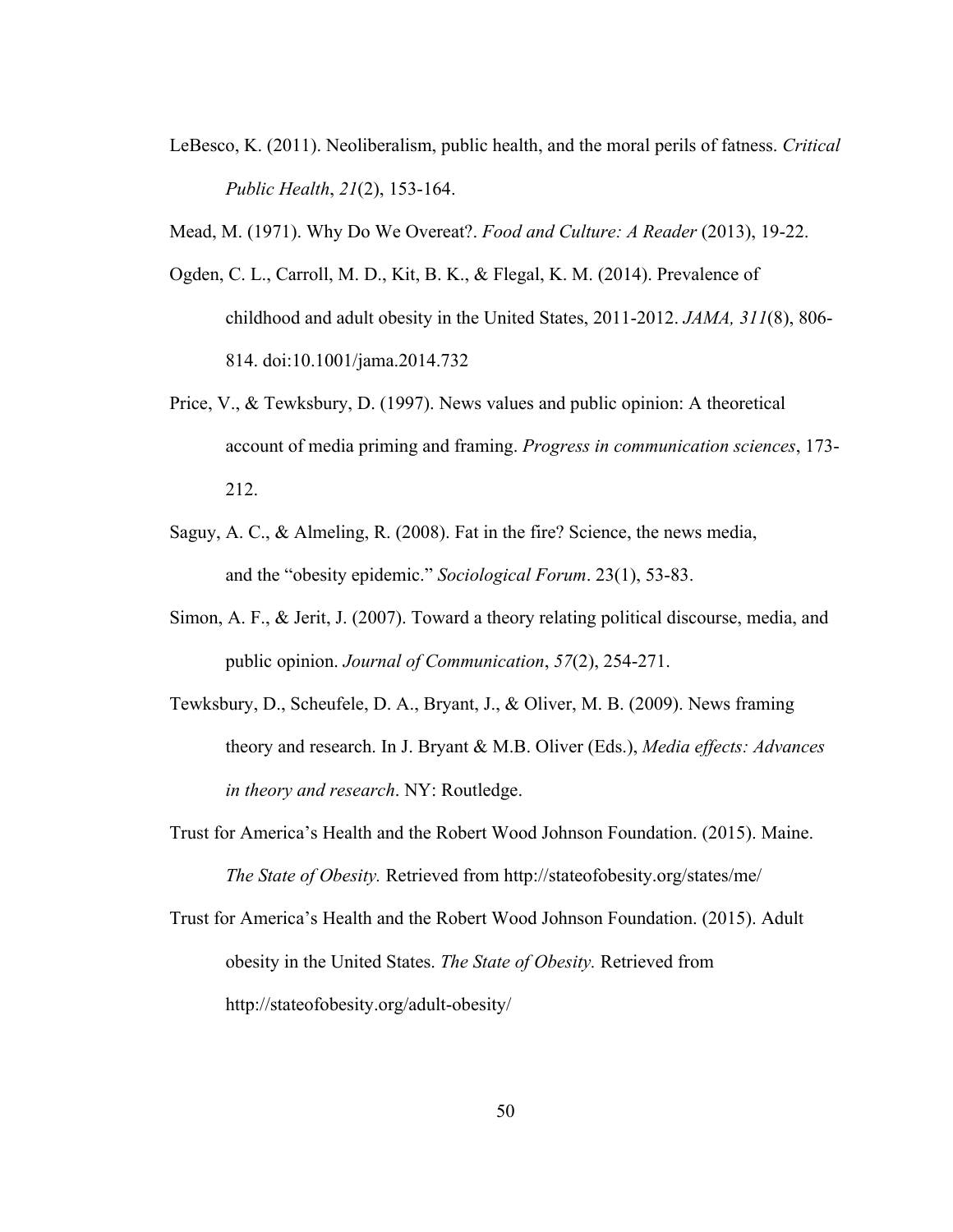LeBesco, K. (2011). Neoliberalism, public health, and the moral perils of fatness. *Critical Public Health*, *21*(2), 153-164.

Mead, M. (1971). Why Do We Overeat?. *Food and Culture: A Reader* (2013), 19-22.

Ogden, C. L., Carroll, M. D., Kit, B. K., & Flegal, K. M. (2014). Prevalence of childhood and adult obesity in the United States, 2011-2012. *JAMA, 311*(8), 806-814. doi:10.1001/jama.2014.732

Price, V., & Tewksbury, D. (1997). News values and public opinion: A theoretical account of media priming and framing. *Progress in communication sciences*, 173-212.

Saguy, A. C., & Almeling, R. (2008). Fat in the fire? Science, the news media, and the "obesity epidemic." *Sociological Forum*. 23(1), 53-83.

Simon, A. F., & Jerit, J. (2007). Toward a theory relating political discourse, media, and public opinion. *Journal of Communication*, *57*(2), 254-271.

Tewksbury, D., Scheufele, D. A., Bryant, J., & Oliver, M. B. (2009). News framing theory and research. In J. Bryant & M.B. Oliver (Eds.), *Media effects: Advances in theory and research*. NY: Routledge.

Trust for America's Health and the Robert Wood Johnson Foundation. (2015). Maine. *The State of Obesity.* Retrieved from http://stateofobesity.org/states/me/

Trust for America's Health and the Robert Wood Johnson Foundation. (2015). Adult obesity in the United States. *The State of Obesity.* Retrieved from http://stateofobesity.org/adult-obesity/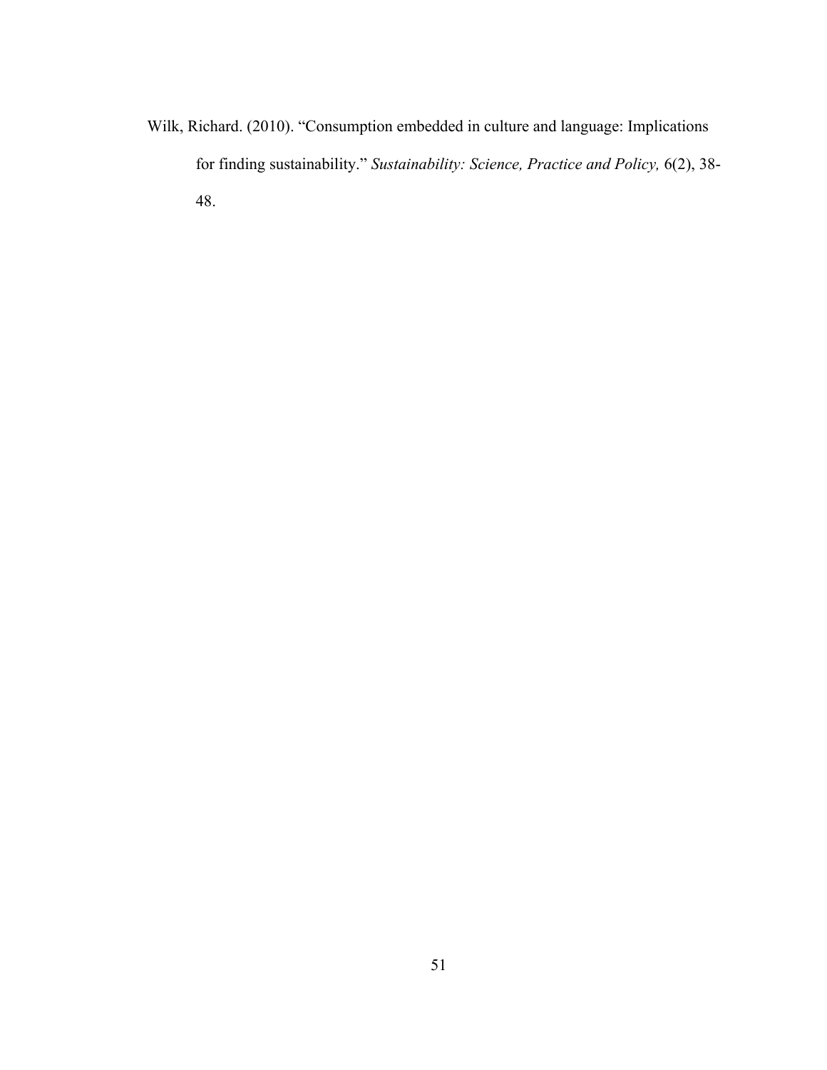Wilk, Richard. (2010). “Consumption embedded in culture and language: Implications for finding sustainability.” *Sustainability: Science, Practice and Policy,* 6(2), 38-48.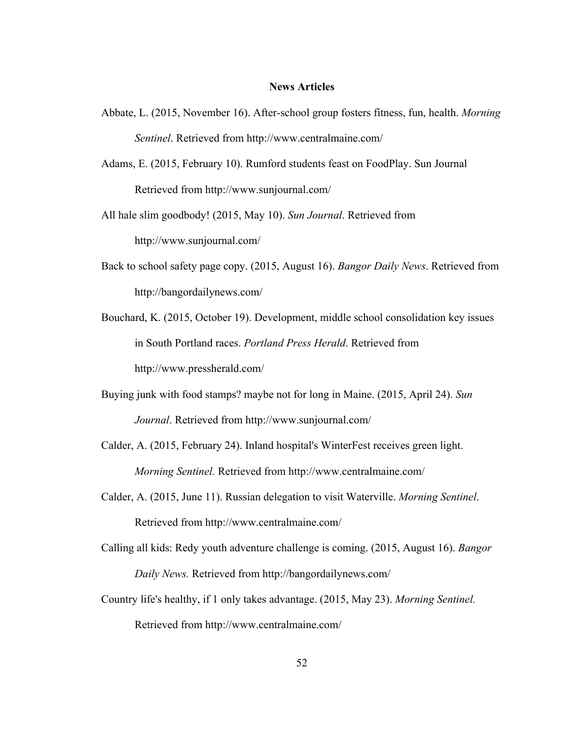**News Articles**

Abbate, L. (2015, November 16). After-school group fosters fitness, fun, health. *Morning Sentinel*. Retrieved from http://www.centralmaine.com/

Adams, E. (2015, February 10). Rumford students feast on FoodPlay. Sun Journal Retrieved from http://www.sunjournal.com/

All hale slim goodbody! (2015, May 10). *Sun Journal*. Retrieved from http://www.sunjournal.com/

Back to school safety page copy. (2015, August 16). *Bangor Daily News*. Retrieved from http://bangordailynews.com/

Bouchard, K. (2015, October 19). Development, middle school consolidation key issues in South Portland races. *Portland Press Herald*. Retrieved from http://www.pressherald.com/

Buying junk with food stamps? maybe not for long in Maine. (2015, April 24). *Sun Journal*. Retrieved from http://www.sunjournal.com/

Calder, A. (2015, February 24). Inland hospital's WinterFest receives green light. *Morning Sentinel.* Retrieved from http://www.centralmaine.com/

Calder, A. (2015, June 11). Russian delegation to visit Waterville. *Morning Sentinel*. Retrieved from http://www.centralmaine.com/

Calling all kids: Redy youth adventure challenge is coming. (2015, August 16). *Bangor Daily News.* Retrieved from http://bangordailynews.com/

Country life's healthy, if 1 only takes advantage. (2015, May 23). *Morning Sentinel.* Retrieved from http://www.centralmaine.com/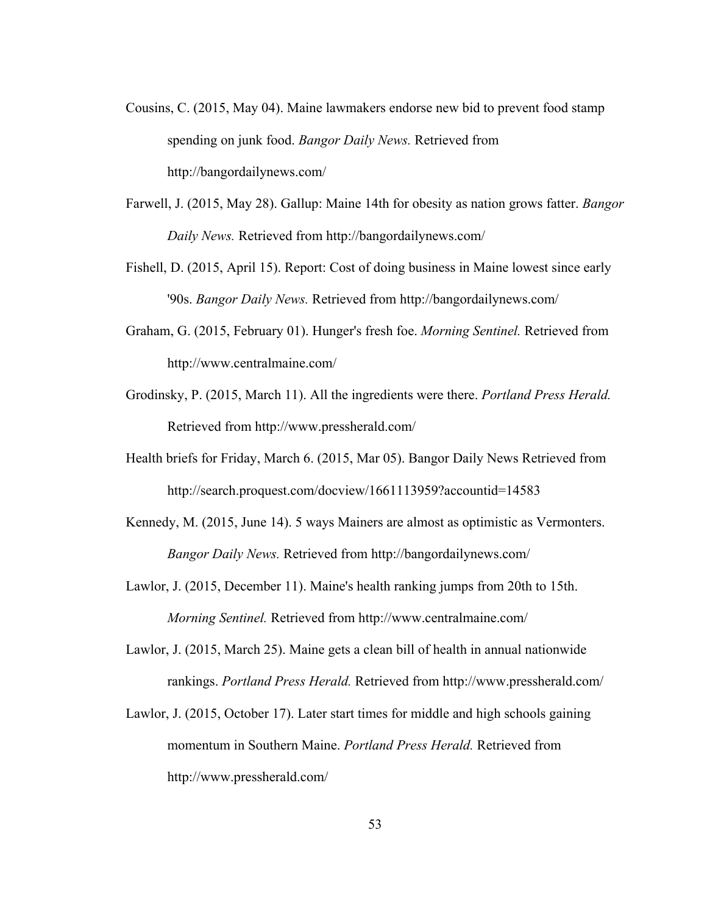Cousins, C. (2015, May 04). Maine lawmakers endorse new bid to prevent food stamp spending on junk food. *Bangor Daily News.* Retrieved from http://bangordailynews.com/

Farwell, J. (2015, May 28). Gallup: Maine 14th for obesity as nation grows fatter. *Bangor Daily News.* Retrieved from http://bangordailynews.com/

Fishell, D. (2015, April 15). Report: Cost of doing business in Maine lowest since early '90s. *Bangor Daily News.* Retrieved from http://bangordailynews.com/

Graham, G. (2015, February 01). Hunger's fresh foe. *Morning Sentinel.* Retrieved from http://www.centralmaine.com/

Grodinsky, P. (2015, March 11). All the ingredients were there. *Portland Press Herald.* Retrieved from http://www.pressherald.com/

Health briefs for Friday, March 6. (2015, Mar 05). Bangor Daily News Retrieved from http://search.proquest.com/docview/1661113959?accountid=14583

Kennedy, M. (2015, June 14). 5 ways Mainers are almost as optimistic as Vermonters. *Bangor Daily News.* Retrieved from http://bangordailynews.com/

Lawlor, J. (2015, December 11). Maine's health ranking jumps from 20th to 15th. *Morning Sentinel.* Retrieved from http://www.centralmaine.com/

Lawlor, J. (2015, March 25). Maine gets a clean bill of health in annual nationwide rankings. *Portland Press Herald.* Retrieved from http://www.pressherald.com/

Lawlor, J. (2015, October 17). Later start times for middle and high schools gaining momentum in Southern Maine. *Portland Press Herald.* Retrieved from http://www.pressherald.com/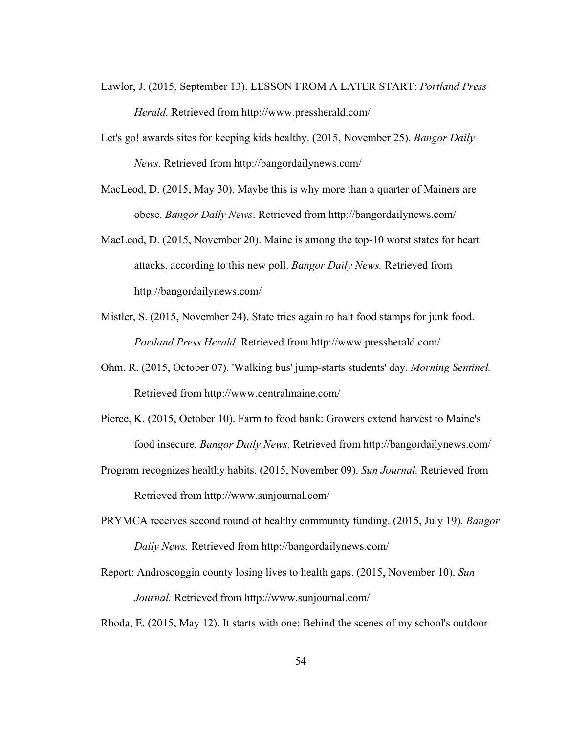Lawlor, J. (2015, September 13). LESSON FROM A LATER START: *Portland Press Herald.* Retrieved from http://www.pressherald.com/

Let's go! awards sites for keeping kids healthy. (2015, November 25). *Bangor Daily News*. Retrieved from http://bangordailynews.com/

MacLeod, D. (2015, May 30). Maybe this is why more than a quarter of Mainers are obese. *Bangor Daily News*. Retrieved from http://bangordailynews.com/

MacLeod, D. (2015, November 20). Maine is among the top-10 worst states for heart attacks, according to this new poll. *Bangor Daily News.* Retrieved from http://bangordailynews.com/

Mistler, S. (2015, November 24). State tries again to halt food stamps for junk food. *Portland Press Herald.* Retrieved from http://www.pressherald.com/

Ohm, R. (2015, October 07). 'Walking bus' jump-starts students' day. *Morning Sentinel.* Retrieved from http://www.centralmaine.com/

Pierce, K. (2015, October 10). Farm to food bank: Growers extend harvest to Maine's food insecure. *Bangor Daily News.* Retrieved from http://bangordailynews.com/

Program recognizes healthy habits. (2015, November 09). *Sun Journal.* Retrieved from Retrieved from http://www.sunjournal.com/

PRYMCA receives second round of healthy community funding. (2015, July 19). *Bangor Daily News.* Retrieved from http://bangordailynews.com/

Report: Androscoggin county losing lives to health gaps. (2015, November 10). *Sun Journal.* Retrieved from http://www.sunjournal.com/

Rhoda, E. (2015, May 12). It starts with one: Behind the scenes of my school's outdoor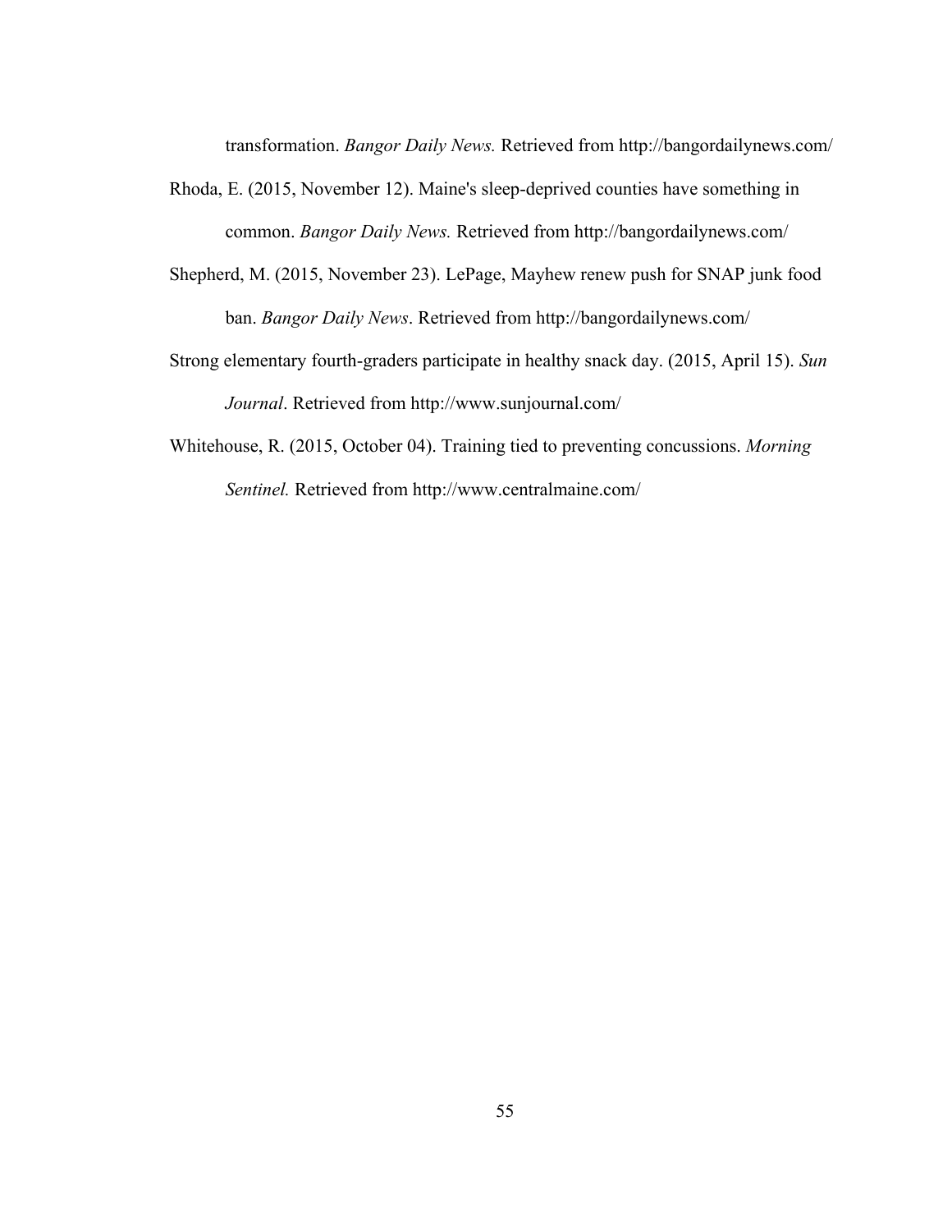transformation. *Bangor Daily News.* Retrieved from http://bangordailynews.com/

Rhoda, E. (2015, November 12). Maine's sleep-deprived counties have something in common. *Bangor Daily News.* Retrieved from http://bangordailynews.com/

Shepherd, M. (2015, November 23). LePage, Mayhew renew push for SNAP junk food ban. *Bangor Daily News*. Retrieved from http://bangordailynews.com/

Strong elementary fourth-graders participate in healthy snack day. (2015, April 15). *Sun Journal*. Retrieved from http://www.sunjournal.com/

Whitehouse, R. (2015, October 04). Training tied to preventing concussions. *Morning Sentinel.* Retrieved from http://www.centralmaine.com/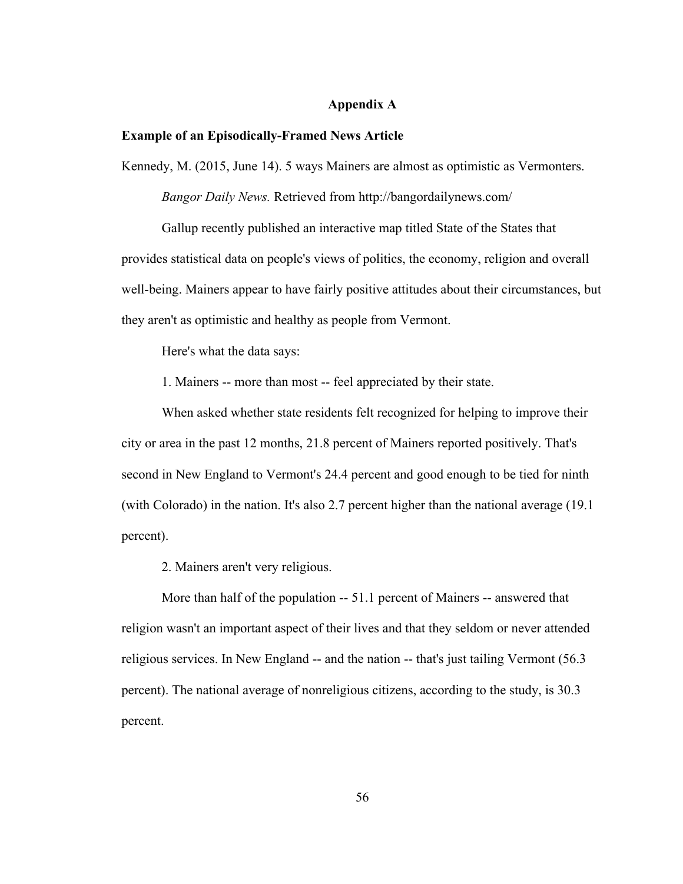# Appendix A

**Example of an Episodically-Framed News Article**

Kennedy, M. (2015, June 14). 5 ways Mainers are almost as optimistic as Vermonters. *Bangor Daily News.* Retrieved from http://bangordailynews.com/

Gallup recently published an interactive map titled State of the States that provides statistical data on people's views of politics, the economy, religion and overall well-being. Mainers appear to have fairly positive attitudes about their circumstances, but they aren't as optimistic and healthy as people from Vermont.

Here's what the data says:

1. Mainers -- more than most -- feel appreciated by their state.

When asked whether state residents felt recognized for helping to improve their city or area in the past 12 months, 21.8 percent of Mainers reported positively. That's second in New England to Vermont's 24.4 percent and good enough to be tied for ninth (with Colorado) in the nation. It's also 2.7 percent higher than the national average (19.1 percent).

2. Mainers aren't very religious.

More than half of the population -- 51.1 percent of Mainers -- answered that religion wasn't an important aspect of their lives and that they seldom or never attended religious services. In New England -- and the nation -- that's just tailing Vermont (56.3 percent). The national average of nonreligious citizens, according to the study, is 30.3 percent.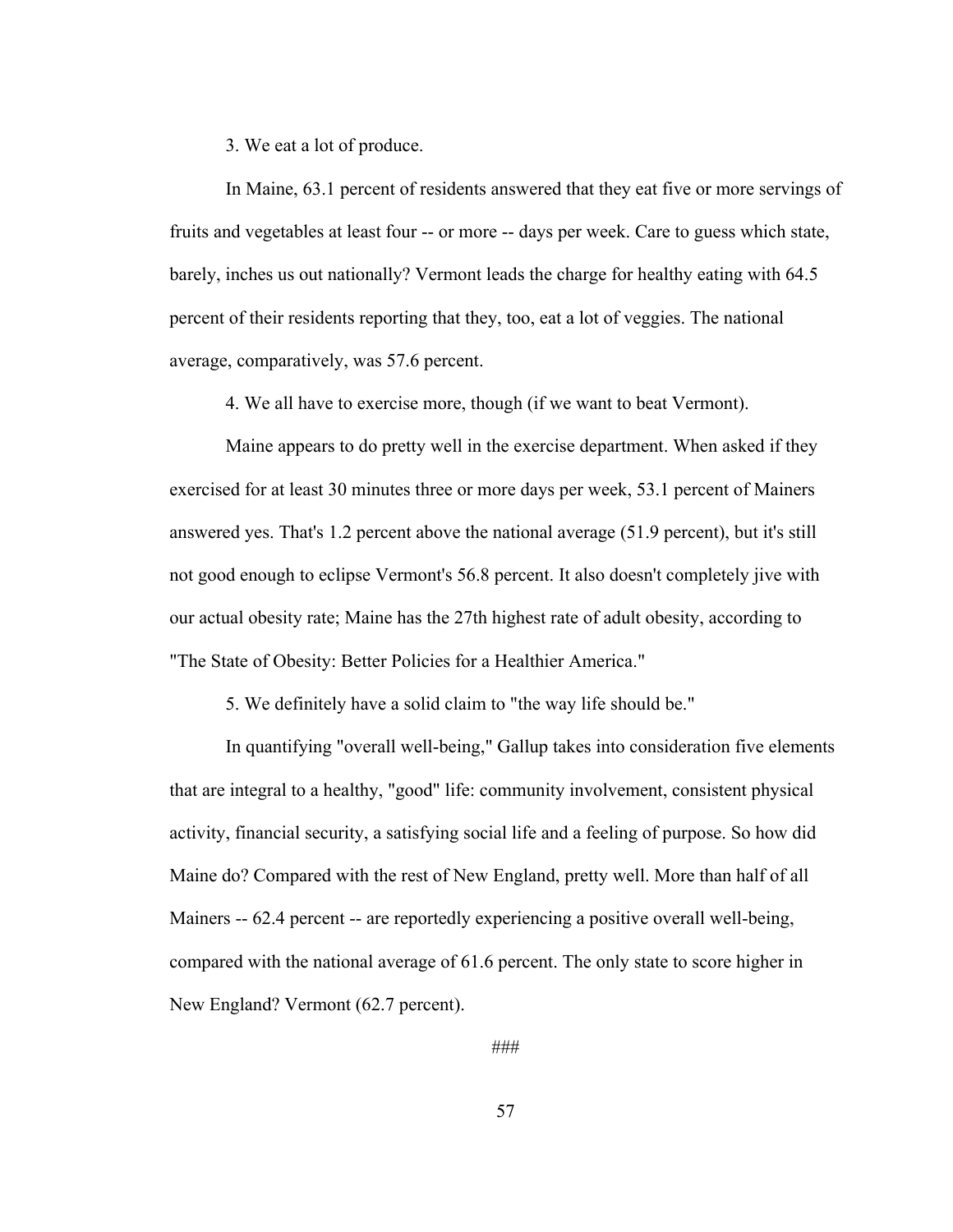3. We eat a lot of produce.

In Maine, 63.1 percent of residents answered that they eat five or more servings of fruits and vegetables at least four -- or more -- days per week. Care to guess which state, barely, inches us out nationally? Vermont leads the charge for healthy eating with 64.5 percent of their residents reporting that they, too, eat a lot of veggies. The national average, comparatively, was 57.6 percent.

4. We all have to exercise more, though (if we want to beat Vermont).

Maine appears to do pretty well in the exercise department. When asked if they exercised for at least 30 minutes three or more days per week, 53.1 percent of Mainers answered yes. That's 1.2 percent above the national average (51.9 percent), but it's still not good enough to eclipse Vermont's 56.8 percent. It also doesn't completely jive with our actual obesity rate; Maine has the 27th highest rate of adult obesity, according to "The State of Obesity: Better Policies for a Healthier America."

5. We definitely have a solid claim to "the way life should be."

In quantifying "overall well-being," Gallup takes into consideration five elements that are integral to a healthy, "good" life: community involvement, consistent physical activity, financial security, a satisfying social life and a feeling of purpose. So how did Maine do? Compared with the rest of New England, pretty well. More than half of all Mainers -- 62.4 percent -- are reportedly experiencing a positive overall well-being, compared with the national average of 61.6 percent. The only state to score higher in New England? Vermont (62.7 percent).

###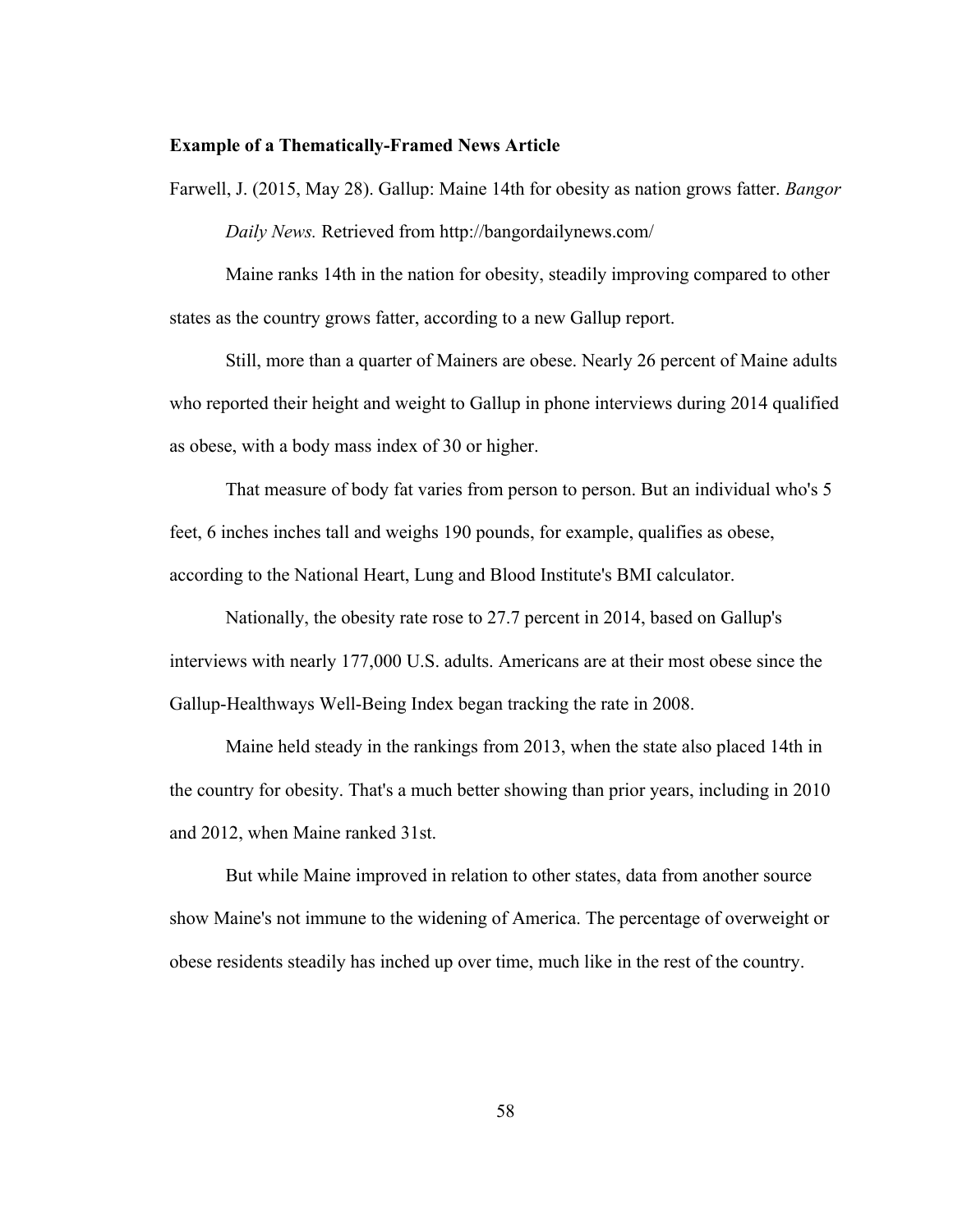**Example of a Thematically-Framed News Article**

Farwell, J. (2015, May 28). Gallup: Maine 14th for obesity as nation grows fatter. *Bangor Daily News.* Retrieved from http://bangordailynews.com/

Maine ranks 14th in the nation for obesity, steadily improving compared to other states as the country grows fatter, according to a new Gallup report.

Still, more than a quarter of Mainers are obese. Nearly 26 percent of Maine adults who reported their height and weight to Gallup in phone interviews during 2014 qualified as obese, with a body mass index of 30 or higher.

That measure of body fat varies from person to person. But an individual who's 5 feet, 6 inches inches tall and weighs 190 pounds, for example, qualifies as obese, according to the National Heart, Lung and Blood Institute's BMI calculator.

Nationally, the obesity rate rose to 27.7 percent in 2014, based on Gallup's interviews with nearly 177,000 U.S. adults. Americans are at their most obese since the Gallup-Healthways Well-Being Index began tracking the rate in 2008.

Maine held steady in the rankings from 2013, when the state also placed 14th in the country for obesity. That's a much better showing than prior years, including in 2010 and 2012, when Maine ranked 31st.

But while Maine improved in relation to other states, data from another source show Maine's not immune to the widening of America. The percentage of overweight or obese residents steadily has inched up over time, much like in the rest of the country.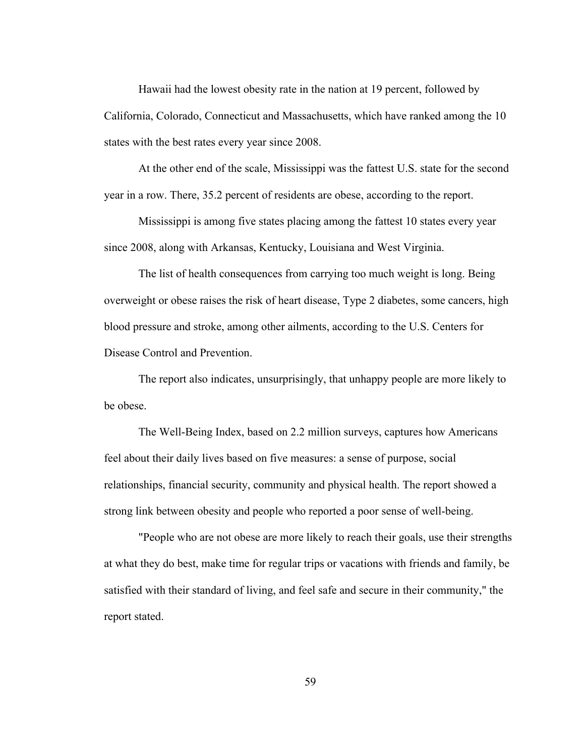Hawaii had the lowest obesity rate in the nation at 19 percent, followed by California, Colorado, Connecticut and Massachusetts, which have ranked among the 10 states with the best rates every year since 2008.

At the other end of the scale, Mississippi was the fattest U.S. state for the second year in a row. There, 35.2 percent of residents are obese, according to the report.

Mississippi is among five states placing among the fattest 10 states every year since 2008, along with Arkansas, Kentucky, Louisiana and West Virginia.

The list of health consequences from carrying too much weight is long. Being overweight or obese raises the risk of heart disease, Type 2 diabetes, some cancers, high blood pressure and stroke, among other ailments, according to the U.S. Centers for Disease Control and Prevention.

The report also indicates, unsurprisingly, that unhappy people are more likely to be obese.

The Well-Being Index, based on 2.2 million surveys, captures how Americans feel about their daily lives based on five measures: a sense of purpose, social relationships, financial security, community and physical health. The report showed a strong link between obesity and people who reported a poor sense of well-being.

"People who are not obese are more likely to reach their goals, use their strengths at what they do best, make time for regular trips or vacations with friends and family, be satisfied with their standard of living, and feel safe and secure in their community," the report stated.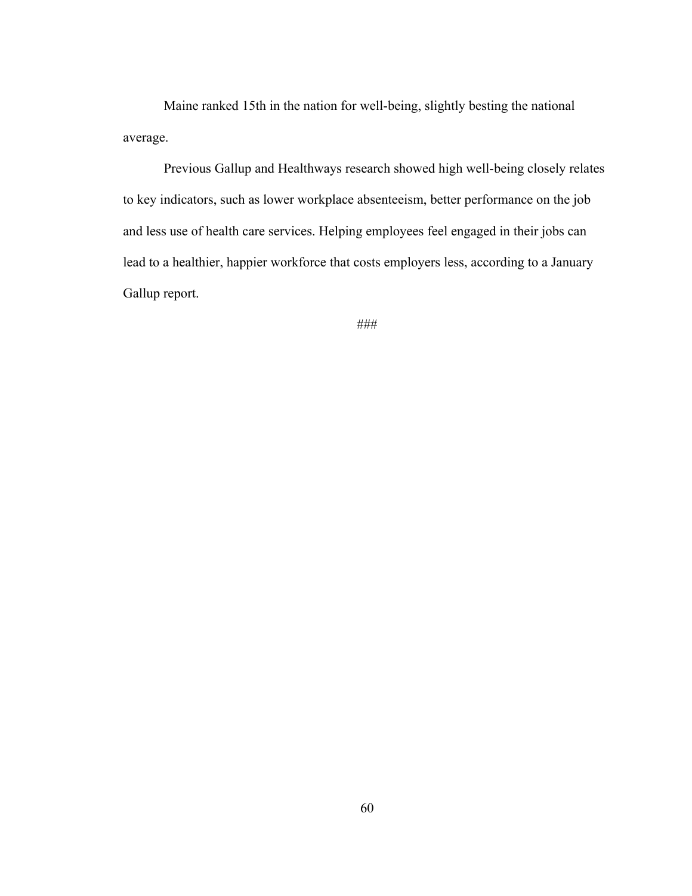Maine ranked 15th in the nation for well-being, slightly besting the national average.

Previous Gallup and Healthways research showed high well-being closely relates to key indicators, such as lower workplace absenteeism, better performance on the job and less use of health care services. Helping employees feel engaged in their jobs can lead to a healthier, happier workforce that costs employers less, according to a January Gallup report.

###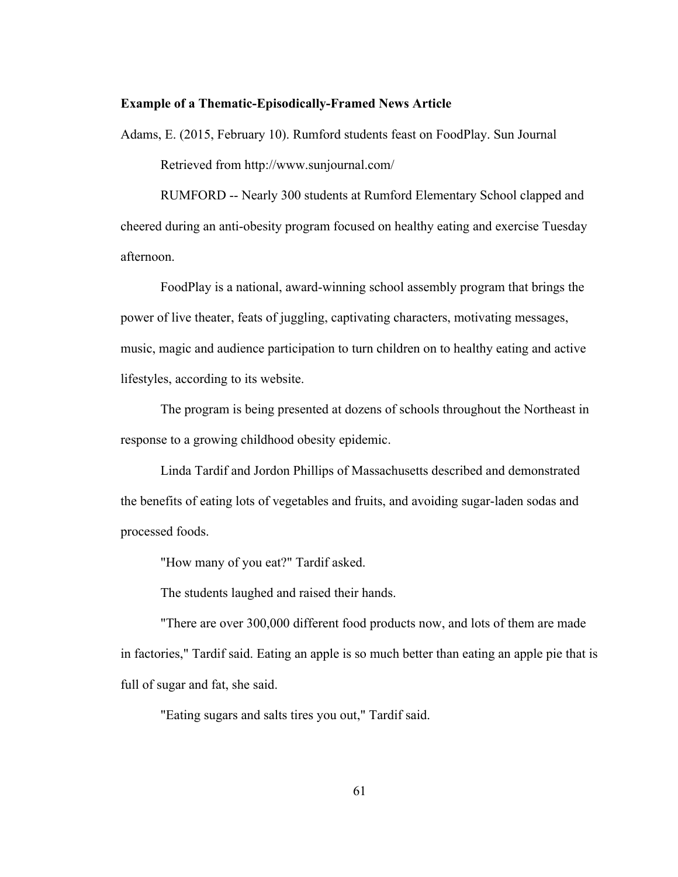**Example of a Thematic-Episodically-Framed News Article**

Adams, E. (2015, February 10). Rumford students feast on FoodPlay. Sun Journal Retrieved from http://www.sunjournal.com/

RUMFORD -- Nearly 300 students at Rumford Elementary School clapped and cheered during an anti-obesity program focused on healthy eating and exercise Tuesday afternoon.

FoodPlay is a national, award-winning school assembly program that brings the power of live theater, feats of juggling, captivating characters, motivating messages, music, magic and audience participation to turn children on to healthy eating and active lifestyles, according to its website.

The program is being presented at dozens of schools throughout the Northeast in response to a growing childhood obesity epidemic.

Linda Tardif and Jordon Phillips of Massachusetts described and demonstrated the benefits of eating lots of vegetables and fruits, and avoiding sugar-laden sodas and processed foods.

"How many of you eat?" Tardif asked.

The students laughed and raised their hands.

"There are over 300,000 different food products now, and lots of them are made in factories," Tardif said. Eating an apple is so much better than eating an apple pie that is full of sugar and fat, she said.

"Eating sugars and salts tires you out," Tardif said.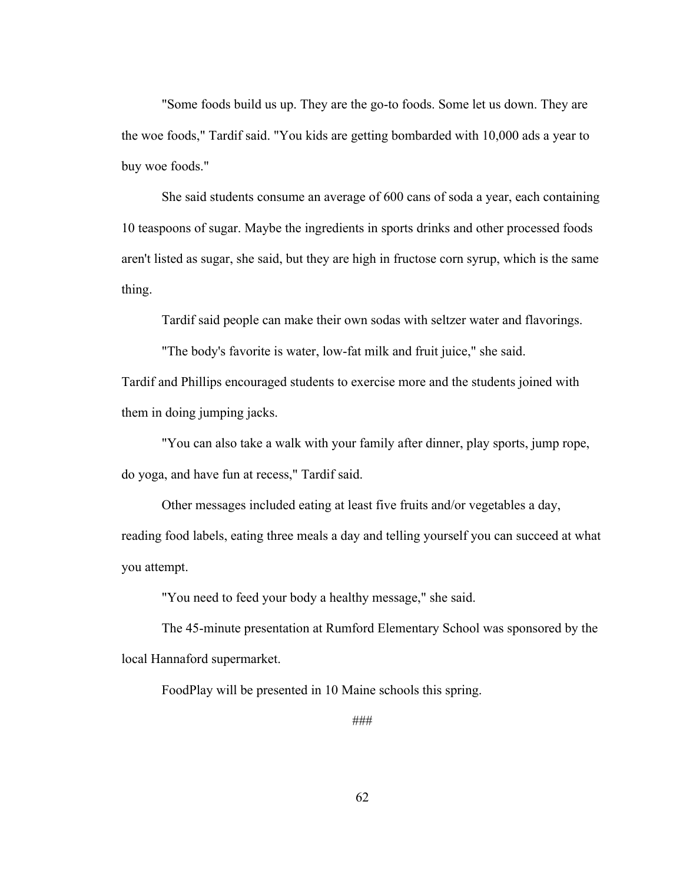"Some foods build us up. They are the go-to foods. Some let us down. They are the woe foods," Tardif said. "You kids are getting bombarded with 10,000 ads a year to buy woe foods."

She said students consume an average of 600 cans of soda a year, each containing 10 teaspoons of sugar. Maybe the ingredients in sports drinks and other processed foods aren't listed as sugar, she said, but they are high in fructose corn syrup, which is the same thing.

Tardif said people can make their own sodas with seltzer water and flavorings.

"The body's favorite is water, low-fat milk and fruit juice," she said.

Tardif and Phillips encouraged students to exercise more and the students joined with them in doing jumping jacks.

"You can also take a walk with your family after dinner, play sports, jump rope, do yoga, and have fun at recess," Tardif said.

Other messages included eating at least five fruits and/or vegetables a day, reading food labels, eating three meals a day and telling yourself you can succeed at what you attempt.

"You need to feed your body a healthy message," she said.

The 45-minute presentation at Rumford Elementary School was sponsored by the local Hannaford supermarket.

FoodPlay will be presented in 10 Maine schools this spring.

###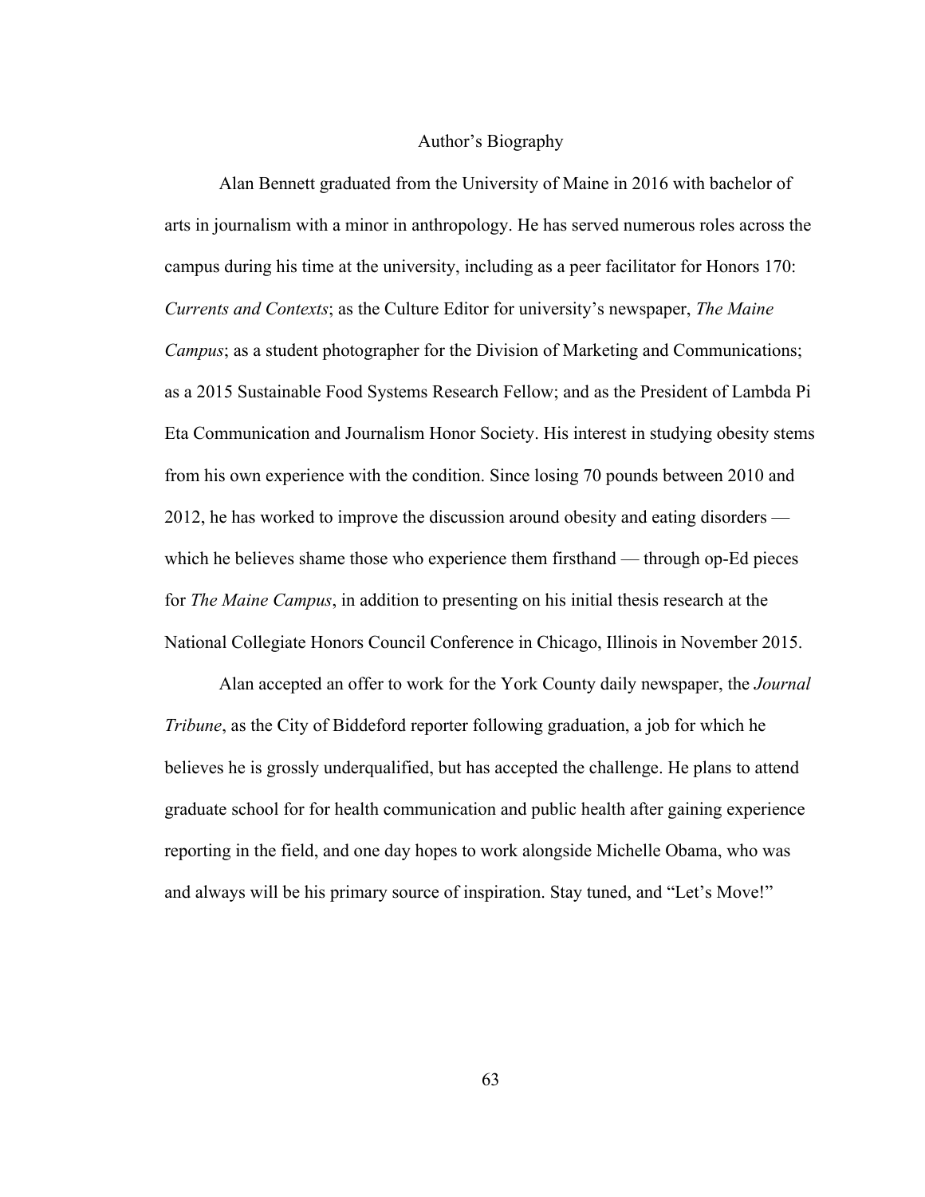# Author's Biography

Alan Bennett graduated from the University of Maine in 2016 with bachelor of arts in journalism with a minor in anthropology. He has served numerous roles across the campus during his time at the university, including as a peer facilitator for Honors 170: *Currents and Contexts*; as the Culture Editor for university's newspaper, *The Maine Campus*; as a student photographer for the Division of Marketing and Communications; as a 2015 Sustainable Food Systems Research Fellow; and as the President of Lambda Pi Eta Communication and Journalism Honor Society. His interest in studying obesity stems from his own experience with the condition. Since losing 70 pounds between 2010 and 2012, he has worked to improve the discussion around obesity and eating disorders — which he believes shame those who experience them firsthand — through op-Ed pieces for *The Maine Campus*, in addition to presenting on his initial thesis research at the National Collegiate Honors Council Conference in Chicago, Illinois in November 2015.

Alan accepted an offer to work for the York County daily newspaper, the *Journal Tribune*, as the City of Biddeford reporter following graduation, a job for which he believes he is grossly underqualified, but has accepted the challenge. He plans to attend graduate school for for health communication and public health after gaining experience reporting in the field, and one day hopes to work alongside Michelle Obama, who was and always will be his primary source of inspiration. Stay tuned, and "Let's Move!"